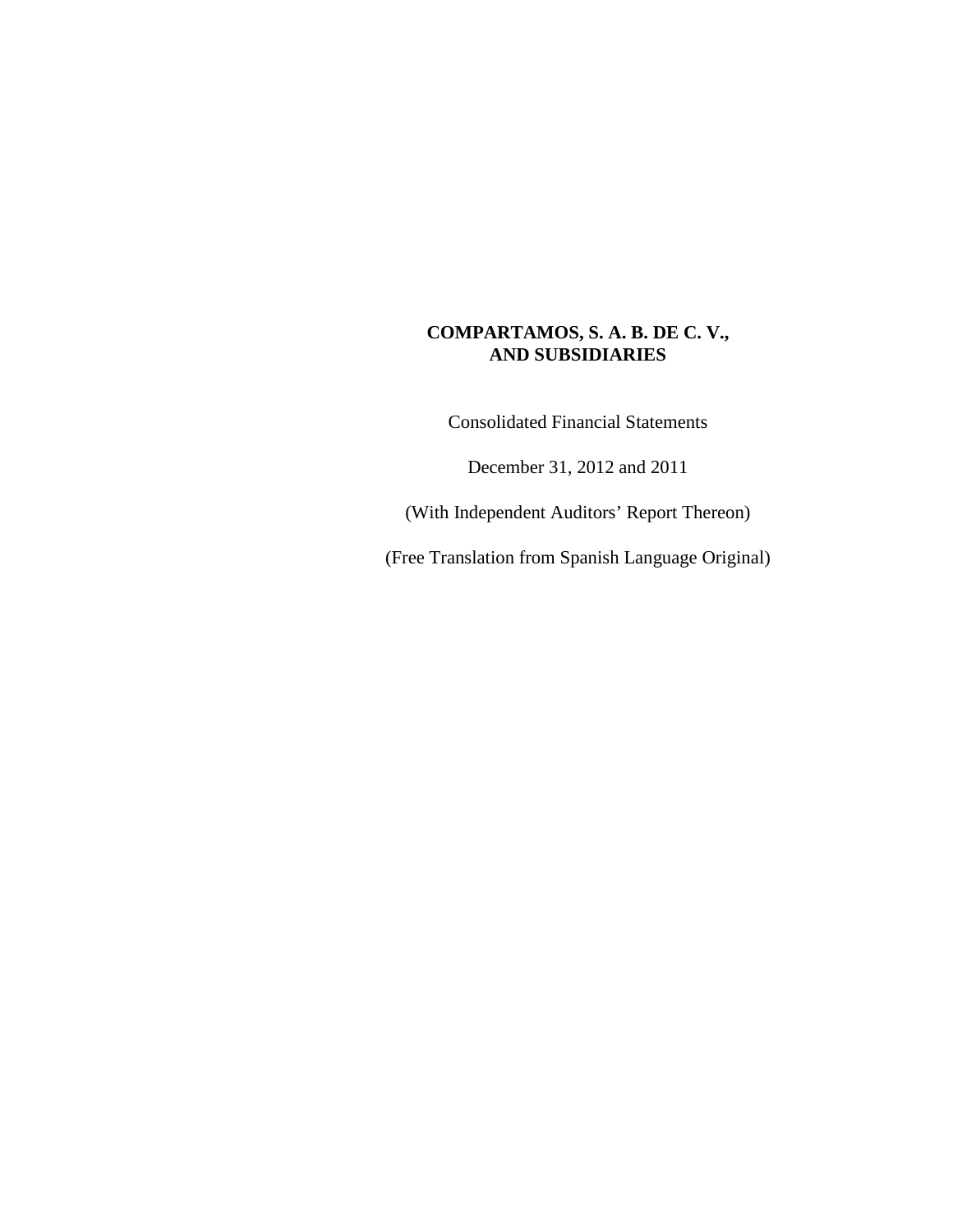# COMPARTAMOS, S. A. B. DE C. V., AND SUBSIDIARIES

Consolidated Financial Statements

December 31, 2012 and 2011

(With Independent Auditors' Report Thereon)

(Free Translation from Spanish Language Original)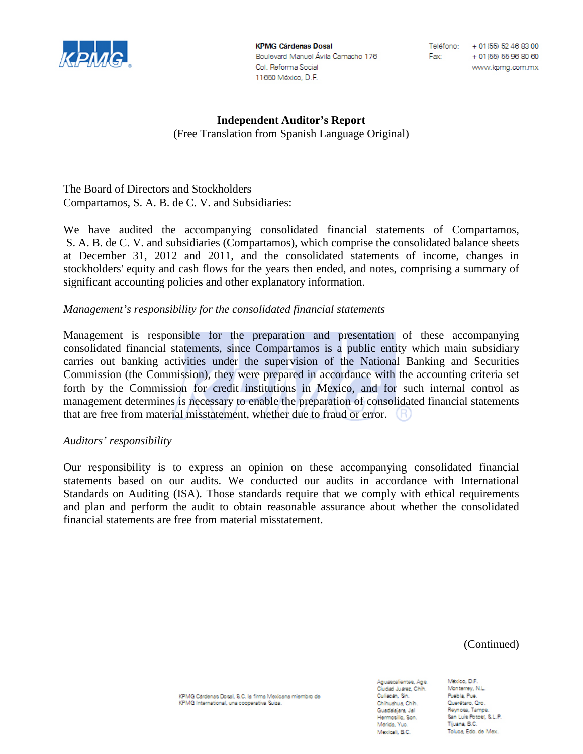# Independent Auditor's Report

(Free Translation from Spanish Language Original)

The Board of Directors and Stockholders
Compartamos, S. A. B. de C. V. and Subsidiaries:

We have audited the accompanying consolidated financial statements of Compartamos, S. A. B. de C. V. and subsidiaries (Compartamos), which comprise the consolidated balance sheets at December 31, 2012 and 2011, and the consolidated statements of income, changes in stockholders' equity and cash flows for the years then ended, and notes, comprising a summary of significant accounting policies and other explanatory information.

*Management's responsibility for the consolidated financial statements*

Management is responsible for the preparation and presentation of these accompanying consolidated financial statements, since Compartamos is a public entity which main subsidiary carries out banking activities under the supervision of the National Banking and Securities Commission (the Commission), they were prepared in accordance with the accounting criteria set forth by the Commission for credit institutions in Mexico, and for such internal control as management determines is necessary to enable the preparation of consolidated financial statements that are free from material misstatement, whether due to fraud or error.

*Auditors' responsibility*

Our responsibility is to express an opinion on these accompanying consolidated financial statements based on our audits. We conducted our audits in accordance with International Standards on Auditing (ISA). Those standards require that we comply with ethical requirements and plan and perform the audit to obtain reasonable assurance about whether the consolidated financial statements are free from material misstatement.

(Continued)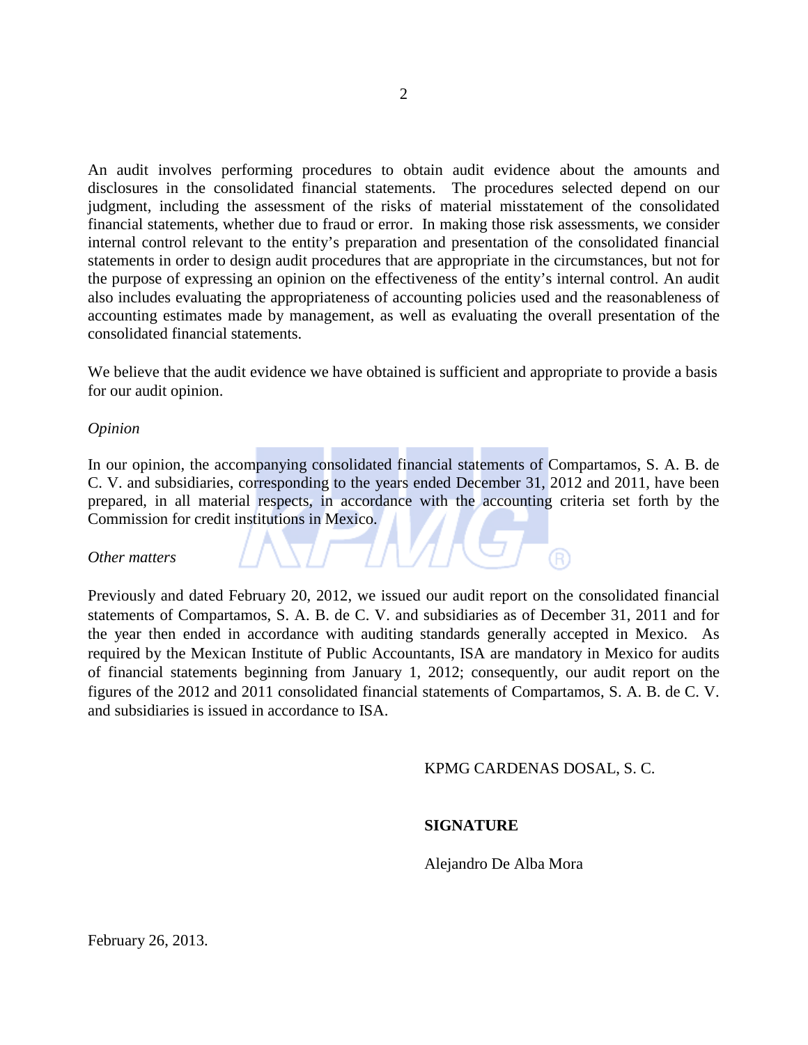An audit involves performing procedures to obtain audit evidence about the amounts and disclosures in the consolidated financial statements. The procedures selected depend on our judgment, including the assessment of the risks of material misstatement of the consolidated financial statements, whether due to fraud or error. In making those risk assessments, we consider internal control relevant to the entity's preparation and presentation of the consolidated financial statements in order to design audit procedures that are appropriate in the circumstances, but not for the purpose of expressing an opinion on the effectiveness of the entity's internal control. An audit also includes evaluating the appropriateness of accounting policies used and the reasonableness of accounting estimates made by management, as well as evaluating the overall presentation of the consolidated financial statements.

We believe that the audit evidence we have obtained is sufficient and appropriate to provide a basis for our audit opinion.

*Opinion*

In our opinion, the accompanying consolidated financial statements of Compartamos, S. A. B. de C. V. and subsidiaries, corresponding to the years ended December 31, 2012 and 2011, have been prepared, in all material respects, in accordance with the accounting criteria set forth by the Commission for credit institutions in Mexico.

*Other matters*

Previously and dated February 20, 2012, we issued our audit report on the consolidated financial statements of Compartamos, S. A. B. de C. V. and subsidiaries as of December 31, 2011 and for the year then ended in accordance with auditing standards generally accepted in Mexico. As required by the Mexican Institute of Public Accountants, ISA are mandatory in Mexico for audits of financial statements beginning from January 1, 2012; consequently, our audit report on the figures of the 2012 and 2011 consolidated financial statements of Compartamos, S. A. B. de C. V. and subsidiaries is issued in accordance to ISA.

KPMG CARDENAS DOSAL, S. C.

**SIGNATURE**

Alejandro De Alba Mora

February 26, 2013.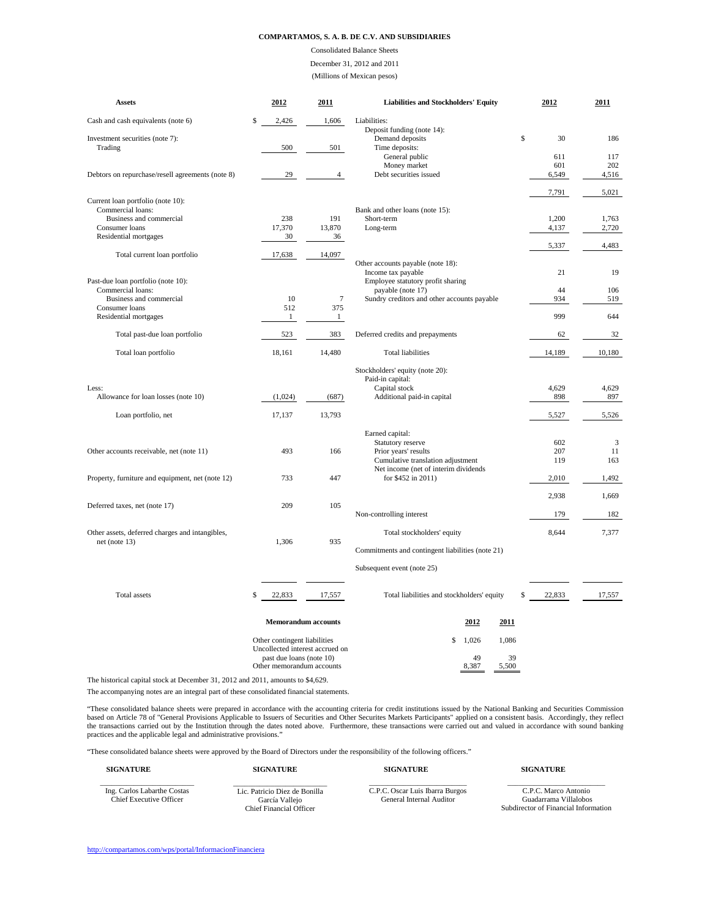**COMPARTAMOS, S. A. B. DE C.V. AND SUBSIDIARIES**

Consolidated Balance Sheets

December 31, 2012 and 2011

(Millions of Mexican pesos)

| Assets | 2012 | 2011 |
|---|---|---|
| Cash and cash equivalents (note 6) | $ 2,426 | 1,606 |
| Investment securities (note 7): | | |
| Trading | 500 | 501 |
| Debtors on repurchase/resell agreements (note 8) | 29 | 4 |
| Current loan portfolio (note 10): | | |
| Commercial loans: | | |
| Business and commercial | 238 | 191 |
| Consumer loans | 17,370 | 13,870 |
| Residential mortgages | 30 | 36 |
| Total current loan portfolio | 17,638 | 14,097 |
| Past-due loan portfolio (note 10): | | |
| Commercial loans: | | |
| Business and commercial | 10 | 7 |
| Consumer loans | 512 | 375 |
| Residential mortgages | 1 | 1 |
| Total past-due loan portfolio | 523 | 383 |
| Total loan portfolio | 18,161 | 14,480 |
| Less: | | |
| Allowance for loan losses (note 10) | (1,024) | (687) |
| Loan portfolio, net | 17,137 | 13,793 |
| Other accounts receivable, net (note 11) | 493 | 166 |
| Property, furniture and equipment, net (note 12) | 733 | 447 |
| Deferred taxes, net (note 17) | 209 | 105 |
| Other assets, deferred charges and intangibles, net (note 13) | 1,306 | 935 |
| Total assets | $ 22,833 | 17,557 |

| Liabilities and Stockholders' Equity | 2012 | 2011 |
|---|---|---|
| Liabilities: | | |
| Deposit funding (note 14): | | |
| Demand deposits | $ 30 | 186 |
| Time deposits: | | |
| General public | 611 | 117 |
| Money market | 601 | 202 |
| Debt securities issued | 6,549 | 4,516 |
| | 7,791 | 5,021 |
| Bank and other loans (note 15): | | |
| Short-term | 1,200 | 1,763 |
| Long-term | 4,137 | 2,720 |
| | 5,337 | 4,483 |
| Other accounts payable (note 18): | | |
| Income tax payable | 21 | 19 |
| Employee statutory profit sharing payable (note 17) | 44 | 106 |
| Sundry creditors and other accounts payable | 934 | 519 |
| | 999 | 644 |
| Deferred credits and prepayments | 62 | 32 |
| Total liabilities | 14,189 | 10,180 |
| Stockholders' equity (note 20): | | |
| Paid-in capital: | | |
| Capital stock | 4,629 | 4,629 |
| Additional paid-in capital | 898 | 897 |
| | 5,527 | 5,526 |
| Earned capital: | | |
| Statutory reserve | 602 | 3 |
| Prior years' results | 207 | 11 |
| Cumulative translation adjustment | 119 | 163 |
| Net income (net of interim dividends for $452 in 2011) | 2,010 | 1,492 |
| | 2,938 | 1,669 |
| Non-controlling interest | 179 | 182 |
| Total stockholders' equity | 8,644 | 7,377 |
| Commitments and contingent liabilities (note 21) | | |
| Subsequent event (note 25) | | |
| Total liabilities and stockholders' equity | $ 22,833 | 17,557 |

| Memorandum accounts | 2012 | 2011 |
|---|---|---|
| Other contingent liabilities | $ 1,026 | 1,086 |
| Uncollected interest accrued on past due loans (note 10) | 49 | 39 |
| Other memorandum accounts | 8,387 | 5,500 |

The historical capital stock at December 31, 2012 and 2011, amounts to $4,629.

The accompanying notes are an integral part of these consolidated financial statements.

"These consolidated balance sheets were prepared in accordance with the accounting criteria for credit institutions issued by the National Banking and Securities Commission based on Article 78 of "General Provisions Applicable to Issuers of Securities and Other Securites Markets Participants" applied on a consistent basis. Accordingly, they reflect the transactions carried out by the Institution through the dates noted above. Furthermore, these transactions were carried out and valued in accordance with sound banking practices and the applicable legal and administrative provisions."

"These consolidated balance sheets were approved by the Board of Directors under the responsibility of the following officers."

| SIGNATURE | SIGNATURE | SIGNATURE | SIGNATURE |
|---|---|---|---|
| Ing. Carlos Labarthe Costas<br>Chief Executive Officer | Lic. Patricio Diez de Bonilla García Vallejo<br>Chief Financial Officer | C.P.C. Oscar Luis Ibarra Burgos<br>General Internal Auditor | C.P.C. Marco Antonio Guadarrama Villalobos<br>Subdirector of Financial Information |

http://compartamos.com/wps/portal/InformacionFinanciera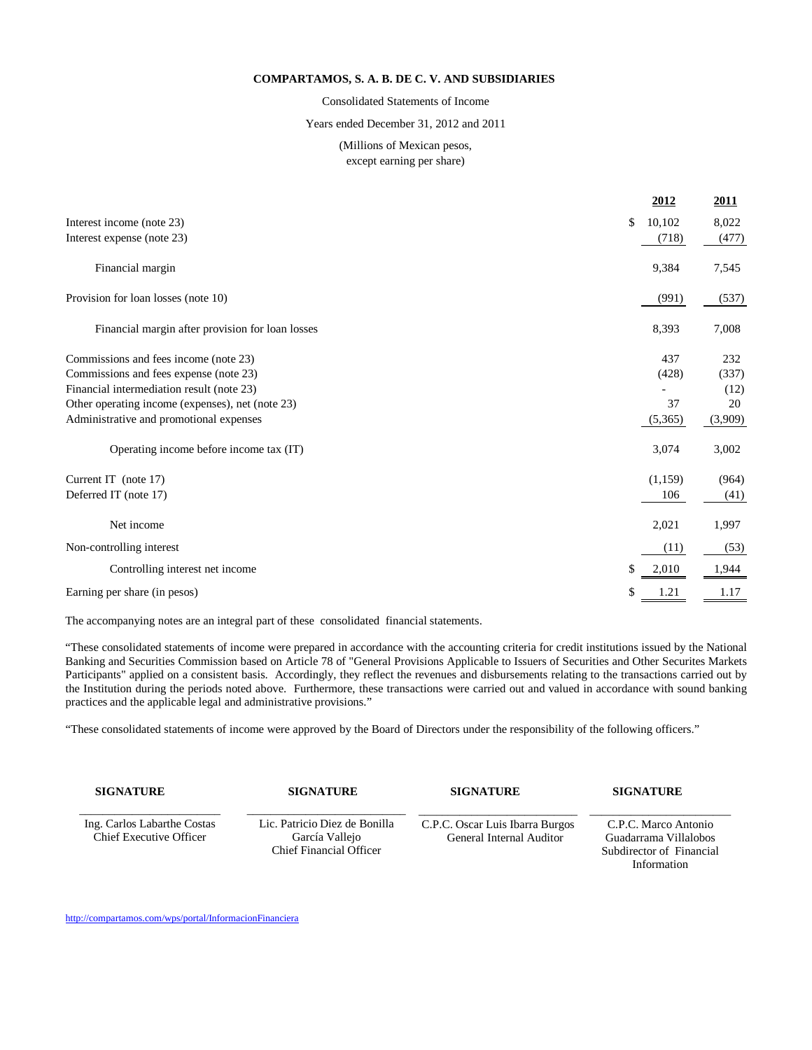**COMPARTAMOS, S. A. B. DE C. V. AND SUBSIDIARIES**

Consolidated Statements of Income

Years ended December 31, 2012 and 2011

(Millions of Mexican pesos,
except earning per share)

| | 2012 | 2011 |
|---|---|---|
| Interest income (note 23) | $ 10,102 | 8,022 |
| Interest expense (note 23) | (718) | (477) |
| Financial margin | 9,384 | 7,545 |
| Provision for loan losses (note 10) | (991) | (537) |
| Financial margin after provision for loan losses | 8,393 | 7,008 |
| Commissions and fees income (note 23) | 437 | 232 |
| Commissions and fees expense (note 23) | (428) | (337) |
| Financial intermediation result (note 23) | - | (12) |
| Other operating income (expenses), net (note 23) | 37 | 20 |
| Administrative and promotional expenses | (5,365) | (3,909) |
| Operating income before income tax (IT) | 3,074 | 3,002 |
| Current IT (note 17) | (1,159) | (964) |
| Deferred IT (note 17) | 106 | (41) |
| Net income | 2,021 | 1,997 |
| Non-controlling interest | (11) | (53) |
| Controlling interest net income | $ 2,010 | 1,944 |
| Earning per share (in pesos) | $ 1.21 | 1.17 |

The accompanying notes are an integral part of these consolidated financial statements.

"These consolidated statements of income were prepared in accordance with the accounting criteria for credit institutions issued by the National Banking and Securities Commission based on Article 78 of "General Provisions Applicable to Issuers of Securities and Other Securites Markets Participants" applied on a consistent basis. Accordingly, they reflect the revenues and disbursements relating to the transactions carried out by the Institution during the periods noted above. Furthermore, these transactions were carried out and valued in accordance with sound banking practices and the applicable legal and administrative provisions."

"These consolidated statements of income were approved by the Board of Directors under the responsibility of the following officers."

| SIGNATURE | SIGNATURE | SIGNATURE | SIGNATURE |
|---|---|---|---|
| Ing. Carlos Labarthe Costas<br>Chief Executive Officer | Lic. Patricio Diez de Bonilla García Vallejo<br>Chief Financial Officer | C.P.C. Oscar Luis Ibarra Burgos<br>General Internal Auditor | C.P.C. Marco Antonio Guadarrama Villalobos<br>Subdirector of Financial Information |

http://compartamos.com/wps/portal/InformacionFinanciera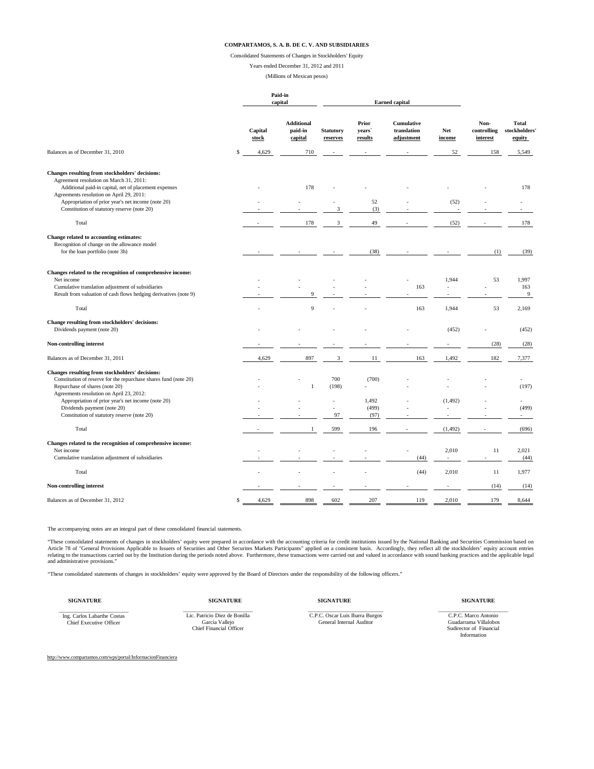**COMPARTAMOS, S. A. B. DE C. V. AND SUBSIDIARIES**

Consolidated Statements of Changes in Stockholders' Equity

Years ended December 31, 2012 and 2011

(Millions of Mexican pesos)

| | Paid-in capital | | Earned capital | | | | | |
|---|---|---|---|---|---|---|---|---|
| | Capital stock | Additional paid-in capital | Statutory reserves | Prior years´ results | Cumulative translation adjustment | Net income | Non-controlling interest | Total stockholders' equity |
| Balances as of December 31, 2010 | $ 4,629 | 710 | - | - | - | 52 | 158 | 5,549 |
| **Changes resulting from stockholders' decisions:** | | | | | | | | |
| Agreement resolution on March 31, 2011: | | | | | | | | |
| Additional paid-in capital, net of placement expenses | - | 178 | - | - | - | - | - | 178 |
| Agreements resolution on April 29, 2011: | | | | | | | | |
| Appropriation of prior year's net income (note 20) | - | - | - | 52 | - | (52) | - | - |
| Constitution of statutory reserve (note 20) | - | - | 3 | (3) | - | - | - | - |
| Total | - | 178 | 3 | 49 | - | (52) | - | 178 |
| **Change related to accounting estimates:** | | | | | | | | |
| Recognition of change on the allowance model for the loan portfolio (note 3h) | - | - | - | (38) | - | - | (1) | (39) |
| **Changes related to the recognition of comprehensive income:** | | | | | | | | |
| Net income | - | - | - | - | - | 1,944 | 53 | 1,997 |
| Cumulative translation adjustment of subsidiaries | - | - | - | - | 163 | - | - | 163 |
| Result from valuation of cash flows hedging derivatives (note 9) | - | 9 | - | - | - | - | - | 9 |
| Total | - | 9 | - | - | 163 | 1,944 | 53 | 2,169 |
| **Change resulting from stockholders' decisions:** | | | | | | | | |
| Dividends payment (note 20) | - | - | - | - | - | (452) | - | (452) |
| **Non-controlling interest** | - | - | - | - | - | - | (28) | (28) |
| Balances as of December 31, 2011 | 4,629 | 897 | 3 | 11 | 163 | 1,492 | 182 | 7,377 |
| **Changes resulting from stockholders' decisions:** | | | | | | | | |
| Constitution of reserve for the repurchase shares fund (note 20) | - | - | 700 | (700) | - | - | - | - |
| Repurchase of shares (note 20) | - | 1 | (198) | - | - | - | - | (197) |
| Agreements resolution on April 23, 2012: | | | | | | | | |
| Appropriation of prior year's net income (note 20) | - | - | - | 1,492 | - | (1,492) | - | - |
| Dividends payment (note 20) | - | - | - | (499) | - | - | - | (499) |
| Constitution of statutory reserve (note 20) | - | - | 97 | (97) | - | - | - | - |
| Total | - | 1 | 599 | 196 | - | (1,492) | - | (696) |
| **Changes related to the recognition of comprehensive income:** | | | | | | | | |
| Net income | - | - | - | - | - | 2,010 | 11 | 2,021 |
| Cumulative translation adjustment of subsidiaries | - | - | - | - | (44) | - | - | (44) |
| Total | - | - | - | - | (44) | 2,010 | 11 | 1,977 |
| **Non-controlling interest** | - | - | - | - | - | - | (14) | (14) |
| Balances as of December 31, 2012 | $ 4,629 | 898 | 602 | 207 | 119 | 2,010 | 179 | 8,644 |

The accompanying notes are an integral part of these consolidated financial statements.

"These consolidated statements of changes in stockholders' equity were prepared in accordance with the accounting criteria for credit institutions issued by the National Banking and Securities Commission based on Article 78 of "General Provisions Applicable to Issuers of Securities and Other Securites Markets Participants" applied on a consistent basis. Accordingly, they reflect all the stockholders' equity account entries relating to the transactions carried out by the Institution during the periods noted above. Furthermore, these transactions were carried out and valued in accordance with sound banking practices and the applicable legal and administrative provisions."

"These consolidated statements of changes in stockholders' equity were approved by the Board of Directors under the responsibility of the following officers."

| SIGNATURE | SIGNATURE | SIGNATURE | SIGNATURE |
|---|---|---|---|
| Ing. Carlos Labarthe Costas<br>Chief Executive Officer | Lic. Patricio Diez de Bonilla García Vallejo<br>Chief Financial Officer | C.P.C. Oscar Luis Ibarra Burgos<br>General Internal Auditor | C.P.C. Marco Antonio Guadarrama Villalobos<br>Sudirector of Financial Information |

http://www.compartamos.com/wps/portal/InformacionFinanciera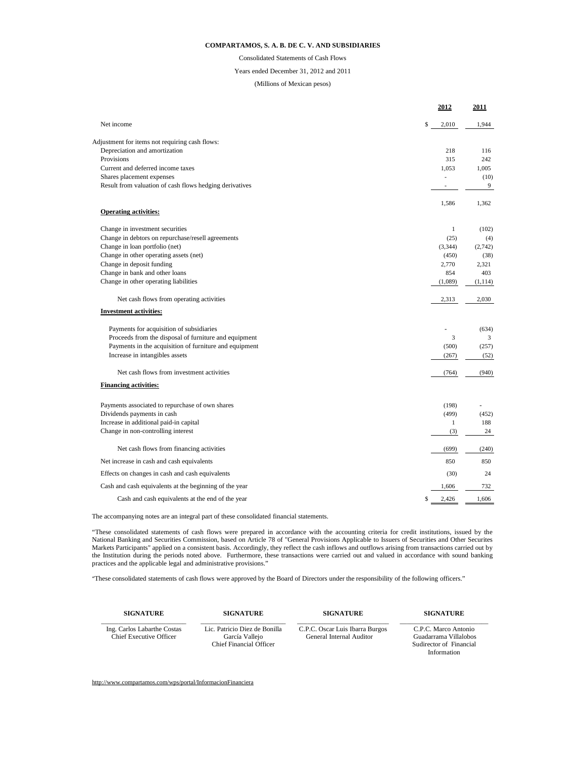**COMPARTAMOS, S. A. B. DE C. V. AND SUBSIDIARIES**

Consolidated Statements of Cash Flows

Years ended December 31, 2012 and 2011

(Millions of Mexican pesos)

| | 2012 | 2011 |
|---|---|---|
| Net income | $ 2,010 | 1,944 |
| Adjustment for items not requiring cash flows: | | |
| Depreciation and amortization | 218 | 116 |
| Provisions | 315 | 242 |
| Current and deferred income taxes | 1,053 | 1,005 |
| Shares placement expenses | - | (10) |
| Result from valuation of cash flows hedging derivatives | - | 9 |
| | 1,586 | 1,362 |
| **Operating activities:** | | |
| Change in investment securities | 1 | (102) |
| Change in debtors on repurchase/resell agreements | (25) | (4) |
| Change in loan portfolio (net) | (3,344) | (2,742) |
| Change in other operating assets (net) | (450) | (38) |
| Change in deposit funding | 2,770 | 2,321 |
| Change in bank and other loans | 854 | 403 |
| Change in other operating liabilities | (1,089) | (1,114) |
| Net cash flows from operating activities | 2,313 | 2,030 |
| **Investment activities:** | | |
| Payments for acquisition of subsidiaries | - | (634) |
| Proceeds from the disposal of furniture and equipment | 3 | 3 |
| Payments in the acquisition of furniture and equipment | (500) | (257) |
| Increase in intangibles assets | (267) | (52) |
| Net cash flows from investment activities | (764) | (940) |
| **Financing activities:** | | |
| Payments associated to repurchase of own shares | (198) | - |
| Dividends payments in cash | (499) | (452) |
| Increase in additional paid-in capital | 1 | 188 |
| Change in non-controlling interest | (3) | 24 |
| Net cash flows from financing activities | (699) | (240) |
| Net increase in cash and cash equivalents | 850 | 850 |
| Effects on changes in cash and cash equivalents | (30) | 24 |
| Cash and cash equivalents at the beginning of the year | 1,606 | 732 |
| Cash and cash equivalents at the end of the year | $ 2,426 | 1,606 |

The accompanying notes are an integral part of these consolidated financial statements.

"These consolidated statements of cash flows were prepared in accordance with the accounting criteria for credit institutions, issued by the National Banking and Securities Commission, based on Article 78 of "General Provisions Applicable to Issuers of Securities and Other Securites Markets Participants" applied on a consistent basis. Accordingly, they reflect the cash inflows and outflows arising from transactions carried out by the Institution during the periods noted above. Furthermore, these transactions were carried out and valued in accordance with sound banking practices and the applicable legal and administrative provisions."

"These consolidated statements of cash flows were approved by the Board of Directors under the responsibility of the following officers."

| SIGNATURE | SIGNATURE | SIGNATURE | SIGNATURE |
|---|---|---|---|
| Ing. Carlos Labarthe Costas<br>Chief Executive Officer | Lic. Patricio Diez de Bonilla García Vallejo<br>Chief Financial Officer | C.P.C. Oscar Luis Ibarra Burgos<br>General Internal Auditor | C.P.C. Marco Antonio Guadarrama Villalobos<br>Sudirector of Financial Information |

http://www.compartamos.com/wps/portal/InformacionFinanciera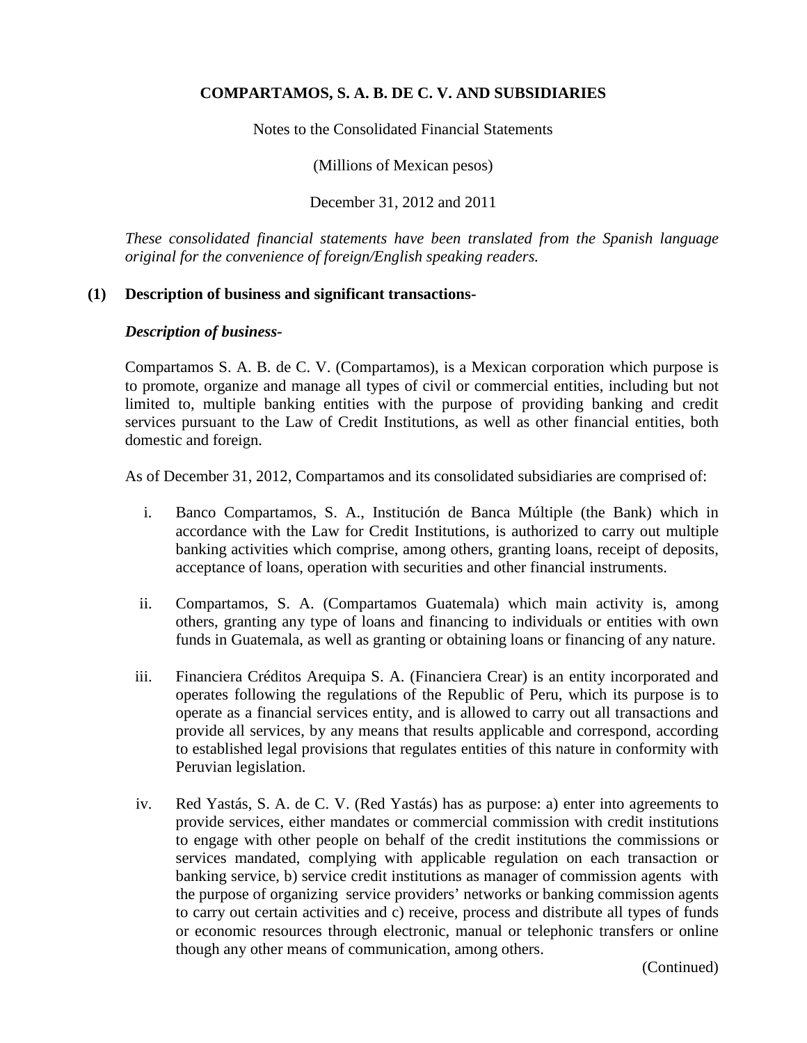**COMPARTAMOS, S. A. B. DE C. V. AND SUBSIDIARIES**

Notes to the Consolidated Financial Statements

(Millions of Mexican pesos)

December 31, 2012 and 2011

*These consolidated financial statements have been translated from the Spanish language original for the convenience of foreign/English speaking readers.*

## (1) Description of business and significant transactions-

### *Description of business-*

Compartamos S. A. B. de C. V. (Compartamos), is a Mexican corporation which purpose is to promote, organize and manage all types of civil or commercial entities, including but not limited to, multiple banking entities with the purpose of providing banking and credit services pursuant to the Law of Credit Institutions, as well as other financial entities, both domestic and foreign.

As of December 31, 2012, Compartamos and its consolidated subsidiaries are comprised of:

i. Banco Compartamos, S. A., Institución de Banca Múltiple (the Bank) which in accordance with the Law for Credit Institutions, is authorized to carry out multiple banking activities which comprise, among others, granting loans, receipt of deposits, acceptance of loans, operation with securities and other financial instruments.

ii. Compartamos, S. A. (Compartamos Guatemala) which main activity is, among others, granting any type of loans and financing to individuals or entities with own funds in Guatemala, as well as granting or obtaining loans or financing of any nature.

iii. Financiera Créditos Arequipa S. A. (Financiera Crear) is an entity incorporated and operates following the regulations of the Republic of Peru, which its purpose is to operate as a financial services entity, and is allowed to carry out all transactions and provide all services, by any means that results applicable and correspond, according to established legal provisions that regulates entities of this nature in conformity with Peruvian legislation.

iv. Red Yastás, S. A. de C. V. (Red Yastás) has as purpose: a) enter into agreements to provide services, either mandates or commercial commission with credit institutions to engage with other people on behalf of the credit institutions the commissions or services mandated, complying with applicable regulation on each transaction or banking service, b) service credit institutions as manager of commission agents with the purpose of organizing service providers' networks or banking commission agents to carry out certain activities and c) receive, process and distribute all types of funds or economic resources through electronic, manual or telephonic transfers or online though any other means of communication, among others.

(Continued)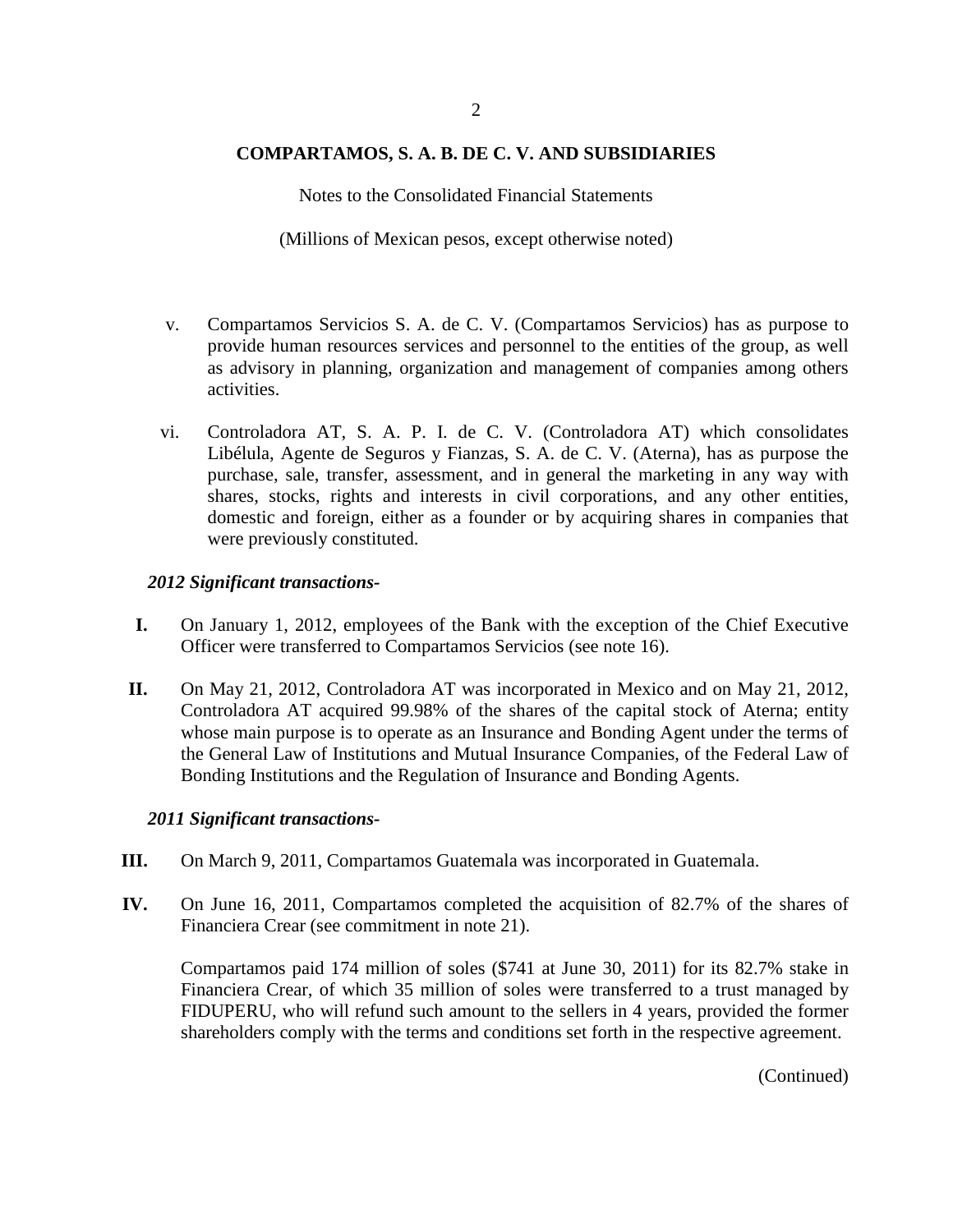**COMPARTAMOS, S. A. B. DE C. V. AND SUBSIDIARIES**

Notes to the Consolidated Financial Statements

(Millions of Mexican pesos, except otherwise noted)

v. Compartamos Servicios S. A. de C. V. (Compartamos Servicios) has as purpose to provide human resources services and personnel to the entities of the group, as well as advisory in planning, organization and management of companies among others activities.

vi. Controladora AT, S. A. P. I. de C. V. (Controladora AT) which consolidates Libélula, Agente de Seguros y Fianzas, S. A. de C. V. (Aterna), has as purpose the purchase, sale, transfer, assessment, and in general the marketing in any way with shares, stocks, rights and interests in civil corporations, and any other entities, domestic and foreign, either as a founder or by acquiring shares in companies that were previously constituted.

***2012 Significant transactions-***

**I.** On January 1, 2012, employees of the Bank with the exception of the Chief Executive Officer were transferred to Compartamos Servicios (see note 16).

**II.** On May 21, 2012, Controladora AT was incorporated in Mexico and on May 21, 2012, Controladora AT acquired 99.98% of the shares of the capital stock of Aterna; entity whose main purpose is to operate as an Insurance and Bonding Agent under the terms of the General Law of Institutions and Mutual Insurance Companies, of the Federal Law of Bonding Institutions and the Regulation of Insurance and Bonding Agents.

***2011 Significant transactions-***

**III.** On March 9, 2011, Compartamos Guatemala was incorporated in Guatemala.

**IV.** On June 16, 2011, Compartamos completed the acquisition of 82.7% of the shares of Financiera Crear (see commitment in note 21).

Compartamos paid 174 million of soles ($741 at June 30, 2011) for its 82.7% stake in Financiera Crear, of which 35 million of soles were transferred to a trust managed by FIDUPERU, who will refund such amount to the sellers in 4 years, provided the former shareholders comply with the terms and conditions set forth in the respective agreement.

(Continued)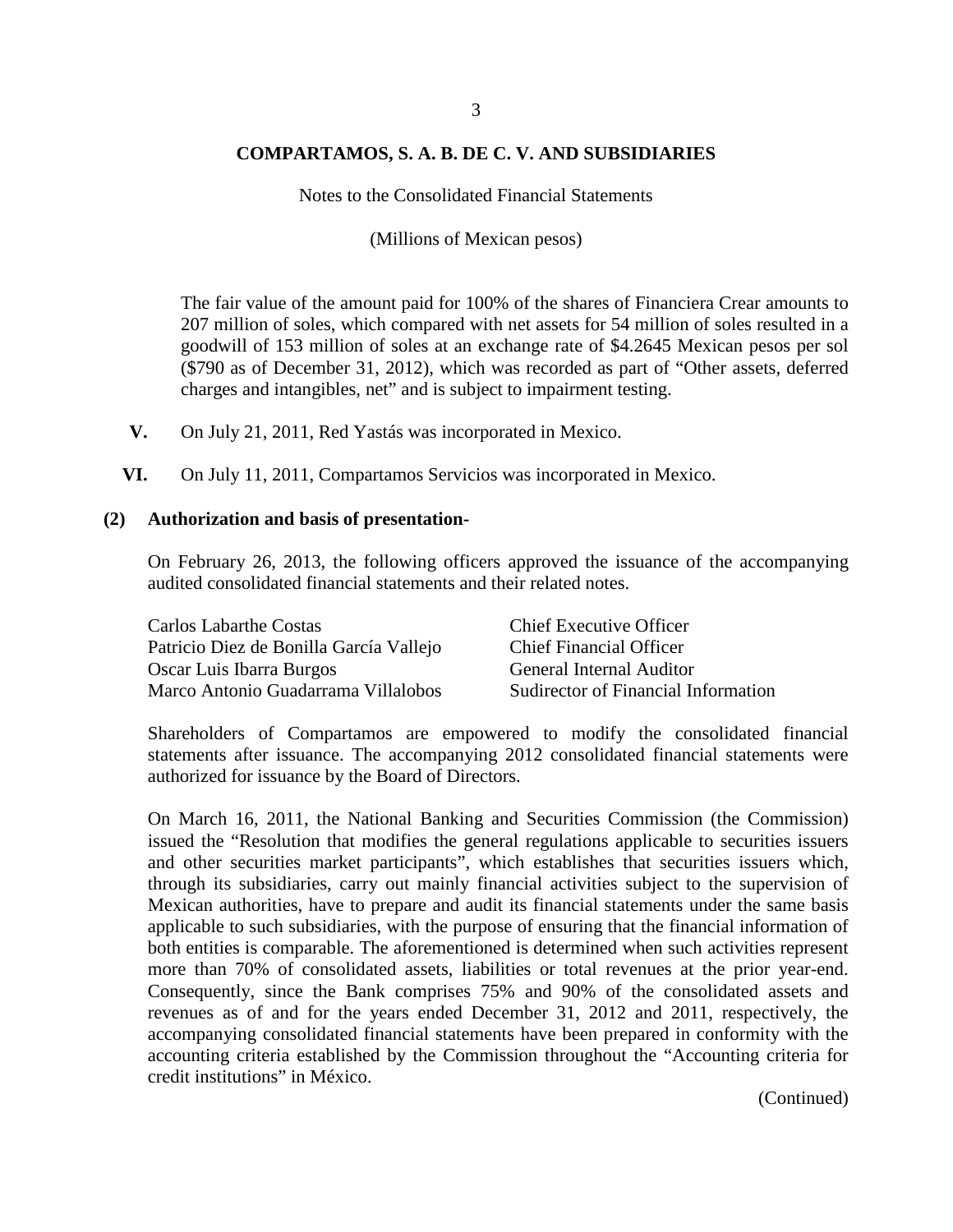The fair value of the amount paid for 100% of the shares of Financiera Crear amounts to 207 million of soles, which compared with net assets for 54 million of soles resulted in a goodwill of 153 million of soles at an exchange rate of $4.2645 Mexican pesos per sol ($790 as of December 31, 2012), which was recorded as part of "Other assets, deferred charges and intangibles, net" and is subject to impairment testing.

**V.** On July 21, 2011, Red Yastás was incorporated in Mexico.

**VI.** On July 11, 2011, Compartamos Servicios was incorporated in Mexico.

## (2) Authorization and basis of presentation-

On February 26, 2013, the following officers approved the issuance of the accompanying audited consolidated financial statements and their related notes.

| | |
|---|---|
| Carlos Labarthe Costas | Chief Executive Officer |
| Patricio Diez de Bonilla García Vallejo | Chief Financial Officer |
| Oscar Luis Ibarra Burgos | General Internal Auditor |
| Marco Antonio Guadarrama Villalobos | Sudirector of Financial Information |

Shareholders of Compartamos are empowered to modify the consolidated financial statements after issuance. The accompanying 2012 consolidated financial statements were authorized for issuance by the Board of Directors.

On March 16, 2011, the National Banking and Securities Commission (the Commission) issued the "Resolution that modifies the general regulations applicable to securities issuers and other securities market participants", which establishes that securities issuers which, through its subsidiaries, carry out mainly financial activities subject to the supervision of Mexican authorities, have to prepare and audit its financial statements under the same basis applicable to such subsidiaries, with the purpose of ensuring that the financial information of both entities is comparable. The aforementioned is determined when such activities represent more than 70% of consolidated assets, liabilities or total revenues at the prior year-end. Consequently, since the Bank comprises 75% and 90% of the consolidated assets and revenues as of and for the years ended December 31, 2012 and 2011, respectively, the accompanying consolidated financial statements have been prepared in conformity with the accounting criteria established by the Commission throughout the "Accounting criteria for credit institutions" in México.

(Continued)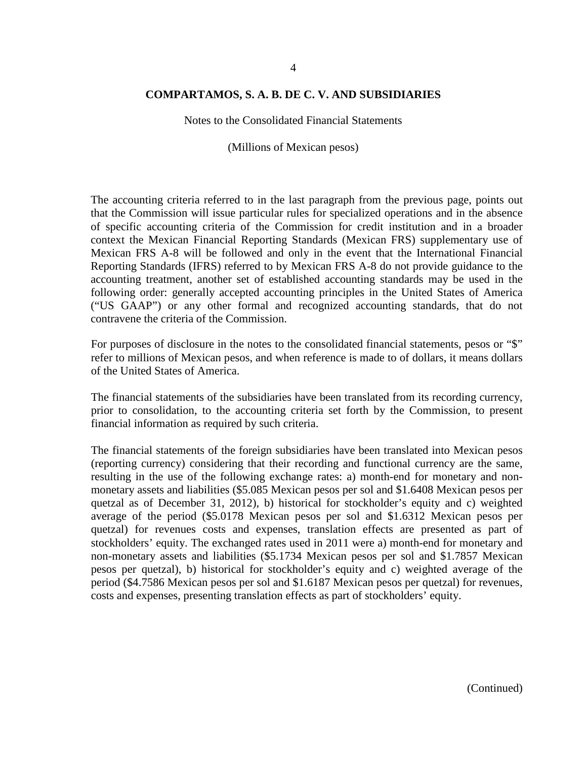**COMPARTAMOS, S. A. B. DE C. V. AND SUBSIDIARIES**

Notes to the Consolidated Financial Statements

(Millions of Mexican pesos)

The accounting criteria referred to in the last paragraph from the previous page, points out that the Commission will issue particular rules for specialized operations and in the absence of specific accounting criteria of the Commission for credit institution and in a broader context the Mexican Financial Reporting Standards (Mexican FRS) supplementary use of Mexican FRS A-8 will be followed and only in the event that the International Financial Reporting Standards (IFRS) referred to by Mexican FRS A-8 do not provide guidance to the accounting treatment, another set of established accounting standards may be used in the following order: generally accepted accounting principles in the United States of America ("US GAAP") or any other formal and recognized accounting standards, that do not contravene the criteria of the Commission.

For purposes of disclosure in the notes to the consolidated financial statements, pesos or "$" refer to millions of Mexican pesos, and when reference is made to of dollars, it means dollars of the United States of America.

The financial statements of the subsidiaries have been translated from its recording currency, prior to consolidation, to the accounting criteria set forth by the Commission, to present financial information as required by such criteria.

The financial statements of the foreign subsidiaries have been translated into Mexican pesos (reporting currency) considering that their recording and functional currency are the same, resulting in the use of the following exchange rates: a) month-end for monetary and non-monetary assets and liabilities ($5.085 Mexican pesos per sol and $1.6408 Mexican pesos per quetzal as of December 31, 2012), b) historical for stockholder's equity and c) weighted average of the period ($5.0178 Mexican pesos per sol and $1.6312 Mexican pesos per quetzal) for revenues costs and expenses, translation effects are presented as part of stockholders' equity. The exchanged rates used in 2011 were a) month-end for monetary and non-monetary assets and liabilities ($5.1734 Mexican pesos per sol and $1.7857 Mexican pesos per quetzal), b) historical for stockholder's equity and c) weighted average of the period ($4.7586 Mexican pesos per sol and $1.6187 Mexican pesos per quetzal) for revenues, costs and expenses, presenting translation effects as part of stockholders' equity.

(Continued)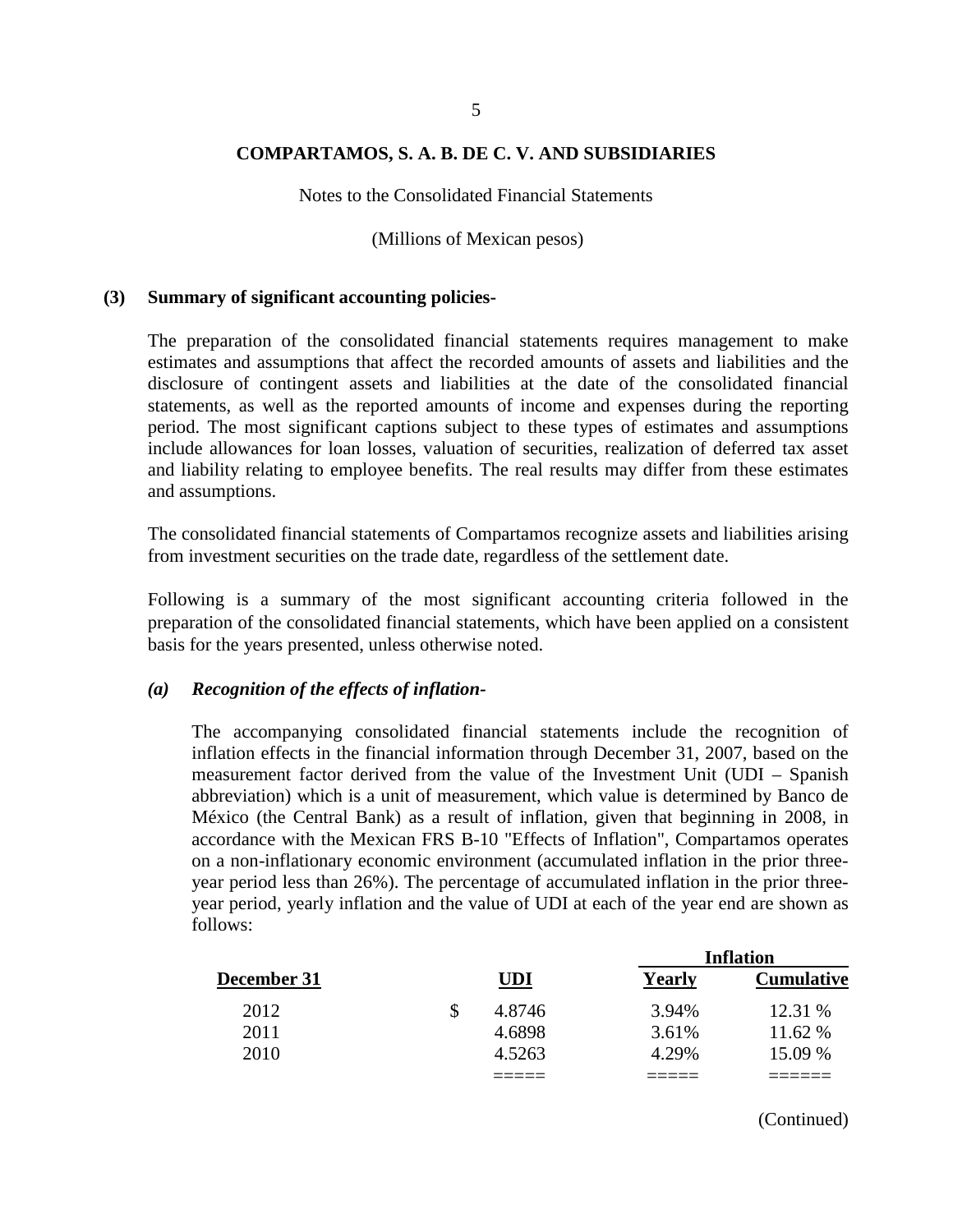**COMPARTAMOS, S. A. B. DE C. V. AND SUBSIDIARIES**

Notes to the Consolidated Financial Statements

(Millions of Mexican pesos)

## (3) Summary of significant accounting policies-

The preparation of the consolidated financial statements requires management to make estimates and assumptions that affect the recorded amounts of assets and liabilities and the disclosure of contingent assets and liabilities at the date of the consolidated financial statements, as well as the reported amounts of income and expenses during the reporting period. The most significant captions subject to these types of estimates and assumptions include allowances for loan losses, valuation of securities, realization of deferred tax asset and liability relating to employee benefits. The real results may differ from these estimates and assumptions.

The consolidated financial statements of Compartamos recognize assets and liabilities arising from investment securities on the trade date, regardless of the settlement date.

Following is a summary of the most significant accounting criteria followed in the preparation of the consolidated financial statements, which have been applied on a consistent basis for the years presented, unless otherwise noted.

### *(a) Recognition of the effects of inflation-*

The accompanying consolidated financial statements include the recognition of inflation effects in the financial information through December 31, 2007, based on the measurement factor derived from the value of the Investment Unit (UDI – Spanish abbreviation) which is a unit of measurement, which value is determined by Banco de México (the Central Bank) as a result of inflation, given that beginning in 2008, in accordance with the Mexican FRS B-10 "Effects of Inflation", Compartamos operates on a non-inflationary economic environment (accumulated inflation in the prior three-year period less than 26%). The percentage of accumulated inflation in the prior three-year period, yearly inflation and the value of UDI at each of the year end are shown as follows:

| | | Inflation | |
|---|---|---|---|
| **December 31** | **UDI** | **Yearly** | **Cumulative** |
| 2012 | $ 4.8746 | 3.94% | 12.31 % |
| 2011 | 4.6898 | 3.61% | 11.62 % |
| 2010 | 4.5263 | 4.29% | 15.09 % |

(Continued)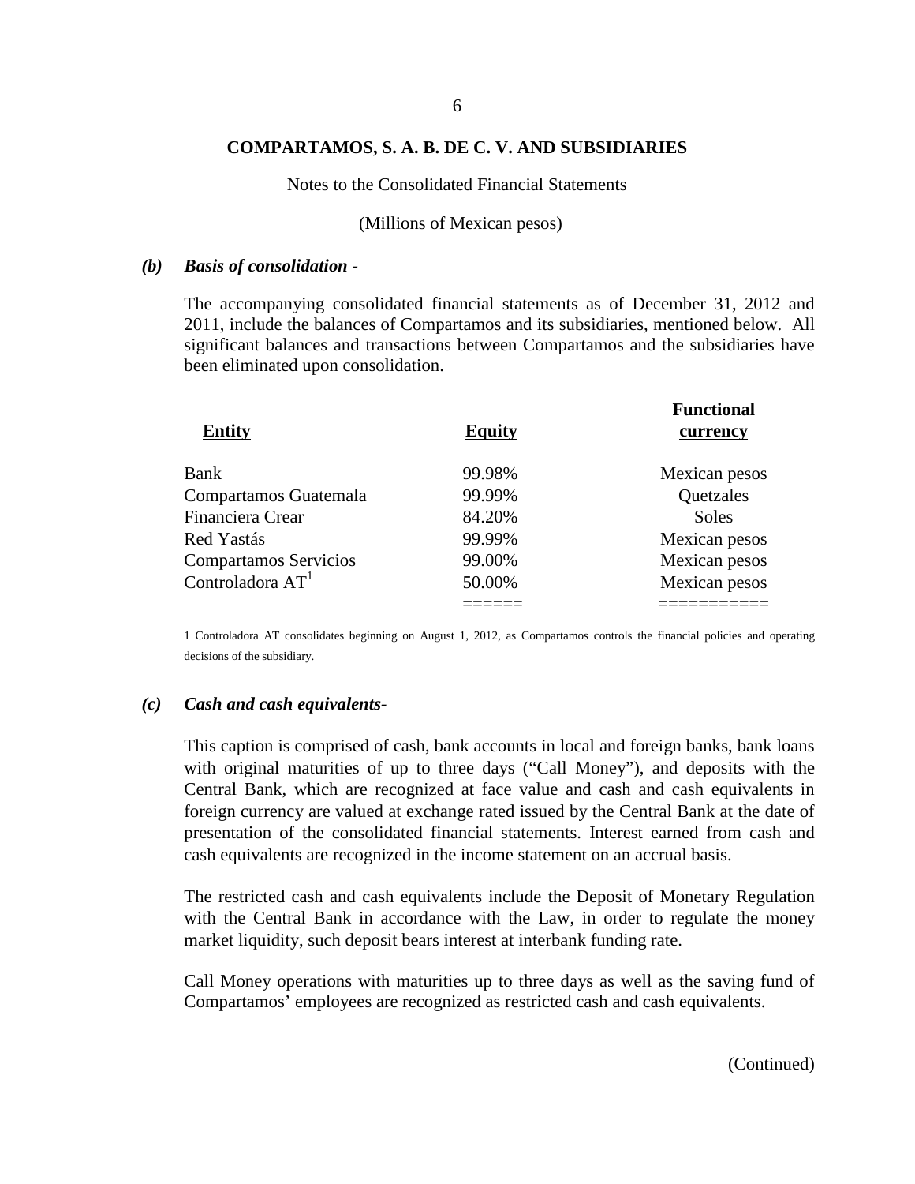### *(b) Basis of consolidation -*

The accompanying consolidated financial statements as of December 31, 2012 and 2011, include the balances of Compartamos and its subsidiaries, mentioned below. All significant balances and transactions between Compartamos and the subsidiaries have been eliminated upon consolidation.

| Entity | Equity | Functional currency |
|---|---|---|
| Bank | 99.98% | Mexican pesos |
| Compartamos Guatemala | 99.99% | Quetzales |
| Financiera Crear | 84.20% | Soles |
| Red Yastás | 99.99% | Mexican pesos |
| Compartamos Servicios | 99.00% | Mexican pesos |
| Controladora AT[1] | 50.00% | Mexican pesos |

1 Controladora AT consolidates beginning on August 1, 2012, as Compartamos controls the financial policies and operating decisions of the subsidiary.

### *(c) Cash and cash equivalents-*

This caption is comprised of cash, bank accounts in local and foreign banks, bank loans with original maturities of up to three days ("Call Money"), and deposits with the Central Bank, which are recognized at face value and cash and cash equivalents in foreign currency are valued at exchange rated issued by the Central Bank at the date of presentation of the consolidated financial statements. Interest earned from cash and cash equivalents are recognized in the income statement on an accrual basis.

The restricted cash and cash equivalents include the Deposit of Monetary Regulation with the Central Bank in accordance with the Law, in order to regulate the money market liquidity, such deposit bears interest at interbank funding rate.

Call Money operations with maturities up to three days as well as the saving fund of Compartamos' employees are recognized as restricted cash and cash equivalents.

(Continued)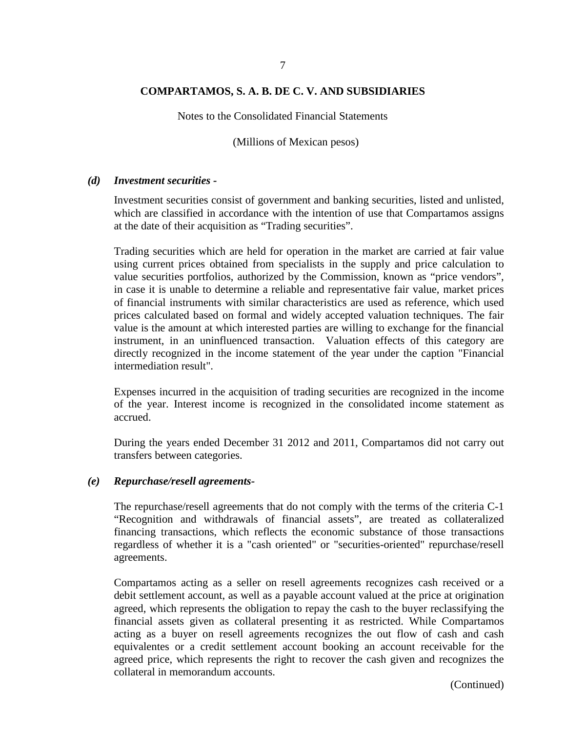### *(d) Investment securities -*

Investment securities consist of government and banking securities, listed and unlisted, which are classified in accordance with the intention of use that Compartamos assigns at the date of their acquisition as "Trading securities".

Trading securities which are held for operation in the market are carried at fair value using current prices obtained from specialists in the supply and price calculation to value securities portfolios, authorized by the Commission, known as "price vendors", in case it is unable to determine a reliable and representative fair value, market prices of financial instruments with similar characteristics are used as reference, which used prices calculated based on formal and widely accepted valuation techniques. The fair value is the amount at which interested parties are willing to exchange for the financial instrument, in an uninfluenced transaction. Valuation effects of this category are directly recognized in the income statement of the year under the caption "Financial intermediation result".

Expenses incurred in the acquisition of trading securities are recognized in the income of the year. Interest income is recognized in the consolidated income statement as accrued.

During the years ended December 31 2012 and 2011, Compartamos did not carry out transfers between categories.

### *(e) Repurchase/resell agreements-*

The repurchase/resell agreements that do not comply with the terms of the criteria C-1 "Recognition and withdrawals of financial assets", are treated as collateralized financing transactions, which reflects the economic substance of those transactions regardless of whether it is a "cash oriented" or "securities-oriented" repurchase/resell agreements.

Compartamos acting as a seller on resell agreements recognizes cash received or a debit settlement account, as well as a payable account valued at the price at origination agreed, which represents the obligation to repay the cash to the buyer reclassifying the financial assets given as collateral presenting it as restricted. While Compartamos acting as a buyer on resell agreements recognizes the out flow of cash and cash equivalentes or a credit settlement account booking an account receivable for the agreed price, which represents the right to recover the cash given and recognizes the collateral in memorandum accounts.

(Continued)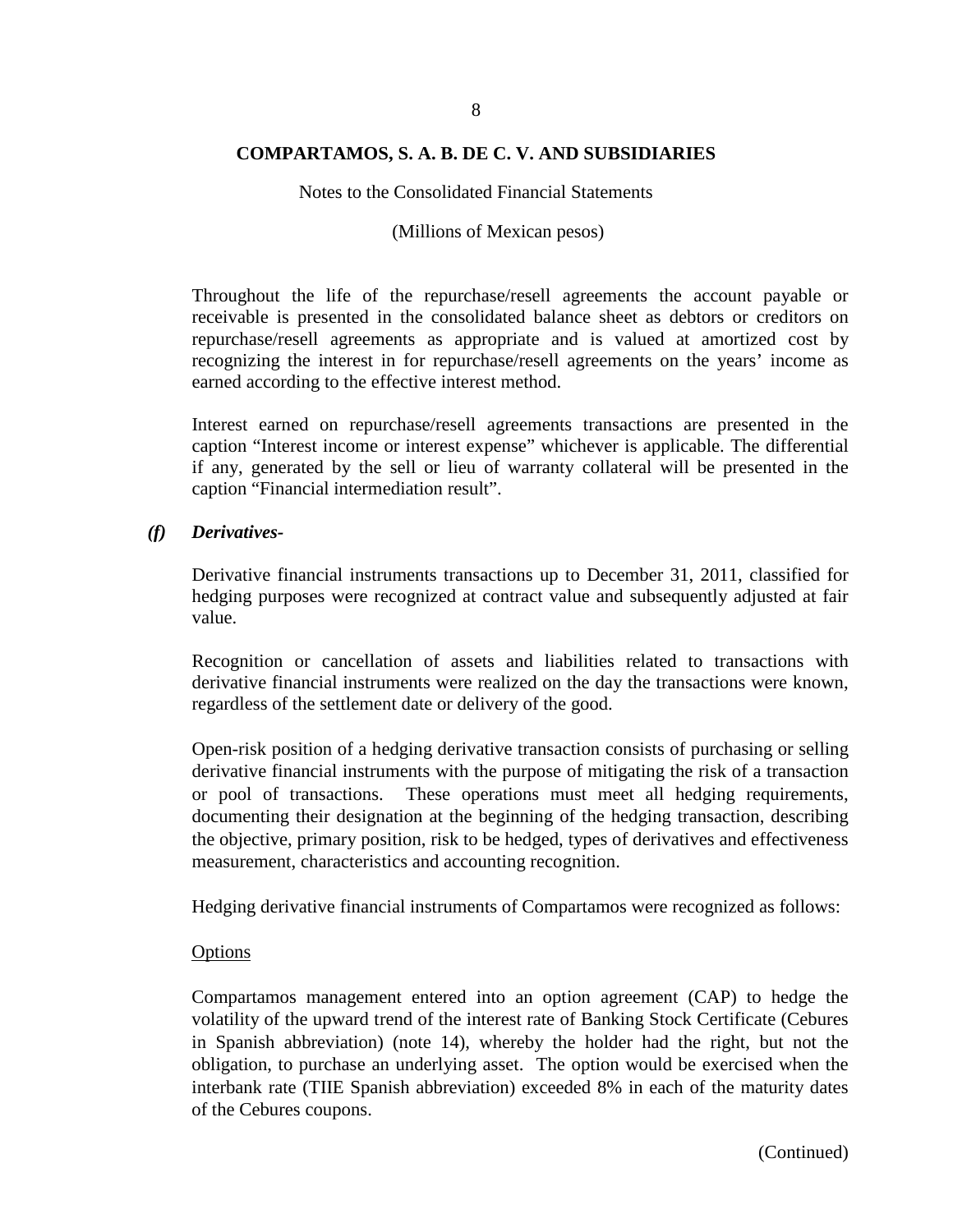Throughout the life of the repurchase/resell agreements the account payable or receivable is presented in the consolidated balance sheet as debtors or creditors on repurchase/resell agreements as appropriate and is valued at amortized cost by recognizing the interest in for repurchase/resell agreements on the years' income as earned according to the effective interest method.

Interest earned on repurchase/resell agreements transactions are presented in the caption "Interest income or interest expense" whichever is applicable. The differential if any, generated by the sell or lieu of warranty collateral will be presented in the caption "Financial intermediation result".

### *(f) Derivatives-*

Derivative financial instruments transactions up to December 31, 2011, classified for hedging purposes were recognized at contract value and subsequently adjusted at fair value.

Recognition or cancellation of assets and liabilities related to transactions with derivative financial instruments were realized on the day the transactions were known, regardless of the settlement date or delivery of the good.

Open-risk position of a hedging derivative transaction consists of purchasing or selling derivative financial instruments with the purpose of mitigating the risk of a transaction or pool of transactions. These operations must meet all hedging requirements, documenting their designation at the beginning of the hedging transaction, describing the objective, primary position, risk to be hedged, types of derivatives and effectiveness measurement, characteristics and accounting recognition.

Hedging derivative financial instruments of Compartamos were recognized as follows:

<u>Options</u>

Compartamos management entered into an option agreement (CAP) to hedge the volatility of the upward trend of the interest rate of Banking Stock Certificate (Cebures in Spanish abbreviation) (note 14), whereby the holder had the right, but not the obligation, to purchase an underlying asset. The option would be exercised when the interbank rate (TIIE Spanish abbreviation) exceeded 8% in each of the maturity dates of the Cebures coupons.

(Continued)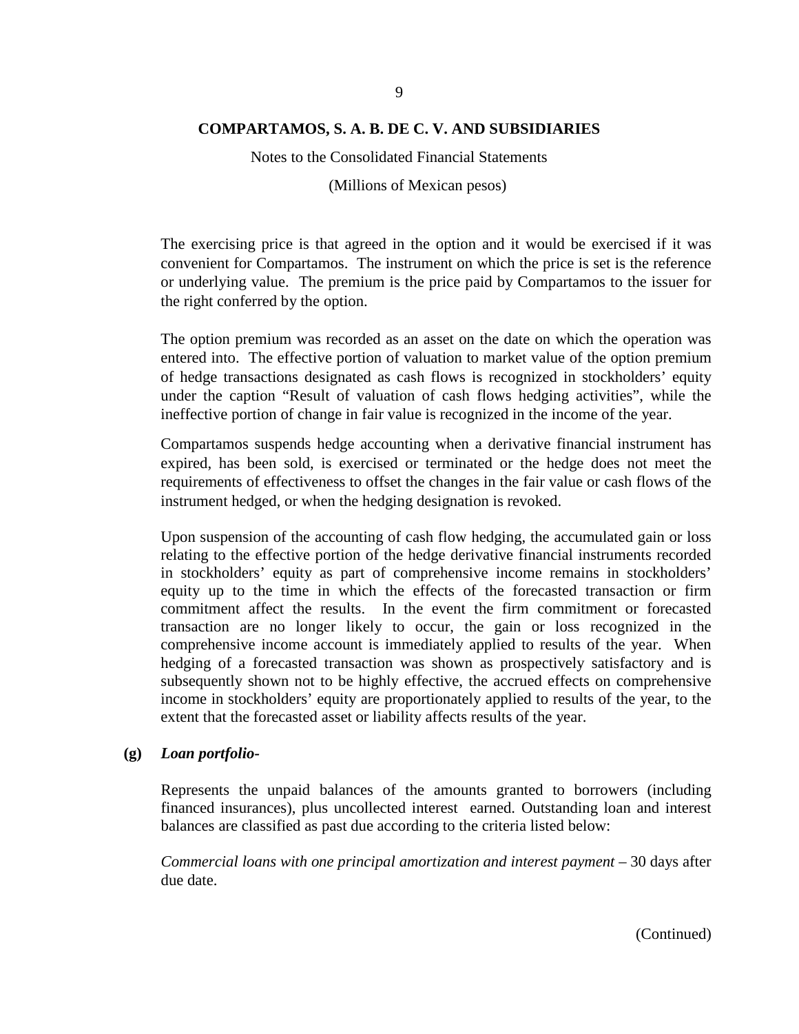The exercising price is that agreed in the option and it would be exercised if it was convenient for Compartamos. The instrument on which the price is set is the reference or underlying value. The premium is the price paid by Compartamos to the issuer for the right conferred by the option.

The option premium was recorded as an asset on the date on which the operation was entered into. The effective portion of valuation to market value of the option premium of hedge transactions designated as cash flows is recognized in stockholders' equity under the caption "Result of valuation of cash flows hedging activities", while the ineffective portion of change in fair value is recognized in the income of the year.

Compartamos suspends hedge accounting when a derivative financial instrument has expired, has been sold, is exercised or terminated or the hedge does not meet the requirements of effectiveness to offset the changes in the fair value or cash flows of the instrument hedged, or when the hedging designation is revoked.

Upon suspension of the accounting of cash flow hedging, the accumulated gain or loss relating to the effective portion of the hedge derivative financial instruments recorded in stockholders' equity as part of comprehensive income remains in stockholders' equity up to the time in which the effects of the forecasted transaction or firm commitment affect the results. In the event the firm commitment or forecasted transaction are no longer likely to occur, the gain or loss recognized in the comprehensive income account is immediately applied to results of the year. When hedging of a forecasted transaction was shown as prospectively satisfactory and is subsequently shown not to be highly effective, the accrued effects on comprehensive income in stockholders' equity are proportionately applied to results of the year, to the extent that the forecasted asset or liability affects results of the year.

**(g)** ***Loan portfolio-***

Represents the unpaid balances of the amounts granted to borrowers (including financed insurances), plus uncollected interest earned. Outstanding loan and interest balances are classified as past due according to the criteria listed below:

*Commercial loans with one principal amortization and interest payment* – 30 days after due date.

(Continued)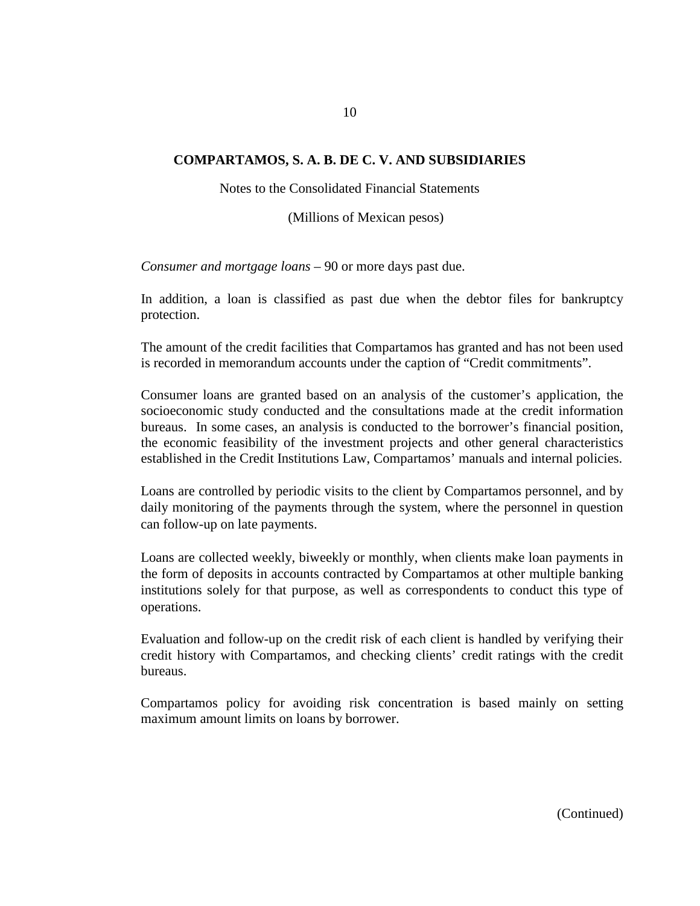*Consumer and mortgage loans* – 90 or more days past due.

In addition, a loan is classified as past due when the debtor files for bankruptcy protection.

The amount of the credit facilities that Compartamos has granted and has not been used is recorded in memorandum accounts under the caption of "Credit commitments".

Consumer loans are granted based on an analysis of the customer's application, the socioeconomic study conducted and the consultations made at the credit information bureaus. In some cases, an analysis is conducted to the borrower's financial position, the economic feasibility of the investment projects and other general characteristics established in the Credit Institutions Law, Compartamos' manuals and internal policies.

Loans are controlled by periodic visits to the client by Compartamos personnel, and by daily monitoring of the payments through the system, where the personnel in question can follow-up on late payments.

Loans are collected weekly, biweekly or monthly, when clients make loan payments in the form of deposits in accounts contracted by Compartamos at other multiple banking institutions solely for that purpose, as well as correspondents to conduct this type of operations.

Evaluation and follow-up on the credit risk of each client is handled by verifying their credit history with Compartamos, and checking clients' credit ratings with the credit bureaus.

Compartamos policy for avoiding risk concentration is based mainly on setting maximum amount limits on loans by borrower.

(Continued)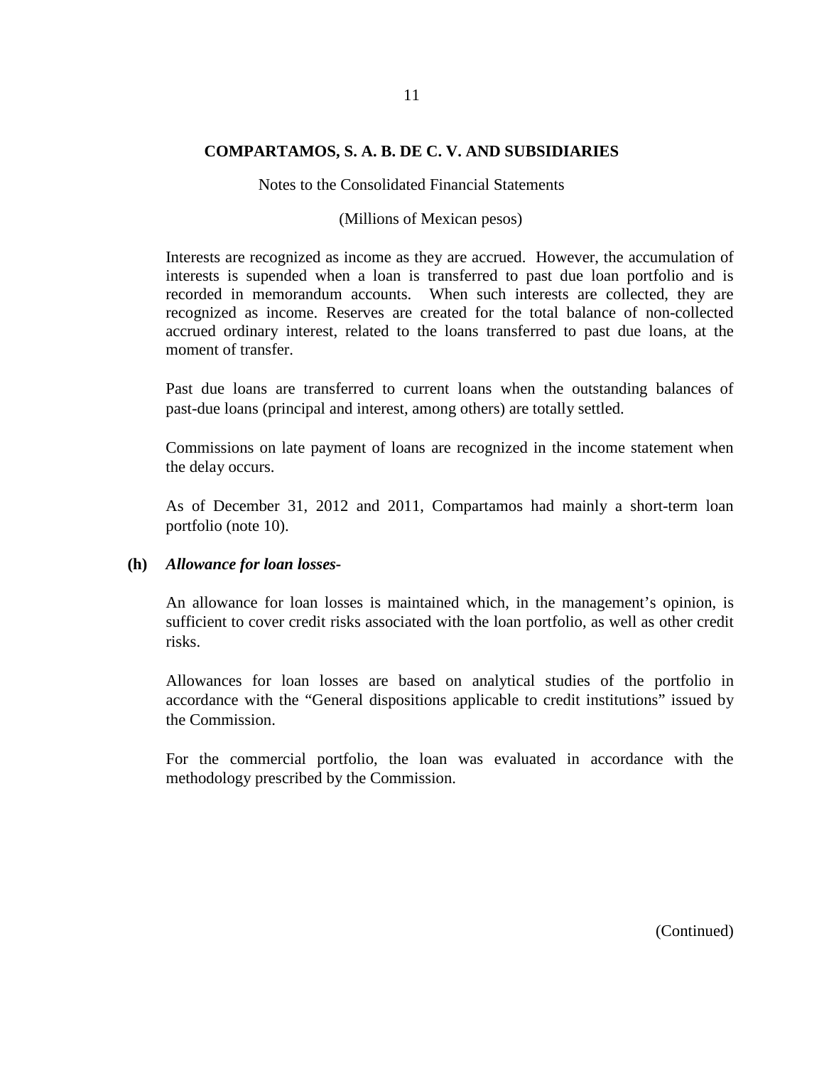Interests are recognized as income as they are accrued. However, the accumulation of interests is supended when a loan is transferred to past due loan portfolio and is recorded in memorandum accounts. When such interests are collected, they are recognized as income. Reserves are created for the total balance of non-collected accrued ordinary interest, related to the loans transferred to past due loans, at the moment of transfer.

Past due loans are transferred to current loans when the outstanding balances of past-due loans (principal and interest, among others) are totally settled.

Commissions on late payment of loans are recognized in the income statement when the delay occurs.

As of December 31, 2012 and 2011, Compartamos had mainly a short-term loan portfolio (note 10).

**(h)** ***Allowance for loan losses-***

An allowance for loan losses is maintained which, in the management's opinion, is sufficient to cover credit risks associated with the loan portfolio, as well as other credit risks.

Allowances for loan losses are based on analytical studies of the portfolio in accordance with the "General dispositions applicable to credit institutions" issued by the Commission.

For the commercial portfolio, the loan was evaluated in accordance with the methodology prescribed by the Commission.

(Continued)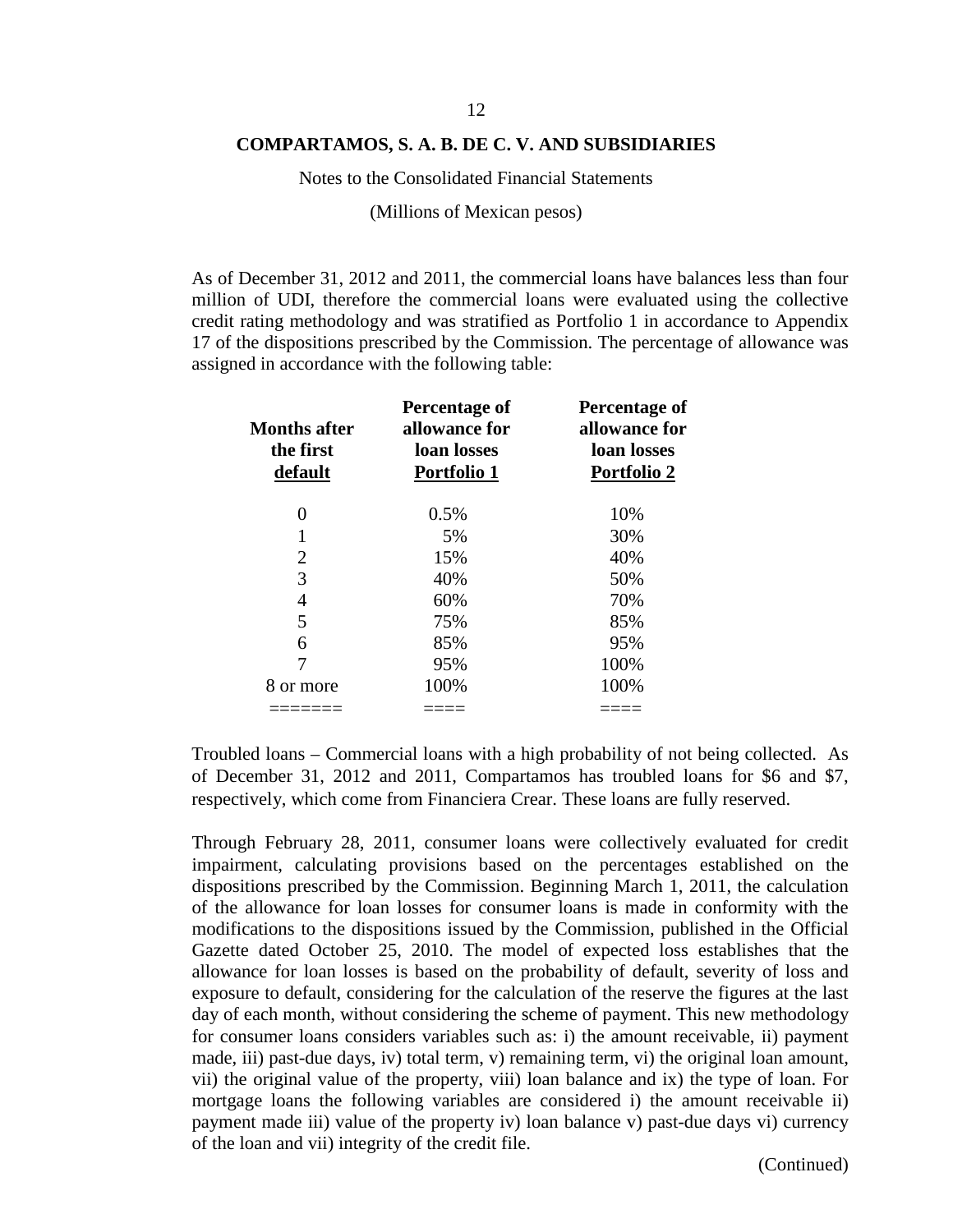**COMPARTAMOS, S. A. B. DE C. V. AND SUBSIDIARIES**

Notes to the Consolidated Financial Statements

(Millions of Mexican pesos)

As of December 31, 2012 and 2011, the commercial loans have balances less than four million of UDI, therefore the commercial loans were evaluated using the collective credit rating methodology and was stratified as Portfolio 1 in accordance to Appendix 17 of the dispositions prescribed by the Commission. The percentage of allowance was assigned in accordance with the following table:

| Months after the first default | Percentage of allowance for loan losses Portfolio 1 | Percentage of allowance for loan losses Portfolio 2 |
|---|---|---|
| 0 | 0.5% | 10% |
| 1 | 5% | 30% |
| 2 | 15% | 40% |
| 3 | 40% | 50% |
| 4 | 60% | 70% |
| 5 | 75% | 85% |
| 6 | 85% | 95% |
| 7 | 95% | 100% |
| 8 or more | 100% | 100% |

Troubled loans – Commercial loans with a high probability of not being collected. As of December 31, 2012 and 2011, Compartamos has troubled loans for $6 and $7, respectively, which come from Financiera Crear. These loans are fully reserved.

Through February 28, 2011, consumer loans were collectively evaluated for credit impairment, calculating provisions based on the percentages established on the dispositions prescribed by the Commission. Beginning March 1, 2011, the calculation of the allowance for loan losses for consumer loans is made in conformity with the modifications to the dispositions issued by the Commission, published in the Official Gazette dated October 25, 2010. The model of expected loss establishes that the allowance for loan losses is based on the probability of default, severity of loss and exposure to default, considering for the calculation of the reserve the figures at the last day of each month, without considering the scheme of payment. This new methodology for consumer loans considers variables such as: i) the amount receivable, ii) payment made, iii) past-due days, iv) total term, v) remaining term, vi) the original loan amount, vii) the original value of the property, viii) loan balance and ix) the type of loan. For mortgage loans the following variables are considered i) the amount receivable ii) payment made iii) value of the property iv) loan balance v) past-due days vi) currency of the loan and vii) integrity of the credit file.

(Continued)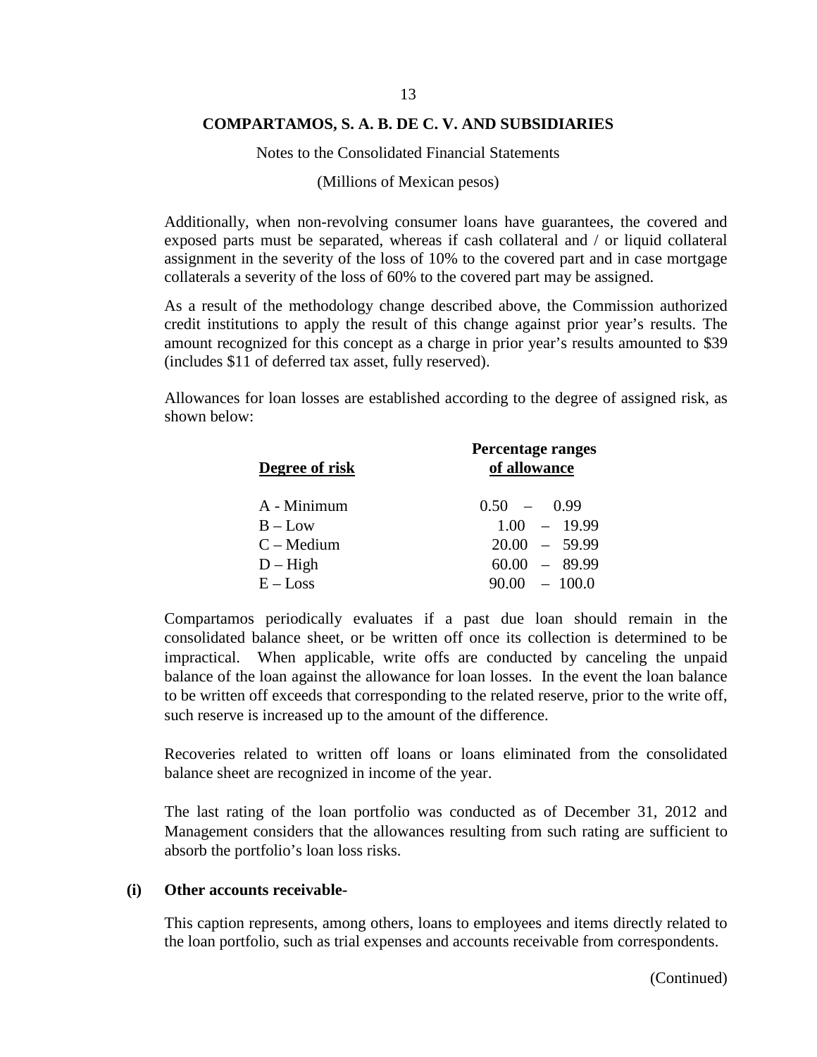Additionally, when non-revolving consumer loans have guarantees, the covered and exposed parts must be separated, whereas if cash collateral and / or liquid collateral assignment in the severity of the loss of 10% to the covered part and in case mortgage collaterals a severity of the loss of 60% to the covered part may be assigned.

As a result of the methodology change described above, the Commission authorized credit institutions to apply the result of this change against prior year's results. The amount recognized for this concept as a charge in prior year's results amounted to $39 (includes $11 of deferred tax asset, fully reserved).

Allowances for loan losses are established according to the degree of assigned risk, as shown below:

| Degree of risk | Percentage ranges of allowance |
|---|---|
| A - Minimum | 0.50 – 0.99 |
| B – Low | 1.00 – 19.99 |
| C – Medium | 20.00 – 59.99 |
| D – High | 60.00 – 89.99 |
| E – Loss | 90.00 – 100.0 |

Compartamos periodically evaluates if a past due loan should remain in the consolidated balance sheet, or be written off once its collection is determined to be impractical. When applicable, write offs are conducted by canceling the unpaid balance of the loan against the allowance for loan losses. In the event the loan balance to be written off exceeds that corresponding to the related reserve, prior to the write off, such reserve is increased up to the amount of the difference.

Recoveries related to written off loans or loans eliminated from the consolidated balance sheet are recognized in income of the year.

The last rating of the loan portfolio was conducted as of December 31, 2012 and Management considers that the allowances resulting from such rating are sufficient to absorb the portfolio's loan loss risks.

**(i) Other accounts receivable-**

This caption represents, among others, loans to employees and items directly related to the loan portfolio, such as trial expenses and accounts receivable from correspondents.

(Continued)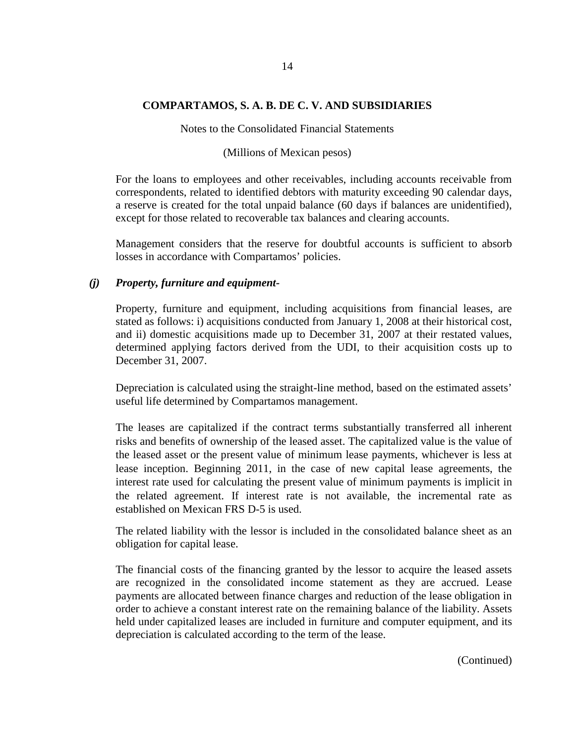For the loans to employees and other receivables, including accounts receivable from correspondents, related to identified debtors with maturity exceeding 90 calendar days, a reserve is created for the total unpaid balance (60 days if balances are unidentified), except for those related to recoverable tax balances and clearing accounts.

Management considers that the reserve for doubtful accounts is sufficient to absorb losses in accordance with Compartamos' policies.

### *(j) Property, furniture and equipment-*

Property, furniture and equipment, including acquisitions from financial leases, are stated as follows: i) acquisitions conducted from January 1, 2008 at their historical cost, and ii) domestic acquisitions made up to December 31, 2007 at their restated values, determined applying factors derived from the UDI, to their acquisition costs up to December 31, 2007.

Depreciation is calculated using the straight-line method, based on the estimated assets' useful life determined by Compartamos management.

The leases are capitalized if the contract terms substantially transferred all inherent risks and benefits of ownership of the leased asset. The capitalized value is the value of the leased asset or the present value of minimum lease payments, whichever is less at lease inception. Beginning 2011, in the case of new capital lease agreements, the interest rate used for calculating the present value of minimum payments is implicit in the related agreement. If interest rate is not available, the incremental rate as established on Mexican FRS D-5 is used.

The related liability with the lessor is included in the consolidated balance sheet as an obligation for capital lease.

The financial costs of the financing granted by the lessor to acquire the leased assets are recognized in the consolidated income statement as they are accrued. Lease payments are allocated between finance charges and reduction of the lease obligation in order to achieve a constant interest rate on the remaining balance of the liability. Assets held under capitalized leases are included in furniture and computer equipment, and its depreciation is calculated according to the term of the lease.

(Continued)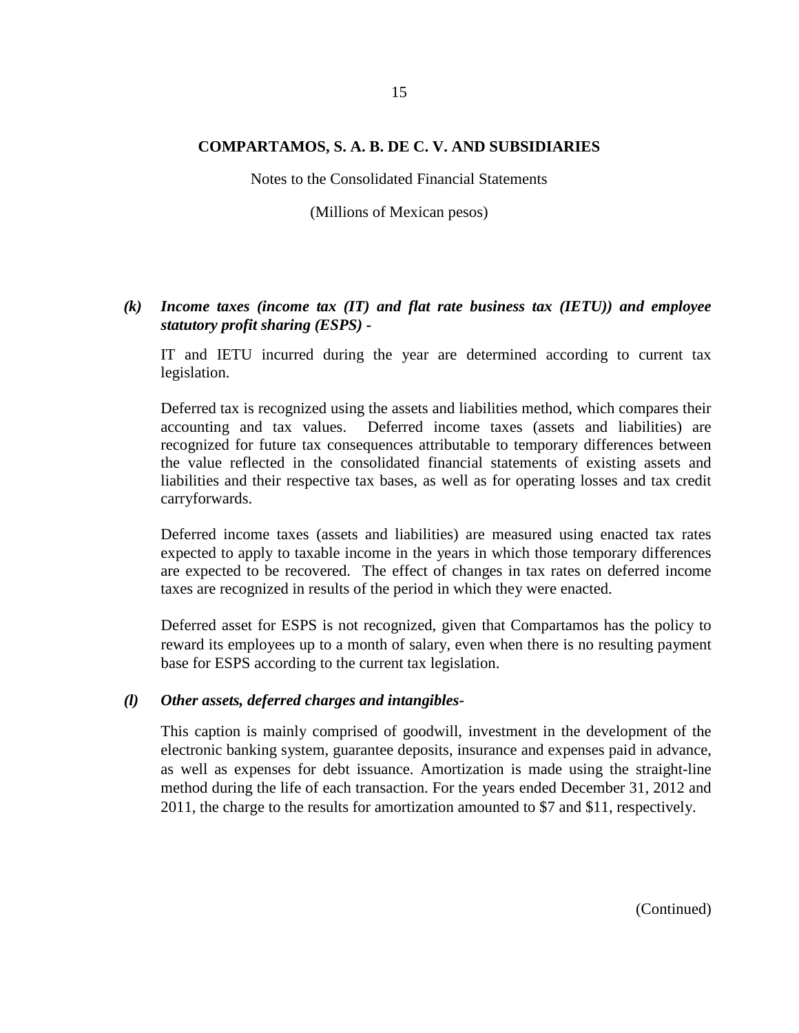## COMPARTAMOS, S. A. B. DE C. V. AND SUBSIDIARIES

Notes to the Consolidated Financial Statements

(Millions of Mexican pesos)

***(k) Income taxes (income tax (IT) and flat rate business tax (IETU)) and employee statutory profit sharing (ESPS) -***

IT and IETU incurred during the year are determined according to current tax legislation.

Deferred tax is recognized using the assets and liabilities method, which compares their accounting and tax values. Deferred income taxes (assets and liabilities) are recognized for future tax consequences attributable to temporary differences between the value reflected in the consolidated financial statements of existing assets and liabilities and their respective tax bases, as well as for operating losses and tax credit carryforwards.

Deferred income taxes (assets and liabilities) are measured using enacted tax rates expected to apply to taxable income in the years in which those temporary differences are expected to be recovered. The effect of changes in tax rates on deferred income taxes are recognized in results of the period in which they were enacted.

Deferred asset for ESPS is not recognized, given that Compartamos has the policy to reward its employees up to a month of salary, even when there is no resulting payment base for ESPS according to the current tax legislation.

***(l) Other assets, deferred charges and intangibles-***

This caption is mainly comprised of goodwill, investment in the development of the electronic banking system, guarantee deposits, insurance and expenses paid in advance, as well as expenses for debt issuance. Amortization is made using the straight-line method during the life of each transaction. For the years ended December 31, 2012 and 2011, the charge to the results for amortization amounted to $7 and $11, respectively.

(Continued)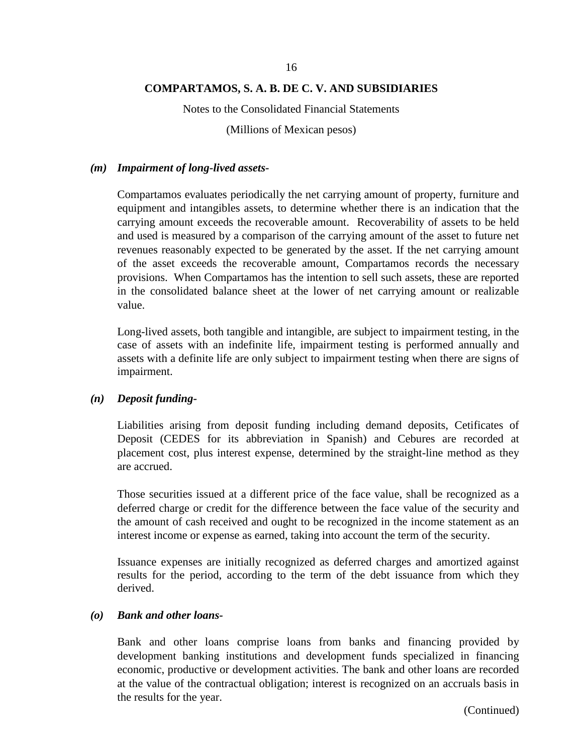**COMPARTAMOS, S. A. B. DE C. V. AND SUBSIDIARIES**

Notes to the Consolidated Financial Statements

(Millions of Mexican pesos)

***(m) Impairment of long-lived assets-***

Compartamos evaluates periodically the net carrying amount of property, furniture and equipment and intangibles assets, to determine whether there is an indication that the carrying amount exceeds the recoverable amount. Recoverability of assets to be held and used is measured by a comparison of the carrying amount of the asset to future net revenues reasonably expected to be generated by the asset. If the net carrying amount of the asset exceeds the recoverable amount, Compartamos records the necessary provisions. When Compartamos has the intention to sell such assets, these are reported in the consolidated balance sheet at the lower of net carrying amount or realizable value.

Long-lived assets, both tangible and intangible, are subject to impairment testing, in the case of assets with an indefinite life, impairment testing is performed annually and assets with a definite life are only subject to impairment testing when there are signs of impairment.

***(n) Deposit funding-***

Liabilities arising from deposit funding including demand deposits, Cetificates of Deposit (CEDES for its abbreviation in Spanish) and Cebures are recorded at placement cost, plus interest expense, determined by the straight-line method as they are accrued.

Those securities issued at a different price of the face value, shall be recognized as a deferred charge or credit for the difference between the face value of the security and the amount of cash received and ought to be recognized in the income statement as an interest income or expense as earned, taking into account the term of the security.

Issuance expenses are initially recognized as deferred charges and amortized against results for the period, according to the term of the debt issuance from which they derived.

***(o) Bank and other loans-***

Bank and other loans comprise loans from banks and financing provided by development banking institutions and development funds specialized in financing economic, productive or development activities. The bank and other loans are recorded at the value of the contractual obligation; interest is recognized on an accruals basis in the results for the year.

(Continued)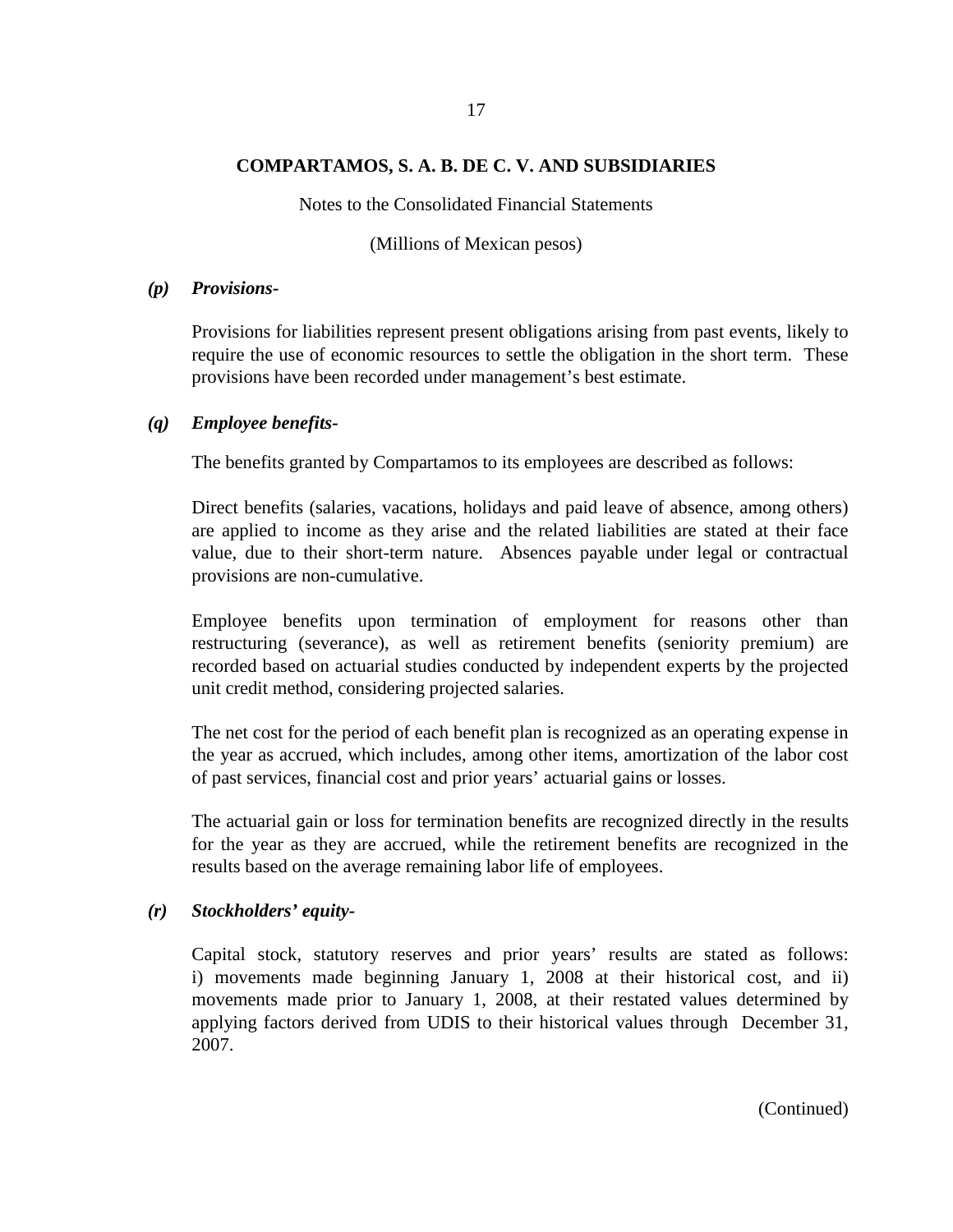### *(p) Provisions-*

Provisions for liabilities represent present obligations arising from past events, likely to require the use of economic resources to settle the obligation in the short term. These provisions have been recorded under management's best estimate.

### *(q) Employee benefits-*

The benefits granted by Compartamos to its employees are described as follows:

Direct benefits (salaries, vacations, holidays and paid leave of absence, among others) are applied to income as they arise and the related liabilities are stated at their face value, due to their short-term nature. Absences payable under legal or contractual provisions are non-cumulative.

Employee benefits upon termination of employment for reasons other than restructuring (severance), as well as retirement benefits (seniority premium) are recorded based on actuarial studies conducted by independent experts by the projected unit credit method, considering projected salaries.

The net cost for the period of each benefit plan is recognized as an operating expense in the year as accrued, which includes, among other items, amortization of the labor cost of past services, financial cost and prior years' actuarial gains or losses.

The actuarial gain or loss for termination benefits are recognized directly in the results for the year as they are accrued, while the retirement benefits are recognized in the results based on the average remaining labor life of employees.

### *(r) Stockholders' equity-*

Capital stock, statutory reserves and prior years' results are stated as follows: i) movements made beginning January 1, 2008 at their historical cost, and ii) movements made prior to January 1, 2008, at their restated values determined by applying factors derived from UDIS to their historical values through December 31, 2007.

(Continued)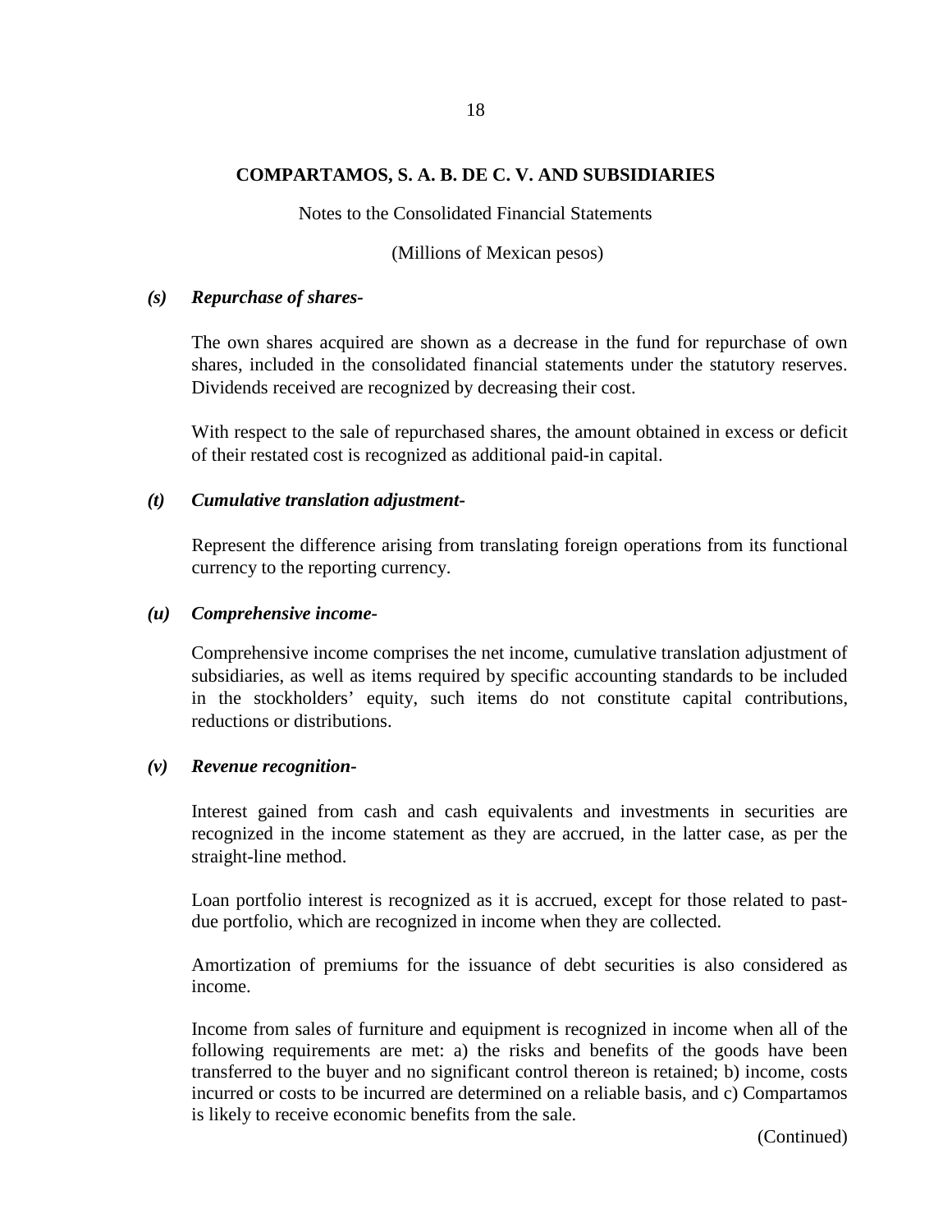**COMPARTAMOS, S. A. B. DE C. V. AND SUBSIDIARIES**

Notes to the Consolidated Financial Statements

(Millions of Mexican pesos)

***(s) Repurchase of shares-***

The own shares acquired are shown as a decrease in the fund for repurchase of own shares, included in the consolidated financial statements under the statutory reserves. Dividends received are recognized by decreasing their cost.

With respect to the sale of repurchased shares, the amount obtained in excess or deficit of their restated cost is recognized as additional paid-in capital.

***(t) Cumulative translation adjustment-***

Represent the difference arising from translating foreign operations from its functional currency to the reporting currency.

***(u) Comprehensive income-***

Comprehensive income comprises the net income, cumulative translation adjustment of subsidiaries, as well as items required by specific accounting standards to be included in the stockholders' equity, such items do not constitute capital contributions, reductions or distributions.

***(v) Revenue recognition-***

Interest gained from cash and cash equivalents and investments in securities are recognized in the income statement as they are accrued, in the latter case, as per the straight-line method.

Loan portfolio interest is recognized as it is accrued, except for those related to past-due portfolio, which are recognized in income when they are collected.

Amortization of premiums for the issuance of debt securities is also considered as income.

Income from sales of furniture and equipment is recognized in income when all of the following requirements are met: a) the risks and benefits of the goods have been transferred to the buyer and no significant control thereon is retained; b) income, costs incurred or costs to be incurred are determined on a reliable basis, and c) Compartamos is likely to receive economic benefits from the sale.

(Continued)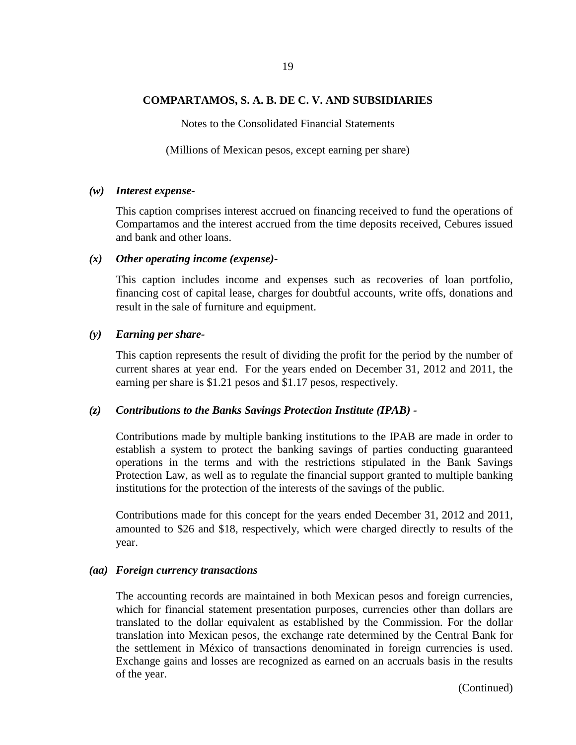**COMPARTAMOS, S. A. B. DE C. V. AND SUBSIDIARIES**

Notes to the Consolidated Financial Statements

(Millions of Mexican pesos, except earning per share)

***(w) Interest expense-***

This caption comprises interest accrued on financing received to fund the operations of Compartamos and the interest accrued from the time deposits received, Cebures issued and bank and other loans.

***(x) Other operating income (expense)-***

This caption includes income and expenses such as recoveries of loan portfolio, financing cost of capital lease, charges for doubtful accounts, write offs, donations and result in the sale of furniture and equipment.

***(y) Earning per share-***

This caption represents the result of dividing the profit for the period by the number of current shares at year end. For the years ended on December 31, 2012 and 2011, the earning per share is $1.21 pesos and $1.17 pesos, respectively.

***(z) Contributions to the Banks Savings Protection Institute (IPAB) -***

Contributions made by multiple banking institutions to the IPAB are made in order to establish a system to protect the banking savings of parties conducting guaranteed operations in the terms and with the restrictions stipulated in the Bank Savings Protection Law, as well as to regulate the financial support granted to multiple banking institutions for the protection of the interests of the savings of the public.

Contributions made for this concept for the years ended December 31, 2012 and 2011, amounted to $26 and $18, respectively, which were charged directly to results of the year.

***(aa) Foreign currency transactions***

The accounting records are maintained in both Mexican pesos and foreign currencies, which for financial statement presentation purposes, currencies other than dollars are translated to the dollar equivalent as established by the Commission. For the dollar translation into Mexican pesos, the exchange rate determined by the Central Bank for the settlement in México of transactions denominated in foreign currencies is used. Exchange gains and losses are recognized as earned on an accruals basis in the results of the year.

(Continued)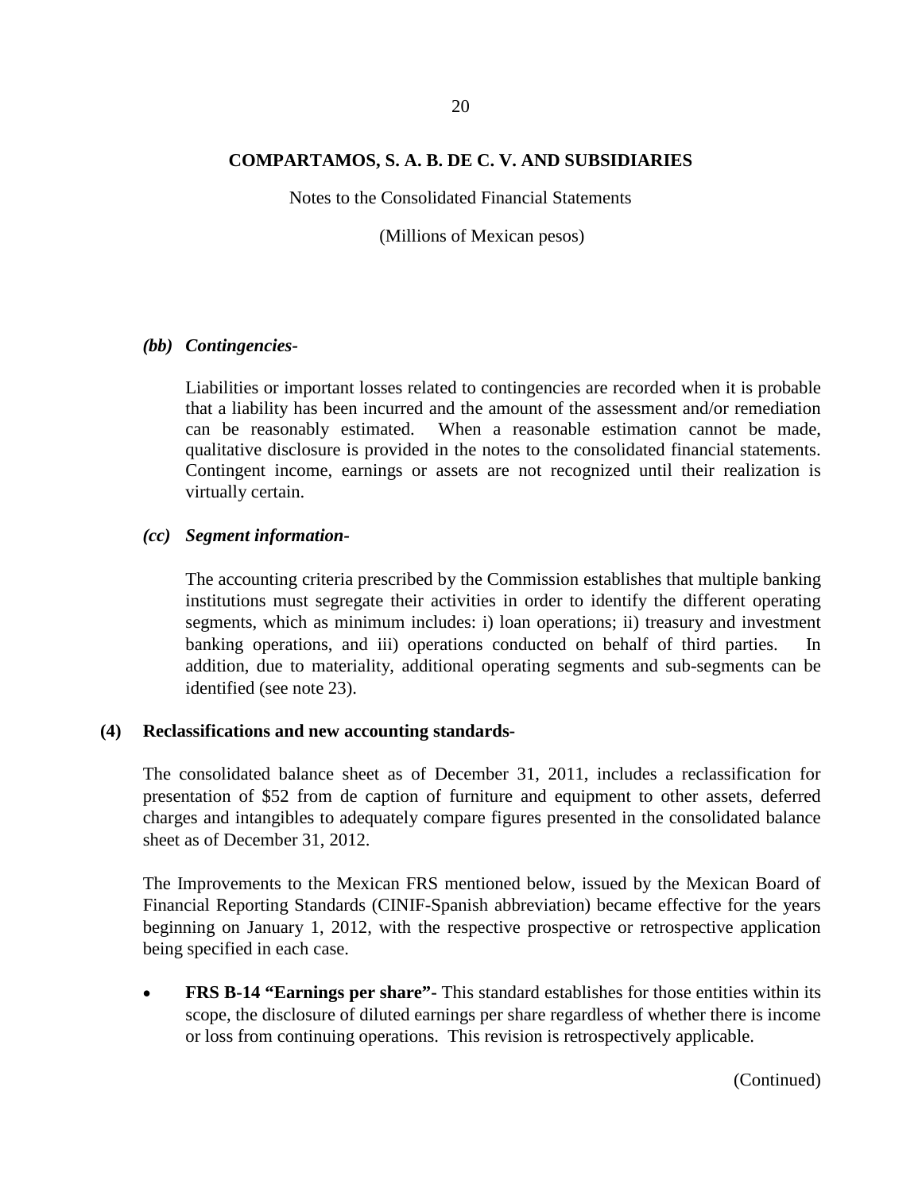### *(bb) Contingencies-*

Liabilities or important losses related to contingencies are recorded when it is probable that a liability has been incurred and the amount of the assessment and/or remediation can be reasonably estimated. When a reasonable estimation cannot be made, qualitative disclosure is provided in the notes to the consolidated financial statements. Contingent income, earnings or assets are not recognized until their realization is virtually certain.

### *(cc) Segment information-*

The accounting criteria prescribed by the Commission establishes that multiple banking institutions must segregate their activities in order to identify the different operating segments, which as minimum includes: i) loan operations; ii) treasury and investment banking operations, and iii) operations conducted on behalf of third parties. In addition, due to materiality, additional operating segments and sub-segments can be identified (see note 23).

## (4) Reclassifications and new accounting standards-

The consolidated balance sheet as of December 31, 2011, includes a reclassification for presentation of $52 from de caption of furniture and equipment to other assets, deferred charges and intangibles to adequately compare figures presented in the consolidated balance sheet as of December 31, 2012.

The Improvements to the Mexican FRS mentioned below, issued by the Mexican Board of Financial Reporting Standards (CINIF-Spanish abbreviation) became effective for the years beginning on January 1, 2012, with the respective prospective or retrospective application being specified in each case.

- **FRS B-14 "Earnings per share"-** This standard establishes for those entities within its scope, the disclosure of diluted earnings per share regardless of whether there is income or loss from continuing operations. This revision is retrospectively applicable.

(Continued)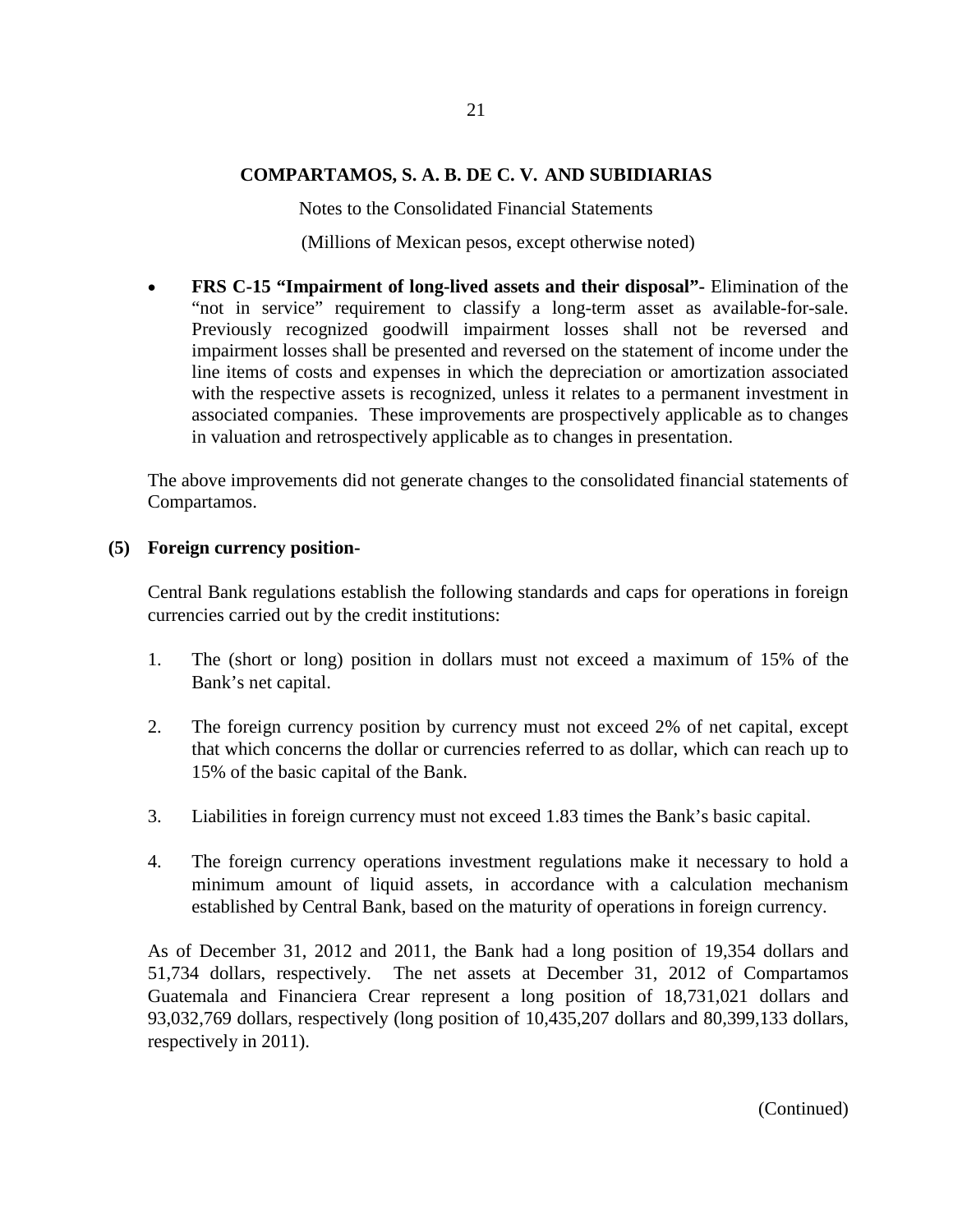- **FRS C-15 "Impairment of long-lived assets and their disposal"-** Elimination of the "not in service" requirement to classify a long-term asset as available-for-sale. Previously recognized goodwill impairment losses shall not be reversed and impairment losses shall be presented and reversed on the statement of income under the line items of costs and expenses in which the depreciation or amortization associated with the respective assets is recognized, unless it relates to a permanent investment in associated companies. These improvements are prospectively applicable as to changes in valuation and retrospectively applicable as to changes in presentation.

The above improvements did not generate changes to the consolidated financial statements of Compartamos.

## (5) Foreign currency position-

Central Bank regulations establish the following standards and caps for operations in foreign currencies carried out by the credit institutions:

1. The (short or long) position in dollars must not exceed a maximum of 15% of the Bank's net capital.

2. The foreign currency position by currency must not exceed 2% of net capital, except that which concerns the dollar or currencies referred to as dollar, which can reach up to 15% of the basic capital of the Bank.

3. Liabilities in foreign currency must not exceed 1.83 times the Bank's basic capital.

4. The foreign currency operations investment regulations make it necessary to hold a minimum amount of liquid assets, in accordance with a calculation mechanism established by Central Bank, based on the maturity of operations in foreign currency.

As of December 31, 2012 and 2011, the Bank had a long position of 19,354 dollars and 51,734 dollars, respectively. The net assets at December 31, 2012 of Compartamos Guatemala and Financiera Crear represent a long position of 18,731,021 dollars and 93,032,769 dollars, respectively (long position of 10,435,207 dollars and 80,399,133 dollars, respectively in 2011).

(Continued)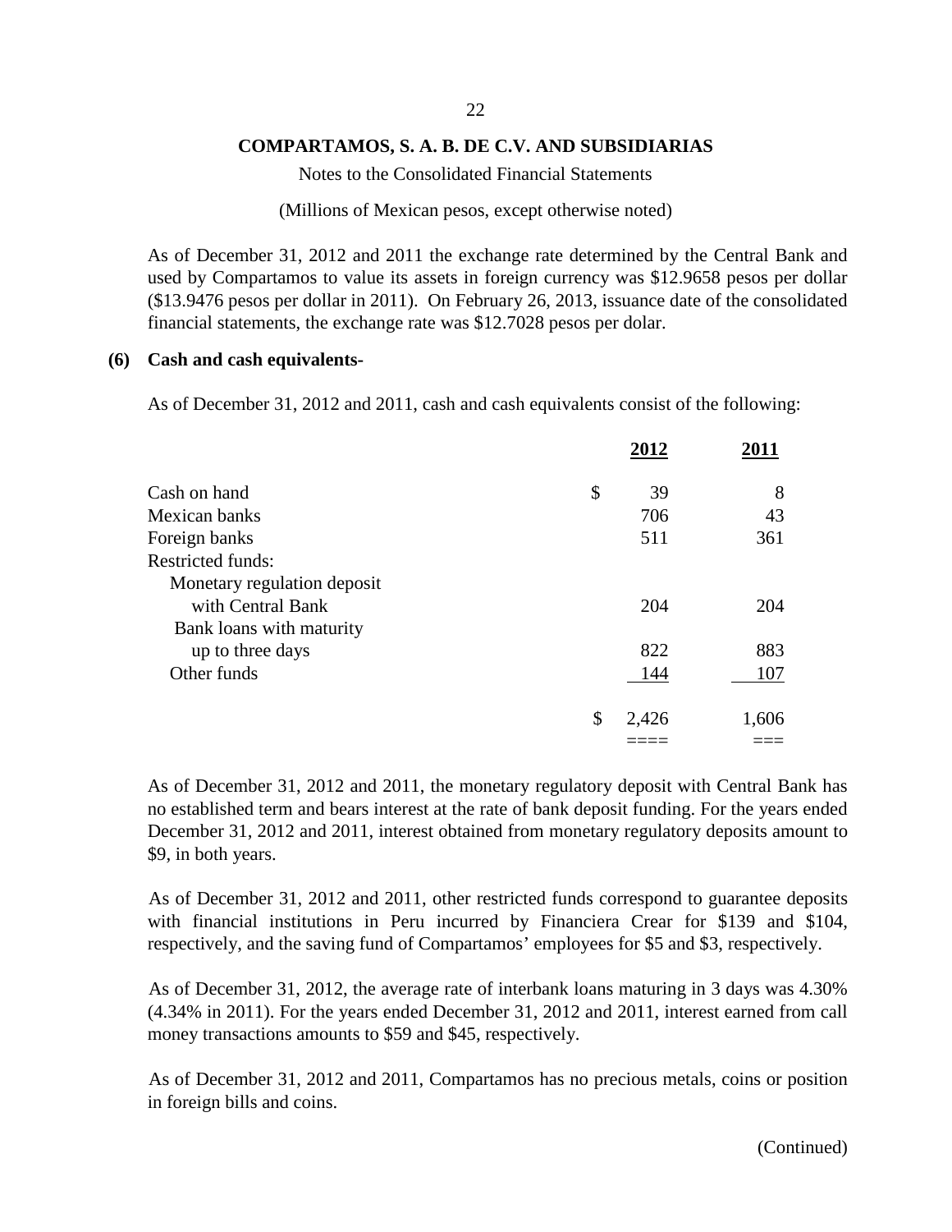**COMPARTAMOS, S. A. B. DE C.V. AND SUBSIDIARIAS**

Notes to the Consolidated Financial Statements

(Millions of Mexican pesos, except otherwise noted)

As of December 31, 2012 and 2011 the exchange rate determined by the Central Bank and used by Compartamos to value its assets in foreign currency was $12.9658 pesos per dollar ($13.9476 pesos per dollar in 2011). On February 26, 2013, issuance date of the consolidated financial statements, the exchange rate was $12.7028 pesos per dolar.

## (6) Cash and cash equivalents-

As of December 31, 2012 and 2011, cash and cash equivalents consist of the following:

| | 2012 | 2011 |
|---|---|---|
| Cash on hand | $ 39 | 8 |
| Mexican banks | 706 | 43 |
| Foreign banks | 511 | 361 |
| Restricted funds: | | |
| Monetary regulation deposit with Central Bank | 204 | 204 |
| Bank loans with maturity up to three days | 822 | 883 |
| Other funds | 144 | 107 |
| | $ 2,426 | 1,606 |

As of December 31, 2012 and 2011, the monetary regulatory deposit with Central Bank has no established term and bears interest at the rate of bank deposit funding. For the years ended December 31, 2012 and 2011, interest obtained from monetary regulatory deposits amount to $9, in both years.

As of December 31, 2012 and 2011, other restricted funds correspond to guarantee deposits with financial institutions in Peru incurred by Financiera Crear for $139 and $104, respectively, and the saving fund of Compartamos' employees for $5 and $3, respectively.

As of December 31, 2012, the average rate of interbank loans maturing in 3 days was 4.30% (4.34% in 2011). For the years ended December 31, 2012 and 2011, interest earned from call money transactions amounts to $59 and $45, respectively.

As of December 31, 2012 and 2011, Compartamos has no precious metals, coins or position in foreign bills and coins.

(Continued)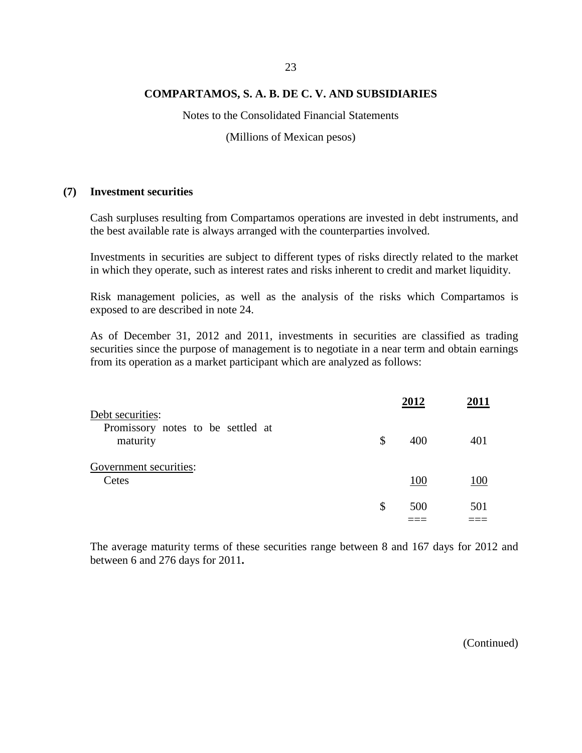COMPARTAMOS, S. A. B. DE C. V. AND SUBSIDIARIES

Notes to the Consolidated Financial Statements

(Millions of Mexican pesos)

## (7) Investment securities

Cash surpluses resulting from Compartamos operations are invested in debt instruments, and the best available rate is always arranged with the counterparties involved.

Investments in securities are subject to different types of risks directly related to the market in which they operate, such as interest rates and risks inherent to credit and market liquidity.

Risk management policies, as well as the analysis of the risks which Compartamos is exposed to are described in note 24.

As of December 31, 2012 and 2011, investments in securities are classified as trading securities since the purpose of management is to negotiate in a near term and obtain earnings from its operation as a market participant which are analyzed as follows:

| | | 2012 | 2011 |
|---|---|---|---|
| Debt securities: | | | |
| Promissory notes to be settled at maturity | $ | 400 | 401 |
| Government securities: | | | |
| Cetes | | 100 | 100 |
| | $ | 500 | 501 |

The average maturity terms of these securities range between 8 and 167 days for 2012 and between 6 and 276 days for 2011**.**

(Continued)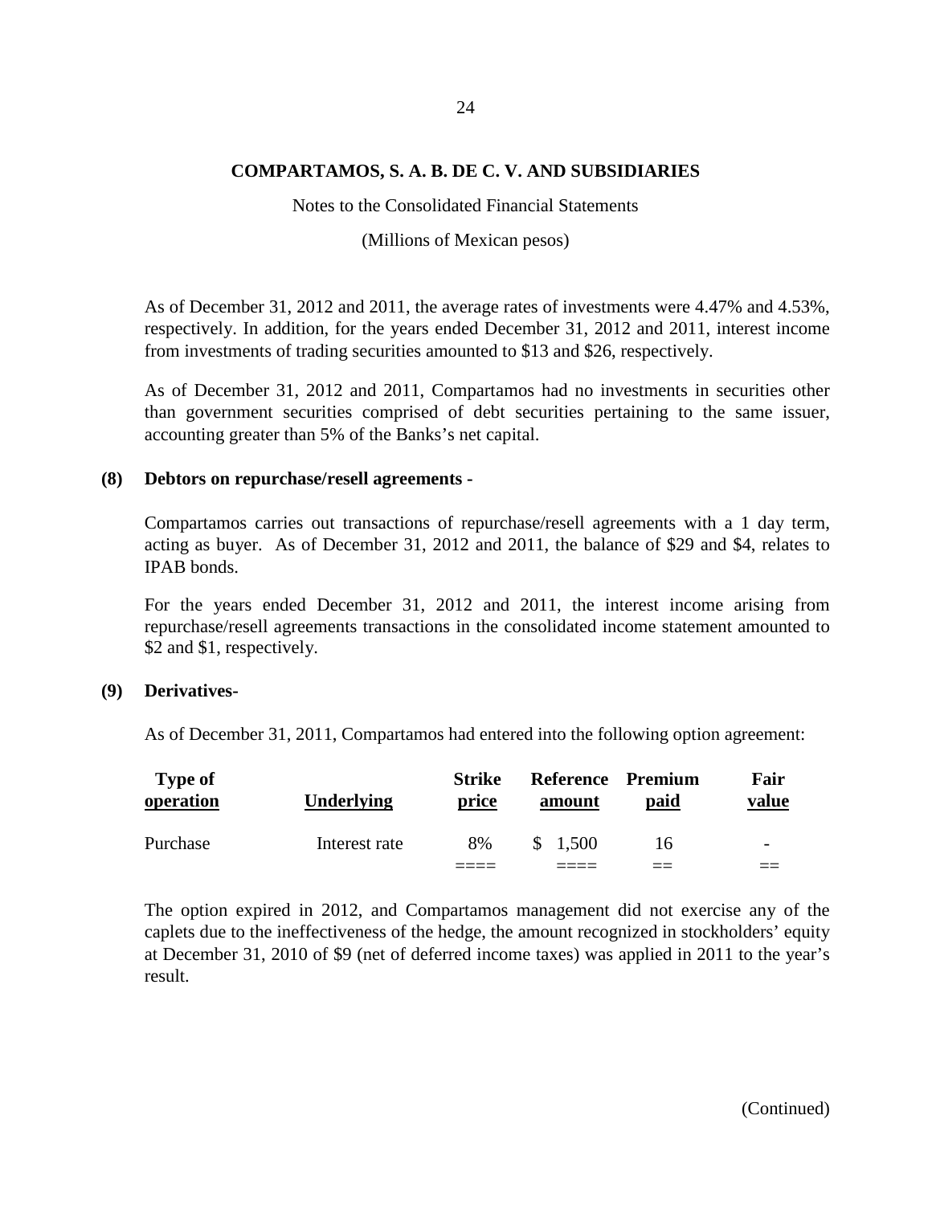**COMPARTAMOS, S. A. B. DE C. V. AND SUBSIDIARIES**

Notes to the Consolidated Financial Statements

(Millions of Mexican pesos)

As of December 31, 2012 and 2011, the average rates of investments were 4.47% and 4.53%, respectively. In addition, for the years ended December 31, 2012 and 2011, interest income from investments of trading securities amounted to $13 and $26, respectively.

As of December 31, 2012 and 2011, Compartamos had no investments in securities other than government securities comprised of debt securities pertaining to the same issuer, accounting greater than 5% of the Banks's net capital.

## (8) Debtors on repurchase/resell agreements -

Compartamos carries out transactions of repurchase/resell agreements with a 1 day term, acting as buyer. As of December 31, 2012 and 2011, the balance of $29 and $4, relates to IPAB bonds.

For the years ended December 31, 2012 and 2011, the interest income arising from repurchase/resell agreements transactions in the consolidated income statement amounted to $2 and $1, respectively.

## (9) Derivatives-

As of December 31, 2011, Compartamos had entered into the following option agreement:

| Type of operation | Underlying | Strike price | Reference amount | Premium paid | Fair value |
|---|---|---|---|---|---|
| Purchase | Interest rate | 8% | $ 1,500 | 16 | - |

The option expired in 2012, and Compartamos management did not exercise any of the caplets due to the ineffectiveness of the hedge, the amount recognized in stockholders' equity at December 31, 2010 of $9 (net of deferred income taxes) was applied in 2011 to the year's result.

(Continued)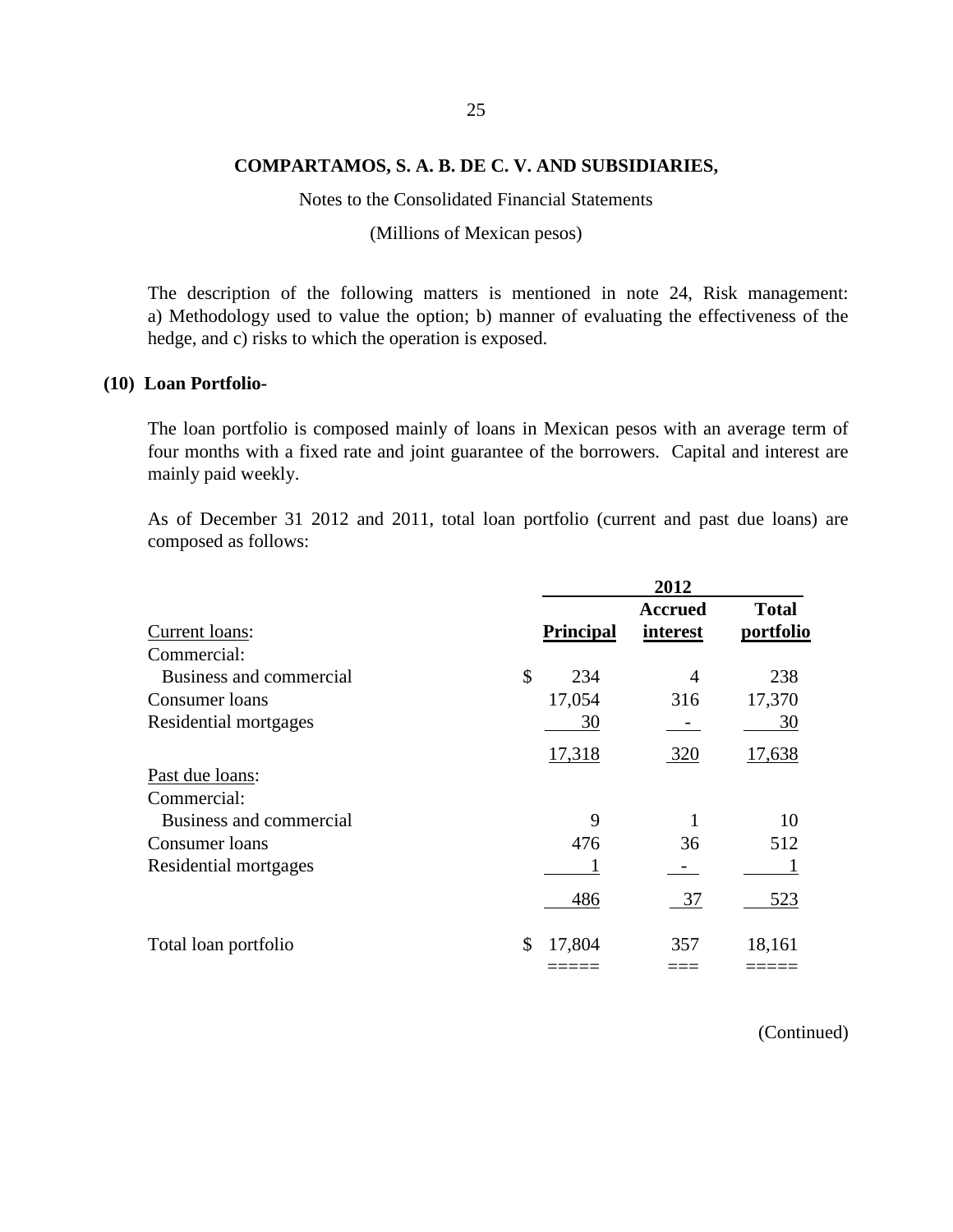COMPARTAMOS, S. A. B. DE C. V. AND SUBSIDIARIES,

Notes to the Consolidated Financial Statements

(Millions of Mexican pesos)

The description of the following matters is mentioned in note 24, Risk management: a) Methodology used to value the option; b) manner of evaluating the effectiveness of the hedge, and c) risks to which the operation is exposed.

## (10) Loan Portfolio-

The loan portfolio is composed mainly of loans in Mexican pesos with an average term of four months with a fixed rate and joint guarantee of the borrowers. Capital and interest are mainly paid weekly.

As of December 31 2012 and 2011, total loan portfolio (current and past due loans) are composed as follows:

| | 2012 | | |
|---|---|---|---|
| | **Principal** | **Accrued interest** | **Total portfolio** |
| Current loans: | | | |
| Commercial: | | | |
| Business and commercial | $ 234 | 4 | 238 |
| Consumer loans | 17,054 | 316 | 17,370 |
| Residential mortgages | 30 | - | 30 |
| | 17,318 | 320 | 17,638 |
| Past due loans: | | | |
| Commercial: | | | |
| Business and commercial | 9 | 1 | 10 |
| Consumer loans | 476 | 36 | 512 |
| Residential mortgages | 1 | - | 1 |
| | 486 | 37 | 523 |
| Total loan portfolio | $ 17,804 | 357 | 18,161 |

(Continued)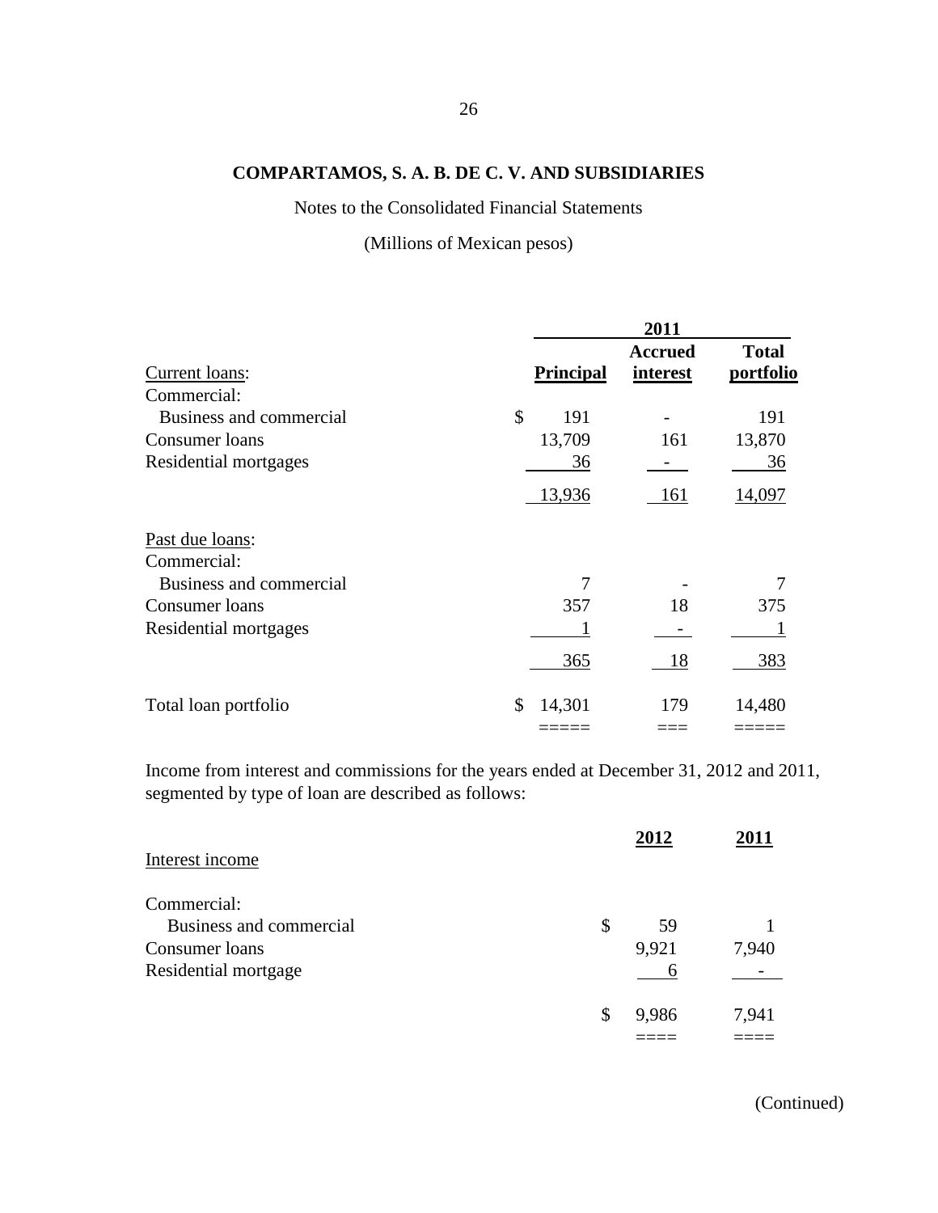**COMPARTAMOS, S. A. B. DE C. V. AND SUBSIDIARIES**

Notes to the Consolidated Financial Statements

(Millions of Mexican pesos)

| | 2011 | | |
|---|---|---|---|
| Current loans: | **Principal** | **Accrued interest** | **Total portfolio** |
| Commercial: | | | |
| Business and commercial | $ 191 | - | 191 |
| Consumer loans | 13,709 | 161 | 13,870 |
| Residential mortgages | 36 | - | 36 |
| | 13,936 | 161 | 14,097 |
| Past due loans: | | | |
| Commercial: | | | |
| Business and commercial | 7 | - | 7 |
| Consumer loans | 357 | 18 | 375 |
| Residential mortgages | 1 | - | 1 |
| | 365 | 18 | 383 |
| Total loan portfolio | $ 14,301 | 179 | 14,480 |

Income from interest and commissions for the years ended at December 31, 2012 and 2011, segmented by type of loan are described as follows:

| Interest income | 2012 | 2011 |
|---|---|---|
| Commercial: | | |
| Business and commercial | $ 59 | 1 |
| Consumer loans | 9,921 | 7,940 |
| Residential mortgage | 6 | - |
| | $ 9,986 | 7,941 |

(Continued)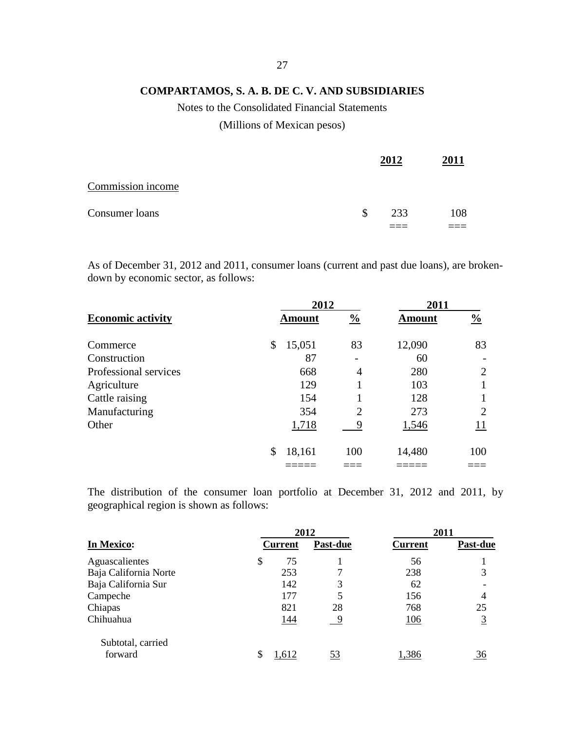**COMPARTAMOS, S. A. B. DE C. V. AND SUBSIDIARIES**

Notes to the Consolidated Financial Statements

(Millions of Mexican pesos)

| | 2012 | 2011 |
|---|---|---|
| Commission income | | |
| Consumer loans | $ 233 | 108 |

As of December 31, 2012 and 2011, consumer loans (current and past due loans), are broken-down by economic sector, as follows:

| | 2012 | | 2011 | |
|---|---|---|---|---|
| **Economic activity** | **Amount** | **%** | **Amount** | **%** |
| Commerce | $ 15,051 | 83 | 12,090 | 83 |
| Construction | 87 | - | 60 | - |
| Professional services | 668 | 4 | 280 | 2 |
| Agriculture | 129 | 1 | 103 | 1 |
| Cattle raising | 154 | 1 | 128 | 1 |
| Manufacturing | 354 | 2 | 273 | 2 |
| Other | 1,718 | 9 | 1,546 | 11 |
| | $ 18,161 | 100 | 14,480 | 100 |

The distribution of the consumer loan portfolio at December 31, 2012 and 2011, by geographical region is shown as follows:

| | 2012 | | 2011 | |
|---|---|---|---|---|
| **In Mexico:** | **Current** | **Past-due** | **Current** | **Past-due** |
| Aguascalientes | $ 75 | 1 | 56 | 1 |
| Baja California Norte | 253 | 7 | 238 | 3 |
| Baja California Sur | 142 | 3 | 62 | - |
| Campeche | 177 | 5 | 156 | 4 |
| Chiapas | 821 | 28 | 768 | 25 |
| Chihuahua | 144 | 9 | 106 | 3 |
| Subtotal, carried forward | $ 1,612 | 53 | 1,386 | 36 |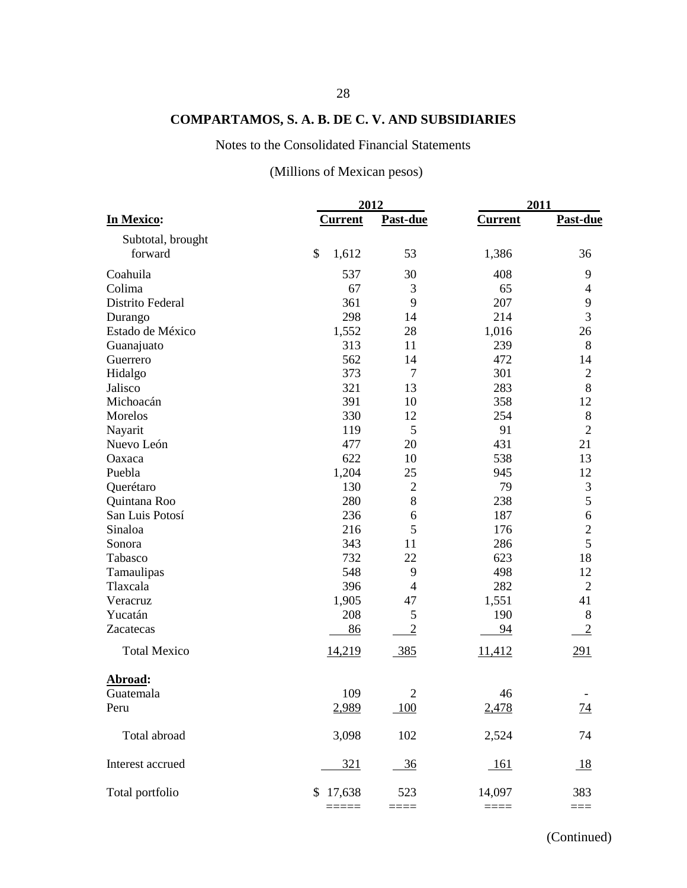**COMPARTAMOS, S. A. B. DE C. V. AND SUBSIDIARIES**

Notes to the Consolidated Financial Statements

(Millions of Mexican pesos)

| | 2012 | | 2011 | |
|---|---|---|---|---|
| **In Mexico:** | **Current** | **Past-due** | **Current** | **Past-due** |
| Subtotal, brought forward | $ 1,612 | 53 | 1,386 | 36 |
| Coahuila | 537 | 30 | 408 | 9 |
| Colima | 67 | 3 | 65 | 4 |
| Distrito Federal | 361 | 9 | 207 | 9 |
| Durango | 298 | 14 | 214 | 3 |
| Estado de México | 1,552 | 28 | 1,016 | 26 |
| Guanajuato | 313 | 11 | 239 | 8 |
| Guerrero | 562 | 14 | 472 | 14 |
| Hidalgo | 373 | 7 | 301 | 2 |
| Jalisco | 321 | 13 | 283 | 8 |
| Michoacán | 391 | 10 | 358 | 12 |
| Morelos | 330 | 12 | 254 | 8 |
| Nayarit | 119 | 5 | 91 | 2 |
| Nuevo León | 477 | 20 | 431 | 21 |
| Oaxaca | 622 | 10 | 538 | 13 |
| Puebla | 1,204 | 25 | 945 | 12 |
| Querétaro | 130 | 2 | 79 | 3 |
| Quintana Roo | 280 | 8 | 238 | 5 |
| San Luis Potosí | 236 | 6 | 187 | 6 |
| Sinaloa | 216 | 5 | 176 | 2 |
| Sonora | 343 | 11 | 286 | 5 |
| Tabasco | 732 | 22 | 623 | 18 |
| Tamaulipas | 548 | 9 | 498 | 12 |
| Tlaxcala | 396 | 4 | 282 | 2 |
| Veracruz | 1,905 | 47 | 1,551 | 41 |
| Yucatán | 208 | 5 | 190 | 8 |
| Zacatecas | 86 | 2 | 94 | 2 |
| Total Mexico | 14,219 | 385 | 11,412 | 291 |
| **Abroad:** | | | | |
| Guatemala | 109 | 2 | 46 | - |
| Peru | 2,989 | 100 | 2,478 | 74 |
| Total abroad | 3,098 | 102 | 2,524 | 74 |
| Interest accrued | 321 | 36 | 161 | 18 |
| Total portfolio | $ 17,638 | 523 | 14,097 | 383 |

(Continued)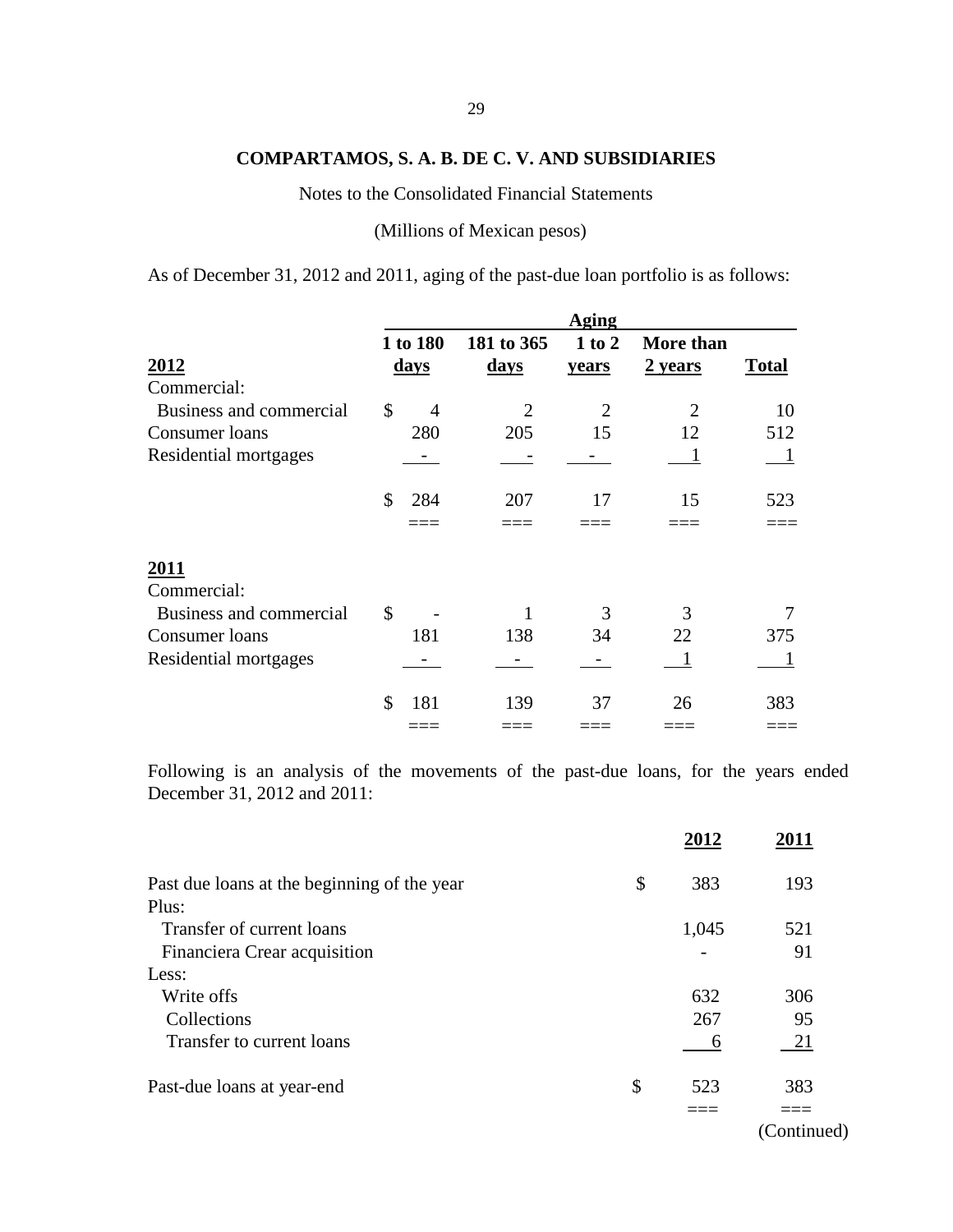**COMPARTAMOS, S. A. B. DE C. V. AND SUBSIDIARIES**

Notes to the Consolidated Financial Statements

(Millions of Mexican pesos)

As of December 31, 2012 and 2011, aging of the past-due loan portfolio is as follows:

| | Aging | | | | |
|---|---|---|---|---|---|
| **2012** | **1 to 180 days** | **181 to 365 days** | **1 to 2 years** | **More than 2 years** | **Total** |
| Commercial: | | | | | |
| Business and commercial | $ 4 | 2 | 2 | 2 | 10 |
| Consumer loans | 280 | 205 | 15 | 12 | 512 |
| Residential mortgages | - | - | - | 1 | 1 |
| | $ 284 | 207 | 17 | 15 | 523 |
| **2011** | | | | | |
| Commercial: | | | | | |
| Business and commercial | $ - | 1 | 3 | 3 | 7 |
| Consumer loans | 181 | 138 | 34 | 22 | 375 |
| Residential mortgages | - | - | - | 1 | 1 |
| | $ 181 | 139 | 37 | 26 | 383 |

Following is an analysis of the movements of the past-due loans, for the years ended December 31, 2012 and 2011:

| | **2012** | **2011** |
|---|---|---|
| Past due loans at the beginning of the year | $ 383 | 193 |
| Plus: | | |
| Transfer of current loans | 1,045 | 521 |
| Financiera Crear acquisition | - | 91 |
| Less: | | |
| Write offs | 632 | 306 |
| Collections | 267 | 95 |
| Transfer to current loans | 6 | 21 |
| Past-due loans at year-end | $ 523 | 383 |

(Continued)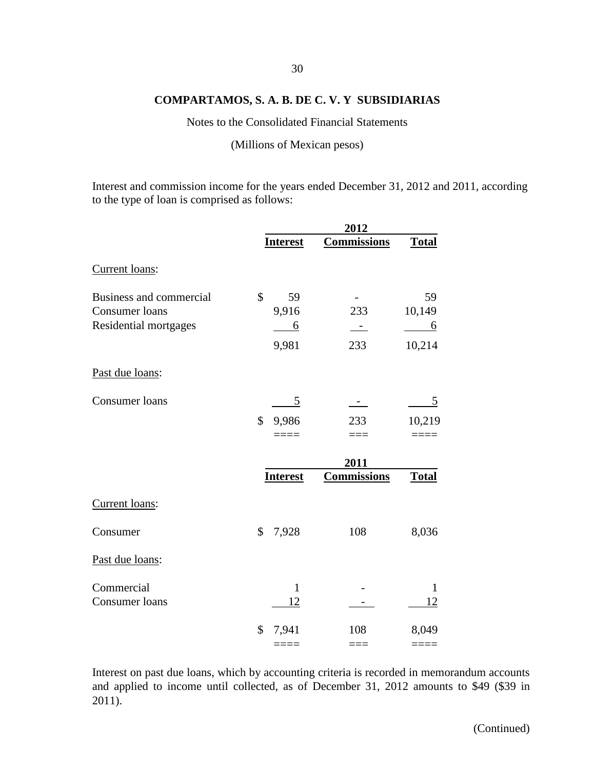**COMPARTAMOS, S. A. B. DE C. V. Y SUBSIDIARIAS**

Notes to the Consolidated Financial Statements

(Millions of Mexican pesos)

Interest and commission income for the years ended December 31, 2012 and 2011, according to the type of loan is comprised as follows:

| | 2012 | | |
|---|---|---|---|
| | **Interest** | **Commissions** | **Total** |
| Current loans: | | | |
| Business and commercial | $ 59 | - | 59 |
| Consumer loans | 9,916 | 233 | 10,149 |
| Residential mortgages | 6 | - | 6 |
| | 9,981 | 233 | 10,214 |
| Past due loans: | | | |
| Consumer loans | 5 | - | 5 |
| | $ 9,986 | 233 | 10,219 |

| | 2011 | | |
|---|---|---|---|
| | **Interest** | **Commissions** | **Total** |
| Current loans: | | | |
| Consumer | $ 7,928 | 108 | 8,036 |
| Past due loans: | | | |
| Commercial | 1 | - | 1 |
| Consumer loans | 12 | - | 12 |
| | $ 7,941 | 108 | 8,049 |

Interest on past due loans, which by accounting criteria is recorded in memorandum accounts and applied to income until collected, as of December 31, 2012 amounts to $49 ($39 in 2011).

(Continued)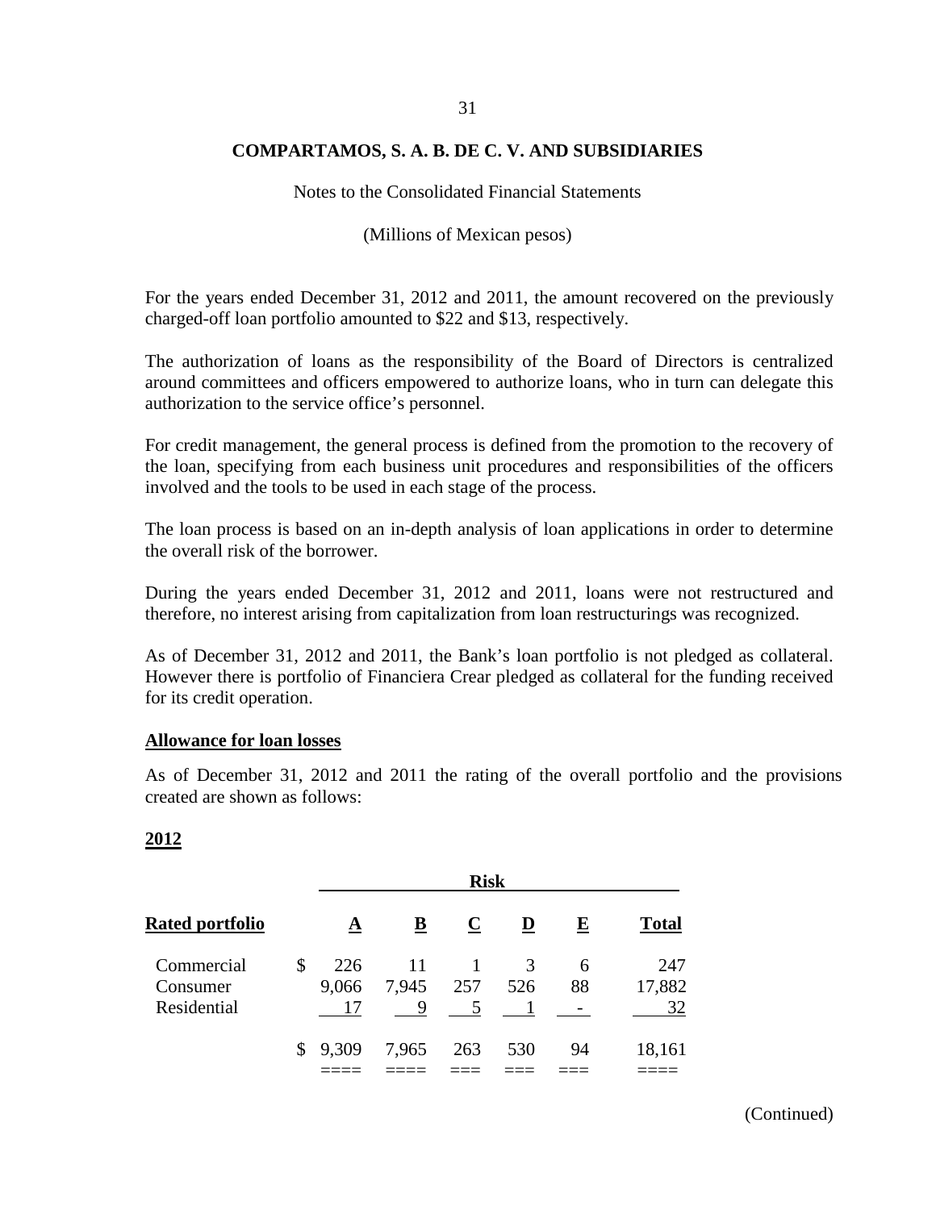For the years ended December 31, 2012 and 2011, the amount recovered on the previously charged-off loan portfolio amounted to $22 and $13, respectively.

The authorization of loans as the responsibility of the Board of Directors is centralized around committees and officers empowered to authorize loans, who in turn can delegate this authorization to the service office's personnel.

For credit management, the general process is defined from the promotion to the recovery of the loan, specifying from each business unit procedures and responsibilities of the officers involved and the tools to be used in each stage of the process.

The loan process is based on an in-depth analysis of loan applications in order to determine the overall risk of the borrower.

During the years ended December 31, 2012 and 2011, loans were not restructured and therefore, no interest arising from capitalization from loan restructurings was recognized.

As of December 31, 2012 and 2011, the Bank's loan portfolio is not pledged as collateral. However there is portfolio of Financiera Crear pledged as collateral for the funding received for its credit operation.

**Allowance for loan losses**

As of December 31, 2012 and 2011 the rating of the overall portfolio and the provisions created are shown as follows:

**2012**

| | Risk | | | | | |
|---|---|---|---|---|---|---|
| **Rated portfolio** | **A** | **B** | **C** | **D** | **E** | **Total** |
| Commercial | $ 226 | 11 | 1 | 3 | 6 | 247 |
| Consumer | 9,066 | 7,945 | 257 | 526 | 88 | 17,882 |
| Residential | 17 | 9 | 5 | 1 | - | 32 |
| | $ 9,309 | 7,965 | 263 | 530 | 94 | 18,161 |

(Continued)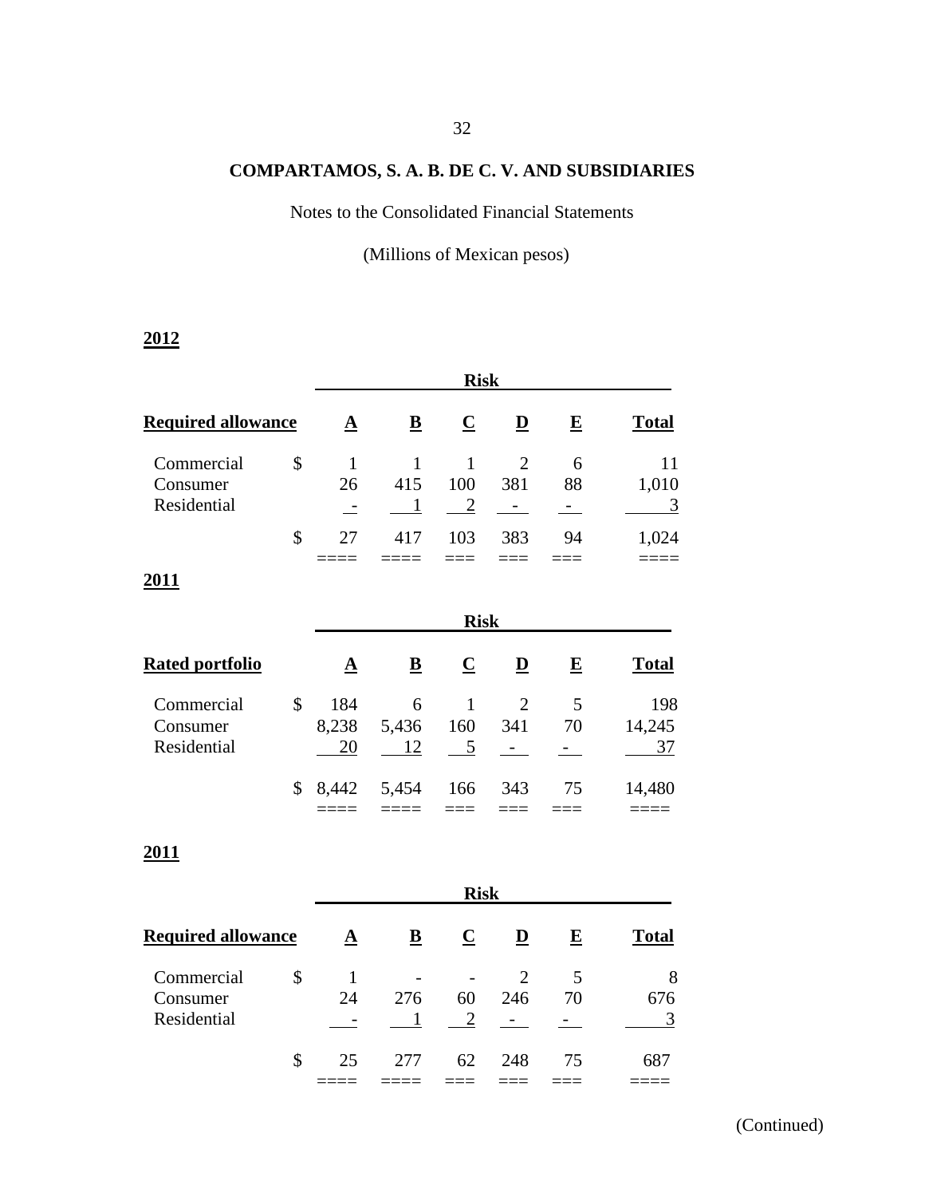# COMPARTAMOS, S. A. B. DE C. V. AND SUBSIDIARIES

Notes to the Consolidated Financial Statements

(Millions of Mexican pesos)

**2012**

| | | Risk | | | | | |
|---|---|---|---|---|---|---|---|
| **Required allowance** | | **A** | **B** | **C** | **D** | **E** | **Total** |
| Commercial | $ | 1 | 1 | 1 | 2 | 6 | 11 |
| Consumer | | 26 | 415 | 100 | 381 | 88 | 1,010 |
| Residential | | - | 1 | 2 | - | - | 3 |
| | $ | 27 | 417 | 103 | 383 | 94 | 1,024 |

**2011**

| | | Risk | | | | | |
|---|---|---|---|---|---|---|---|
| **Rated portfolio** | | **A** | **B** | **C** | **D** | **E** | **Total** |
| Commercial | $ | 184 | 6 | 1 | 2 | 5 | 198 |
| Consumer | | 8,238 | 5,436 | 160 | 341 | 70 | 14,245 |
| Residential | | 20 | 12 | 5 | - | - | 37 |
| | $ | 8,442 | 5,454 | 166 | 343 | 75 | 14,480 |

**2011**

| | | Risk | | | | | |
|---|---|---|---|---|---|---|---|
| **Required allowance** | | **A** | **B** | **C** | **D** | **E** | **Total** |
| Commercial | $ | 1 | - | - | 2 | 5 | 8 |
| Consumer | | 24 | 276 | 60 | 246 | 70 | 676 |
| Residential | | - | 1 | 2 | - | - | 3 |
| | $ | 25 | 277 | 62 | 248 | 75 | 687 |

(Continued)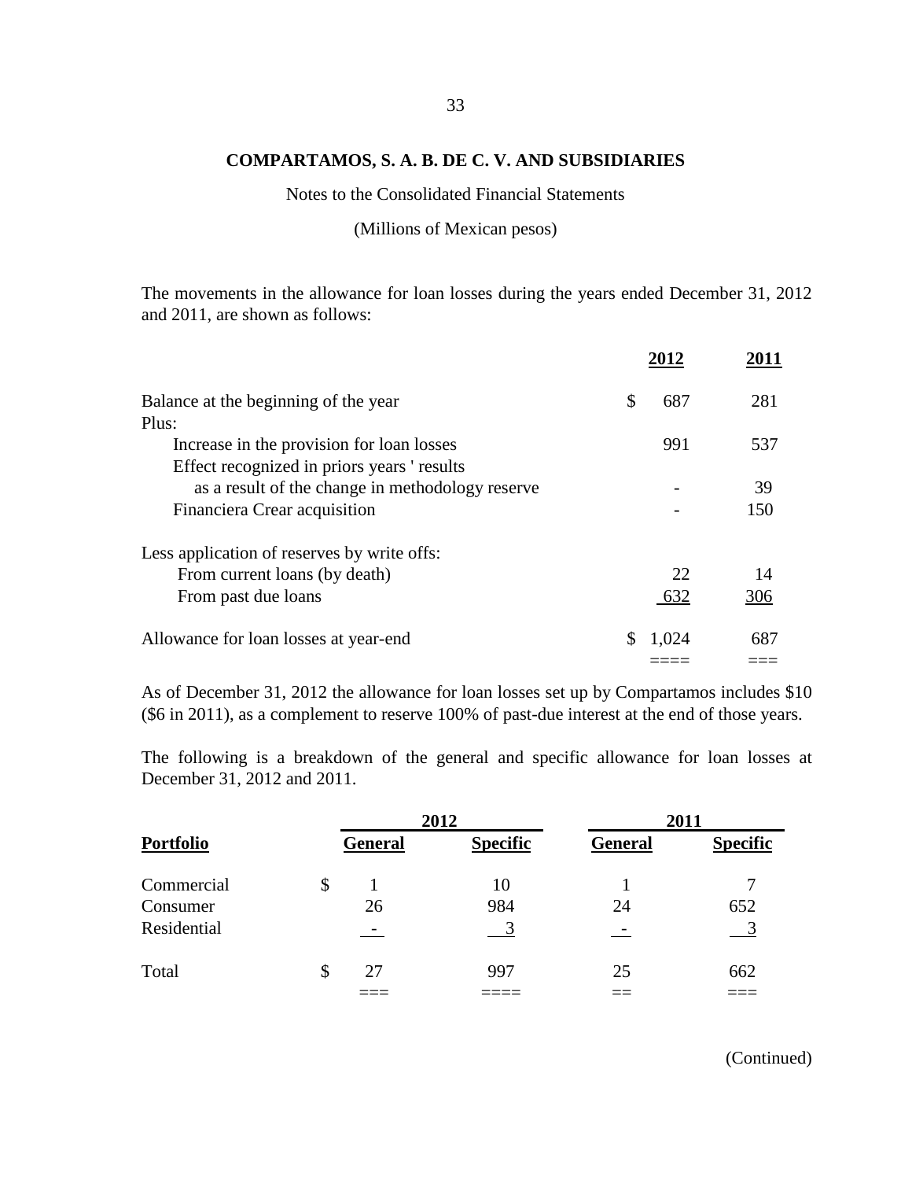**COMPARTAMOS, S. A. B. DE C. V. AND SUBSIDIARIES**

Notes to the Consolidated Financial Statements

(Millions of Mexican pesos)

The movements in the allowance for loan losses during the years ended December 31, 2012 and 2011, are shown as follows:

| | 2012 | 2011 |
|---|---|---|
| Balance at the beginning of the year | $ 687 | 281 |
| Plus: | | |
| Increase in the provision for loan losses | 991 | 537 |
| Effect recognized in priors years ' results as a result of the change in methodology reserve | - | 39 |
| Financiera Crear acquisition | - | 150 |
| Less application of reserves by write offs: | | |
| From current loans (by death) | 22 | 14 |
| From past due loans | 632 | 306 |
| Allowance for loan losses at year-end | $ 1,024 | 687 |

As of December 31, 2012 the allowance for loan losses set up by Compartamos includes $10 ($6 in 2011), as a complement to reserve 100% of past-due interest at the end of those years.

The following is a breakdown of the general and specific allowance for loan losses at December 31, 2012 and 2011.

| | 2012 | | 2011 | |
|---|---|---|---|---|
| **Portfolio** | **General** | **Specific** | **General** | **Specific** |
| Commercial | $ 1 | 10 | 1 | 7 |
| Consumer | 26 | 984 | 24 | 652 |
| Residential | - | 3 | - | 3 |
| Total | $ 27 | 997 | 25 | 662 |

(Continued)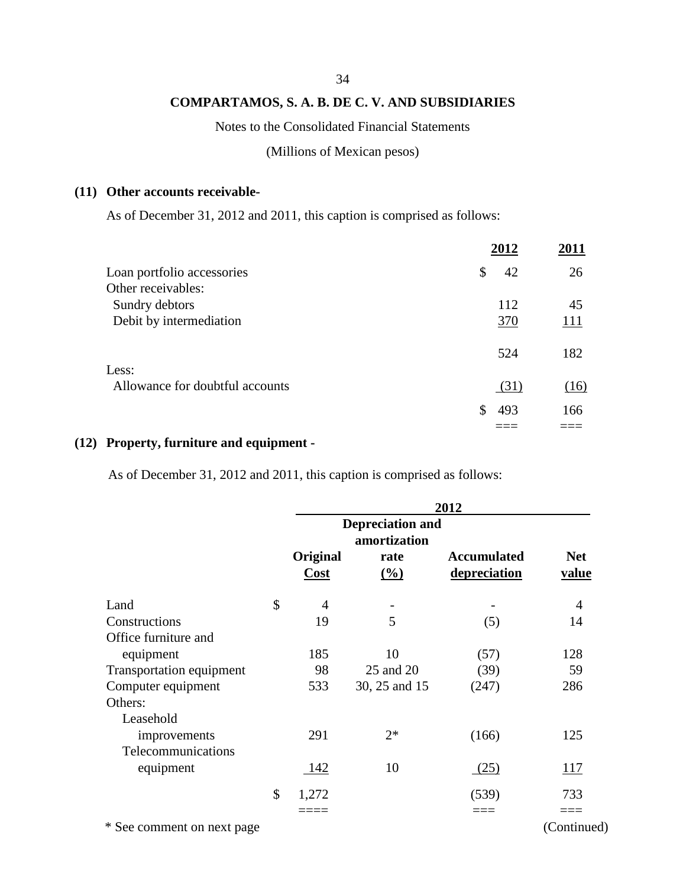**COMPARTAMOS, S. A. B. DE C. V. AND SUBSIDIARIES**

Notes to the Consolidated Financial Statements

(Millions of Mexican pesos)

## (11) Other accounts receivable-

As of December 31, 2012 and 2011, this caption is comprised as follows:

| | 2012 | 2011 |
|---|---|---|
| Loan portfolio accessories | $ 42 | 26 |
| Other receivables: | | |
| Sundry debtors | 112 | 45 |
| Debit by intermediation | 370 | 111 |
| | 524 | 182 |
| Less: | | |
| Allowance for doubtful accounts | (31) | (16) |
| | $ 493 | 166 |

## (12) Property, furniture and equipment -

As of December 31, 2012 and 2011, this caption is comprised as follows:

| | 2012 | | | |
|---|---|---|---|---|
| | Original Cost | Depreciation and amortization rate (%) | Accumulated depreciation | Net value |
| Land | $ 4 | - | - | 4 |
| Constructions | 19 | 5 | (5) | 14 |
| Office furniture and equipment | 185 | 10 | (57) | 128 |
| Transportation equipment | 98 | 25 and 20 | (39) | 59 |
| Computer equipment | 533 | 30, 25 and 15 | (247) | 286 |
| Others: | | | | |
| Leasehold improvements | 291 | 2* | (166) | 125 |
| Telecommunications equipment | 142 | 10 | (25) | 117 |
| | $ 1,272 | | (539) | 733 |

\* See comment on next page

(Continued)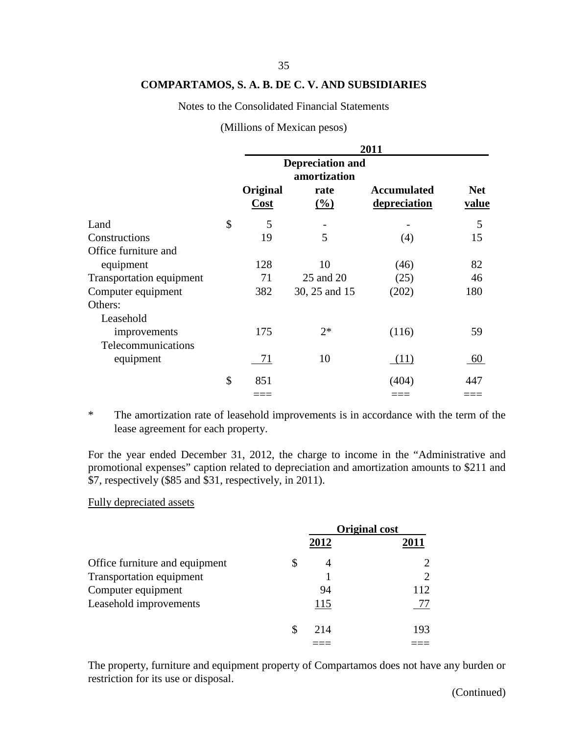COMPARTAMOS, S. A. B. DE C. V. AND SUBSIDIARIES

Notes to the Consolidated Financial Statements

(Millions of Mexican pesos)

| | 2011 | | | |
|---|---|---|---|---|
| | Original Cost | Depreciation and amortization rate (%) | Accumulated depreciation | Net value |
| Land | $ 5 | - | - | 5 |
| Constructions | 19 | 5 | (4) | 15 |
| Office furniture and equipment | 128 | 10 | (46) | 82 |
| Transportation equipment | 71 | 25 and 20 | (25) | 46 |
| Computer equipment | 382 | 30, 25 and 15 | (202) | 180 |
| Others: | | | | |
| Leasehold improvements | 175 | 2* | (116) | 59 |
| Telecommunications equipment | 71 | 10 | (11) | 60 |
| | $ 851 | | (404) | 447 |

\* The amortization rate of leasehold improvements is in accordance with the term of the lease agreement for each property.

For the year ended December 31, 2012, the charge to income in the “Administrative and promotional expenses” caption related to depreciation and amortization amounts to $211 and $7, respectively ($85 and $31, respectively, in 2011).

Fully depreciated assets

| | Original cost | |
|---|---|---|
| | 2012 | 2011 |
| Office furniture and equipment | $ 4 | 2 |
| Transportation equipment | 1 | 2 |
| Computer equipment | 94 | 112 |
| Leasehold improvements | 115 | 77 |
| | $ 214 | 193 |

The property, furniture and equipment property of Compartamos does not have any burden or restriction for its use or disposal.

(Continued)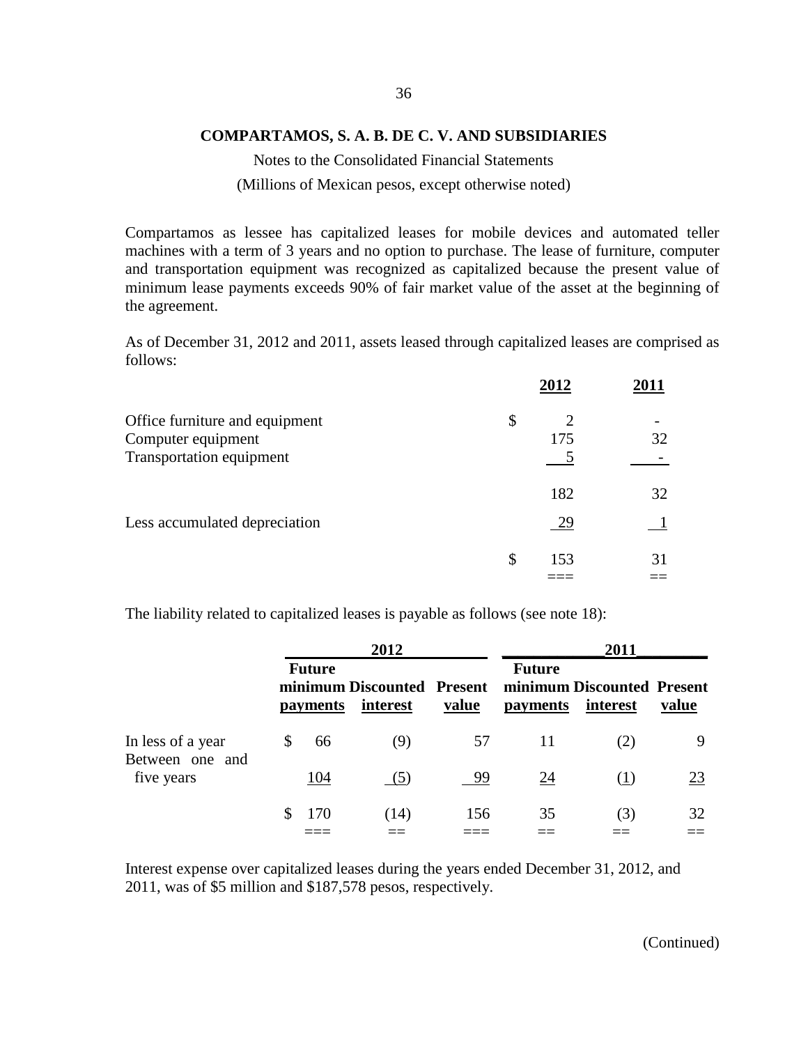**COMPARTAMOS, S. A. B. DE C. V. AND SUBSIDIARIES**

Notes to the Consolidated Financial Statements

(Millions of Mexican pesos, except otherwise noted)

Compartamos as lessee has capitalized leases for mobile devices and automated teller machines with a term of 3 years and no option to purchase. The lease of furniture, computer and transportation equipment was recognized as capitalized because the present value of minimum lease payments exceeds 90% of fair market value of the asset at the beginning of the agreement.

As of December 31, 2012 and 2011, assets leased through capitalized leases are comprised as follows:

| | 2012 | 2011 |
|---|---|---|
| Office furniture and equipment | $ 2 | - |
| Computer equipment | 175 | 32 |
| Transportation equipment | 5 | - |
| | 182 | 32 |
| Less accumulated depreciation | 29 | 1 |
| | $ 153 | 31 |

The liability related to capitalized leases is payable as follows (see note 18):

| | 2012 | | | 2011 | | |
|---|---|---|---|---|---|---|
| | Future minimum payments | Discounted interest | Present value | Future minimum payments | Discounted interest | Present value |
| In less of a year | $ 66 | (9) | 57 | 11 | (2) | 9 |
| Between one and five years | 104 | (5) | 99 | 24 | (1) | 23 |
| | $ 170 | (14) | 156 | 35 | (3) | 32 |

Interest expense over capitalized leases during the years ended December 31, 2012, and 2011, was of $5 million and $187,578 pesos, respectively.

(Continued)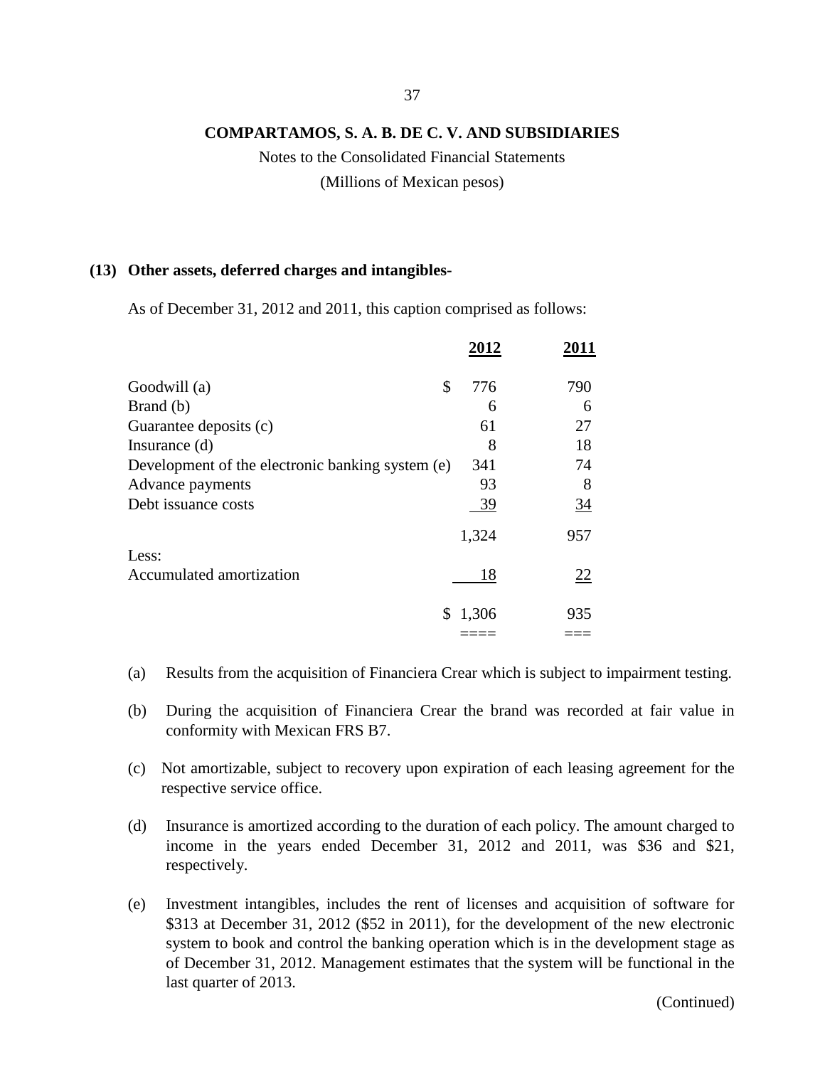**COMPARTAMOS, S. A. B. DE C. V. AND SUBSIDIARIES**

Notes to the Consolidated Financial Statements

(Millions of Mexican pesos)

## (13) Other assets, deferred charges and intangibles-

As of December 31, 2012 and 2011, this caption comprised as follows:

| | 2012 | 2011 |
|---|---|---|
| Goodwill (a) | $ 776 | 790 |
| Brand (b) | 6 | 6 |
| Guarantee deposits (c) | 61 | 27 |
| Insurance (d) | 8 | 18 |
| Development of the electronic banking system (e) | 341 | 74 |
| Advance payments | 93 | 8 |
| Debt issuance costs | 39 | 34 |
| | 1,324 | 957 |
| Less: | | |
| Accumulated amortization | 18 | 22 |
| | $ 1,306 | 935 |

(a) Results from the acquisition of Financiera Crear which is subject to impairment testing.

(b) During the acquisition of Financiera Crear the brand was recorded at fair value in conformity with Mexican FRS B7.

(c) Not amortizable, subject to recovery upon expiration of each leasing agreement for the respective service office.

(d) Insurance is amortized according to the duration of each policy. The amount charged to income in the years ended December 31, 2012 and 2011, was $36 and $21, respectively.

(e) Investment intangibles, includes the rent of licenses and acquisition of software for $313 at December 31, 2012 ($52 in 2011), for the development of the new electronic system to book and control the banking operation which is in the development stage as of December 31, 2012. Management estimates that the system will be functional in the last quarter of 2013.

(Continued)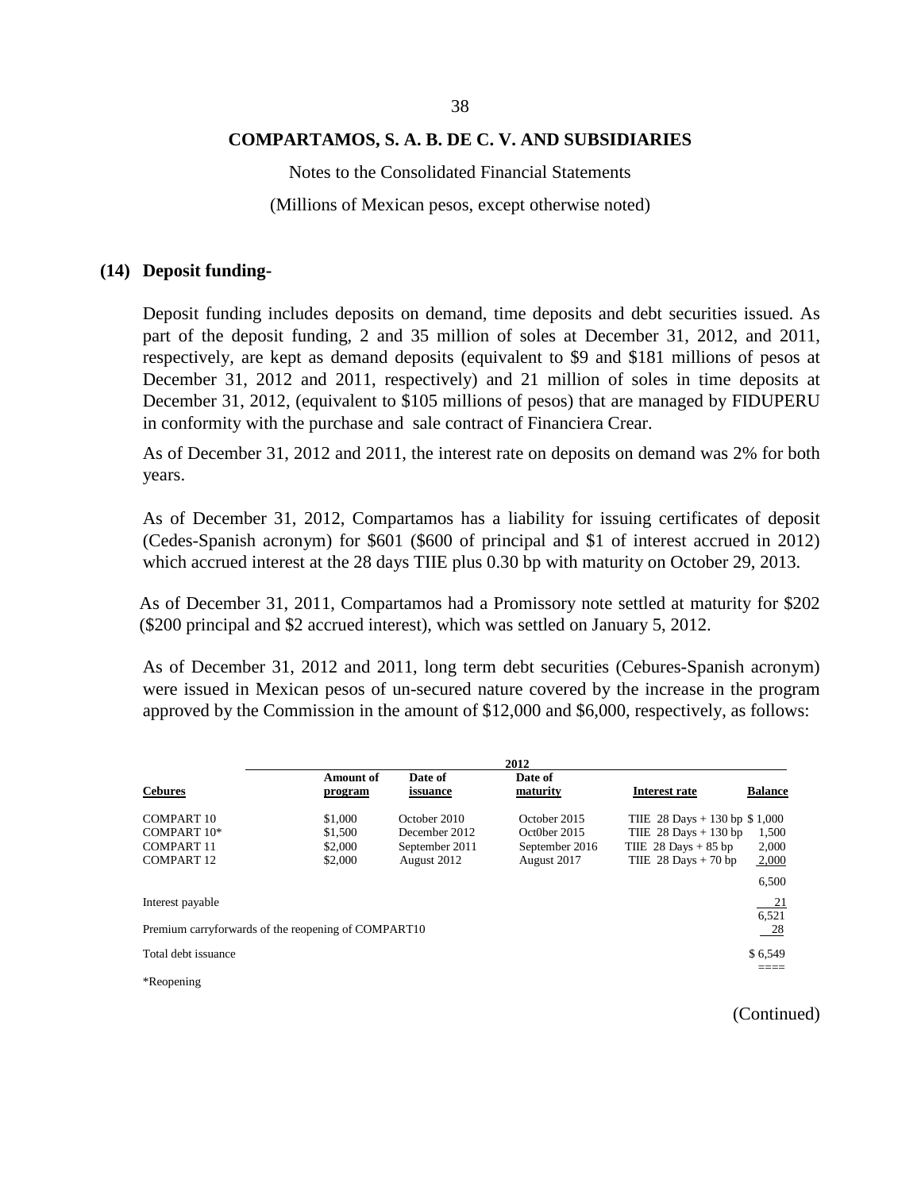**COMPARTAMOS, S. A. B. DE C. V. AND SUBSIDIARIES**

Notes to the Consolidated Financial Statements

(Millions of Mexican pesos, except otherwise noted)

## (14) Deposit funding-

Deposit funding includes deposits on demand, time deposits and debt securities issued. As part of the deposit funding, 2 and 35 million of soles at December 31, 2012, and 2011, respectively, are kept as demand deposits (equivalent to $9 and $181 millions of pesos at December 31, 2012 and 2011, respectively) and 21 million of soles in time deposits at December 31, 2012, (equivalent to $105 millions of pesos) that are managed by FIDUPERU in conformity with the purchase and sale contract of Financiera Crear.

As of December 31, 2012 and 2011, the interest rate on deposits on demand was 2% for both years.

As of December 31, 2012, Compartamos has a liability for issuing certificates of deposit (Cedes-Spanish acronym) for $601 ($600 of principal and $1 of interest accrued in 2012) which accrued interest at the 28 days TIIE plus 0.30 bp with maturity on October 29, 2013.

As of December 31, 2011, Compartamos had a Promissory note settled at maturity for $202 ($200 principal and $2 accrued interest), which was settled on January 5, 2012.

As of December 31, 2012 and 2011, long term debt securities (Cebures-Spanish acronym) were issued in Mexican pesos of un-secured nature covered by the increase in the program approved by the Commission in the amount of $12,000 and $6,000, respectively, as follows:

| | | | 2012 | | |
|---|---|---|---|---|---|
| **Cebures** | **Amount of program** | **Date of issuance** | **Date of maturity** | **Interest rate** | **Balance** |
| COMPART 10 | $1,000 | October 2010 | October 2015 | TIIE 28 Days + 130 bp | $ 1,000 |
| COMPART 10* | $1,500 | December 2012 | Oct0ber 2015 | TIIE 28 Days + 130 bp | 1,500 |
| COMPART 11 | $2,000 | September 2011 | September 2016 | TIIE 28 Days + 85 bp | 2,000 |
| COMPART 12 | $2,000 | August 2012 | August 2017 | TIIE 28 Days + 70 bp | 2,000 |
| | | | | | 6,500 |
| Interest payable | | | | | 21 |
| | | | | | 6,521 |
| Premium carryforwards of the reopening of COMPART10 | | | | | 28 |
| Total debt issuance | | | | | $ 6,549 |

*Reopening

(Continued)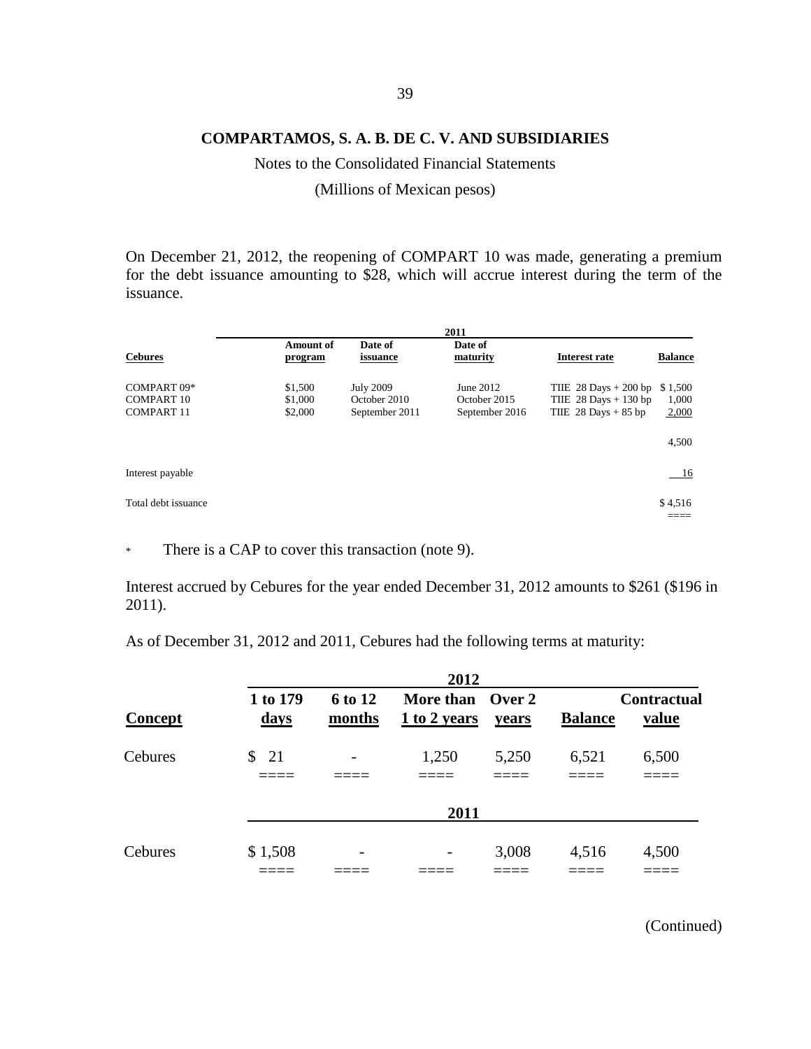**COMPARTAMOS, S. A. B. DE C. V. AND SUBSIDIARIES**

Notes to the Consolidated Financial Statements

(Millions of Mexican pesos)

On December 21, 2012, the reopening of COMPART 10 was made, generating a premium for the debt issuance amounting to $28, which will accrue interest during the term of the issuance.

| | 2011 | | | | |
|---|---|---|---|---|---|
| **Cebures** | **Amount of program** | **Date of issuance** | **Date of maturity** | **Interest rate** | **Balance** |
| COMPART 09* | $1,500 | July 2009 | June 2012 | TIIE 28 Days + 200 bp | $ 1,500 |
| COMPART 10 | $1,000 | October 2010 | October 2015 | TIIE 28 Days + 130 bp | 1,000 |
| COMPART 11 | $2,000 | September 2011 | September 2016 | TIIE 28 Days + 85 bp | 2,000 |
| | | | | | 4,500 |
| Interest payable | | | | | 16 |
| Total debt issuance | | | | | $ 4,516 |

\* There is a CAP to cover this transaction (note 9).

Interest accrued by Cebures for the year ended December 31, 2012 amounts to $261 ($196 in 2011).

As of December 31, 2012 and 2011, Cebures had the following terms at maturity:

| | 2012 | | | | | |
|---|---|---|---|---|---|---|
| **Concept** | **1 to 179 days** | **6 to 12 months** | **More than 1 to 2 years** | **Over 2 years** | **Balance** | **Contractual value** |
| Cebures | $ 21 | - | 1,250 | 5,250 | 6,521 | 6,500 |
| | **2011** | | | | | |
| Cebures | $ 1,508 | - | - | 3,008 | 4,516 | 4,500 |

(Continued)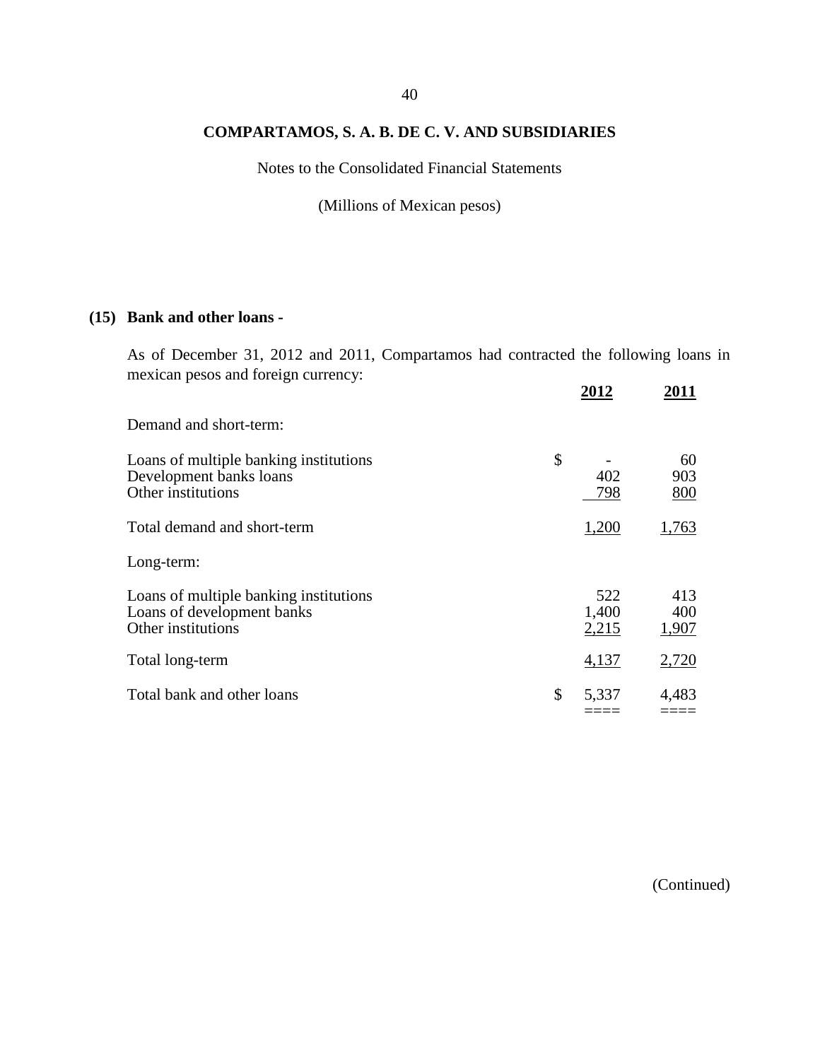### (15) Bank and other loans -

As of December 31, 2012 and 2011, Compartamos had contracted the following loans in mexican pesos and foreign currency:

| | 2012 | 2011 |
|---|---|---|
| Demand and short-term: | | |
| Loans of multiple banking institutions | $ - | 60 |
| Development banks loans | 402 | 903 |
| Other institutions | 798 | 800 |
| Total demand and short-term | 1,200 | 1,763 |
| Long-term: | | |
| Loans of multiple banking institutions | 522 | 413 |
| Loans of development banks | 1,400 | 400 |
| Other institutions | 2,215 | 1,907 |
| Total long-term | 4,137 | 2,720 |
| Total bank and other loans | $ 5,337 | 4,483 |

(Continued)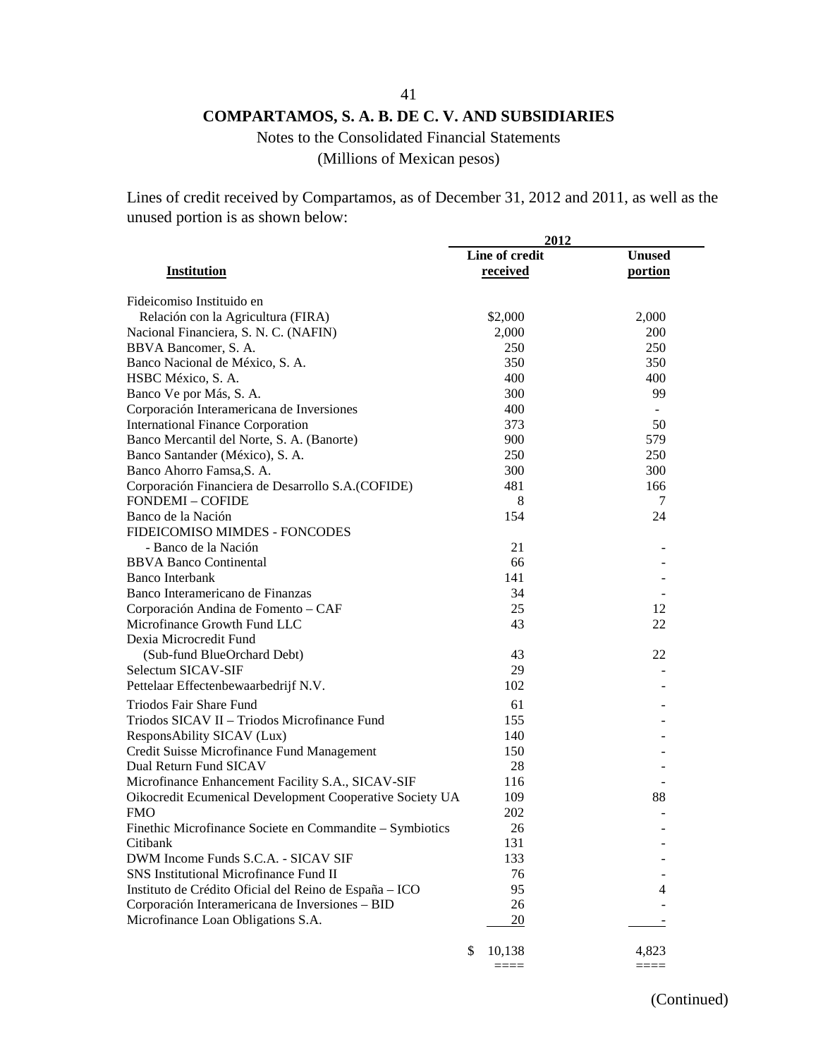# COMPARTAMOS, S. A. B. DE C. V. AND SUBSIDIARIES

Notes to the Consolidated Financial Statements

(Millions of Mexican pesos)

Lines of credit received by Compartamos, as of December 31, 2012 and 2011, as well as the unused portion is as shown below:

| | 2012 | |
|---|---|---|
| **Institution** | **Line of credit received** | **Unused portion** |
| Fideicomiso Instituido en Relación con la Agricultura (FIRA) | $2,000 | 2,000 |
| Nacional Financiera, S. N. C. (NAFIN) | 2,000 | 200 |
| BBVA Bancomer, S. A. | 250 | 250 |
| Banco Nacional de México, S. A. | 350 | 350 |
| HSBC México, S. A. | 400 | 400 |
| Banco Ve por Más, S. A. | 300 | 99 |
| Corporación Interamericana de Inversiones | 400 | - |
| International Finance Corporation | 373 | 50 |
| Banco Mercantil del Norte, S. A. (Banorte) | 900 | 579 |
| Banco Santander (México), S. A. | 250 | 250 |
| Banco Ahorro Famsa,S. A. | 300 | 300 |
| Corporación Financiera de Desarrollo S.A.(COFIDE) | 481 | 166 |
| FONDEMI – COFIDE | 8 | 7 |
| Banco de la Nación | 154 | 24 |
| FIDEICOMISO MIMDES - FONCODES - Banco de la Nación | 21 | - |
| BBVA Banco Continental | 66 | - |
| Banco Interbank | 141 | - |
| Banco Interamericano de Finanzas | 34 | - |
| Corporación Andina de Fomento – CAF | 25 | 12 |
| Microfinance Growth Fund LLC | 43 | 22 |
| Dexia Microcredit Fund (Sub-fund BlueOrchard Debt) | 43 | 22 |
| Selectum SICAV-SIF | 29 | - |
| Pettelaar Effectenbewaarbedrijf N.V. | 102 | - |
| Triodos Fair Share Fund | 61 | - |
| Triodos SICAV II – Triodos Microfinance Fund | 155 | - |
| ResponsAbility SICAV (Lux) | 140 | - |
| Credit Suisse Microfinance Fund Management | 150 | - |
| Dual Return Fund SICAV | 28 | - |
| Microfinance Enhancement Facility S.A., SICAV-SIF | 116 | - |
| Oikocredit Ecumenical Development Cooperative Society UA | 109 | 88 |
| FMO | 202 | - |
| Finethic Microfinance Societe en Commandite – Symbiotics | 26 | - |
| Citibank | 131 | - |
| DWM Income Funds S.C.A. - SICAV SIF | 133 | - |
| SNS Institutional Microfinance Fund II | 76 | - |
| Instituto de Crédito Oficial del Reino de España – ICO | 95 | 4 |
| Corporación Interamericana de Inversiones – BID | 26 | - |
| Microfinance Loan Obligations S.A. | 20 | - |
| | $ 10,138 | 4,823 |

(Continued)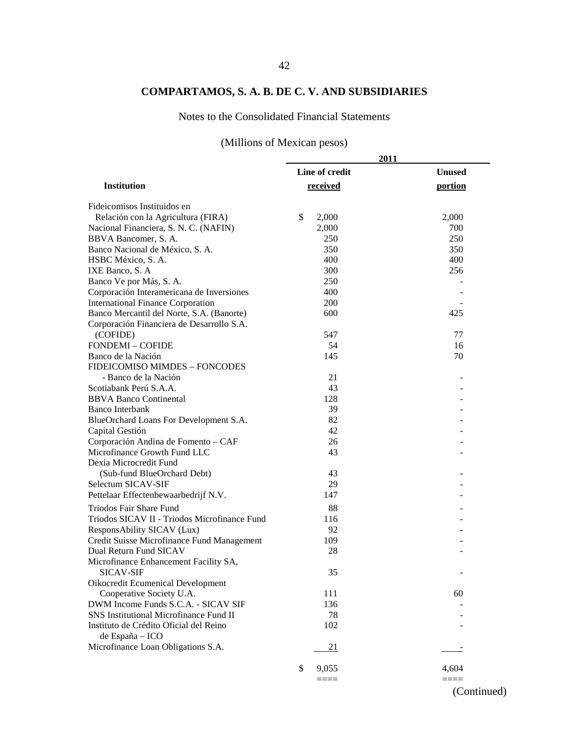# COMPARTAMOS, S. A. B. DE C. V. AND SUBSIDIARIES

Notes to the Consolidated Financial Statements

(Millions of Mexican pesos)

| Institution | 2011 Line of credit received | Unused portion |
|---|---|---|
| Fideicomisos Instituidos en Relación con la Agricultura (FIRA) | $ 2,000 | 2,000 |
| Nacional Financiera, S. N. C. (NAFIN) | 2,000 | 700 |
| BBVA Bancomer, S. A. | 250 | 250 |
| Banco Nacional de México, S. A. | 350 | 350 |
| HSBC México, S. A. | 400 | 400 |
| IXE Banco, S. A | 300 | 256 |
| Banco Ve por Más, S. A. | 250 | - |
| Corporación Interamericana de Inversiones | 400 | - |
| International Finance Corporation | 200 | - |
| Banco Mercantil del Norte, S.A. (Banorte) | 600 | 425 |
| Corporación Financiera de Desarrollo S.A. (COFIDE) | 547 | 77 |
| FONDEMI – COFIDE | 54 | 16 |
| Banco de la Nación | 145 | 70 |
| FIDEICOMISO MIMDES – FONCODES - Banco de la Nación | 21 | - |
| Scotiabank Perú S.A.A. | 43 | - |
| BBVA Banco Continental | 128 | - |
| Banco Interbank | 39 | - |
| BlueOrchard Loans For Development S.A. | 82 | - |
| Capital Gestión | 42 | - |
| Corporación Andina de Fomento – CAF | 26 | - |
| Microfinance Growth Fund LLC | 43 | - |
| Dexia Microcredit Fund (Sub-fund BlueOrchard Debt) | 43 | - |
| Selectum SICAV-SIF | 29 | - |
| Pettelaar Effectenbewaarbedrijf N.V. | 147 | - |
| Triodos Fair Share Fund | 88 | - |
| Triodos SICAV II - Triodos Microfinance Fund | 116 | - |
| ResponsAbility SICAV (Lux) | 92 | - |
| Credit Suisse Microfinance Fund Management | 109 | - |
| Dual Return Fund SICAV | 28 | - |
| Microfinance Enhancement Facility SA, SICAV-SIF | 35 | - |
| Oikocredit Ecumenical Development Cooperative Society U.A. | 111 | 60 |
| DWM Income Funds S.C.A. - SICAV SIF | 136 | - |
| SNS Institutional Microfinance Fund II | 78 | - |
| Instituto de Crédito Oficial del Reino de España – ICO | 102 | - |
| Microfinance Loan Obligations S.A. | 21 | - |
| | $ 9,055 | 4,604 |

(Continued)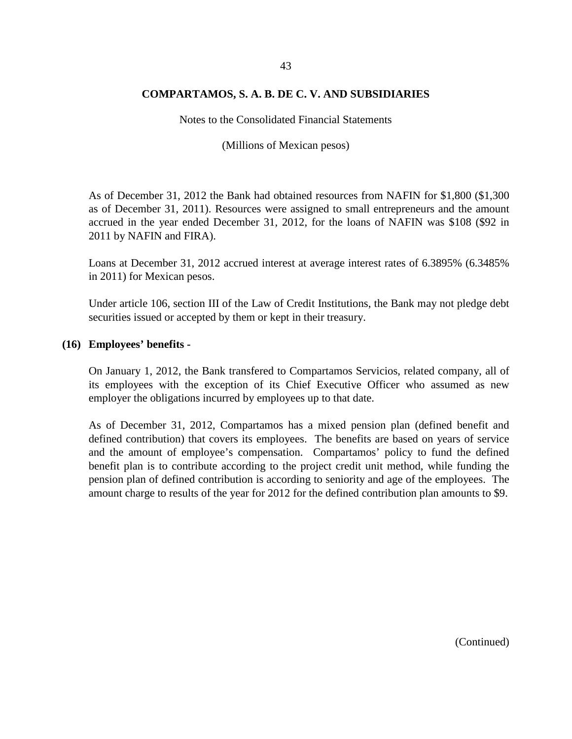As of December 31, 2012 the Bank had obtained resources from NAFIN for $1,800 ($1,300 as of December 31, 2011). Resources were assigned to small entrepreneurs and the amount accrued in the year ended December 31, 2012, for the loans of NAFIN was $108 ($92 in 2011 by NAFIN and FIRA).

Loans at December 31, 2012 accrued interest at average interest rates of 6.3895% (6.3485% in 2011) for Mexican pesos.

Under article 106, section III of the Law of Credit Institutions, the Bank may not pledge debt securities issued or accepted by them or kept in their treasury.

## (16) Employees' benefits -

On January 1, 2012, the Bank transfered to Compartamos Servicios, related company, all of its employees with the exception of its Chief Executive Officer who assumed as new employer the obligations incurred by employees up to that date.

As of December 31, 2012, Compartamos has a mixed pension plan (defined benefit and defined contribution) that covers its employees. The benefits are based on years of service and the amount of employee's compensation. Compartamos' policy to fund the defined benefit plan is to contribute according to the project credit unit method, while funding the pension plan of defined contribution is according to seniority and age of the employees. The amount charge to results of the year for 2012 for the defined contribution plan amounts to $9.

(Continued)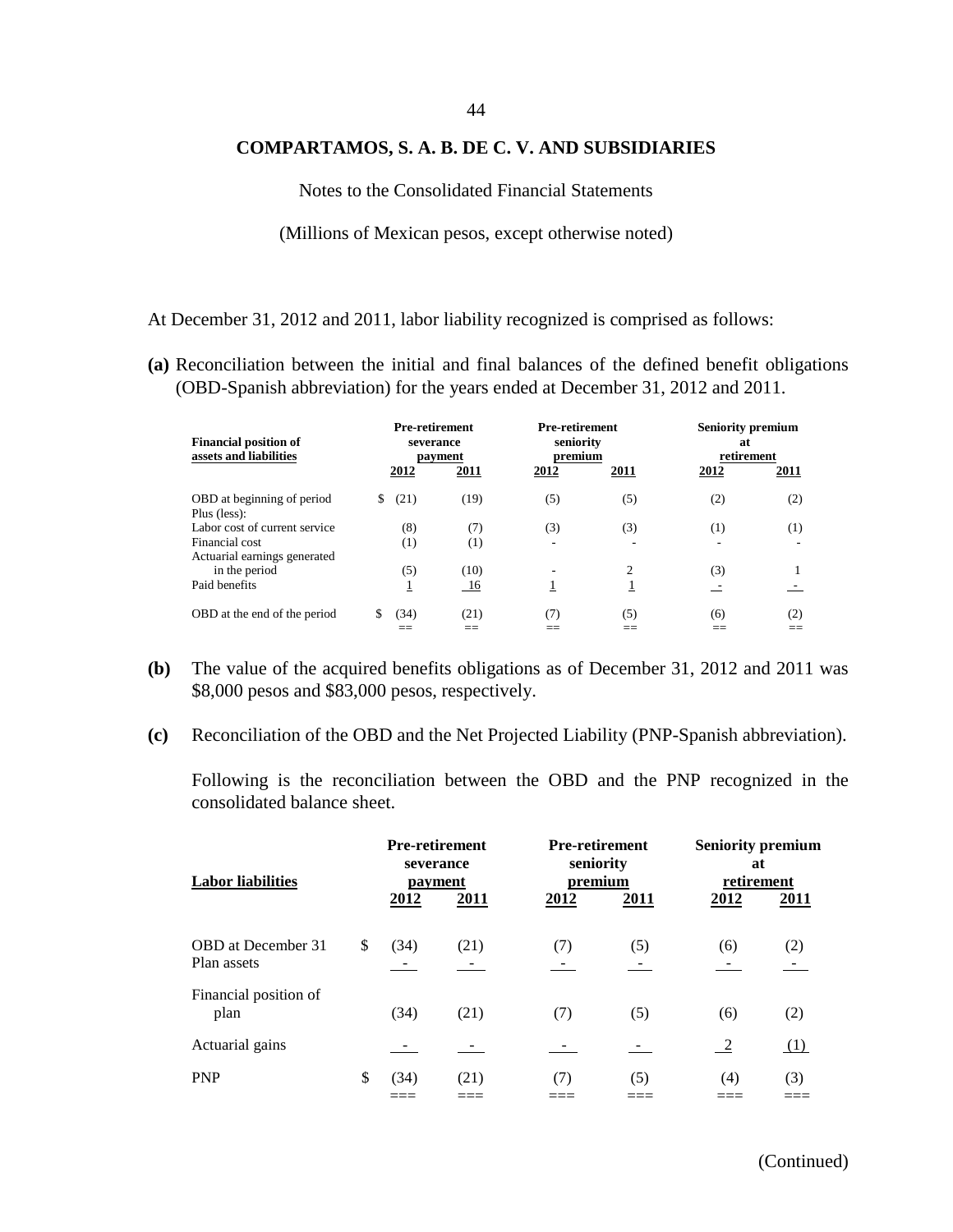**COMPARTAMOS, S. A. B. DE C. V. AND SUBSIDIARIES**

Notes to the Consolidated Financial Statements

(Millions of Mexican pesos, except otherwise noted)

At December 31, 2012 and 2011, labor liability recognized is comprised as follows:

**(a)** Reconciliation between the initial and final balances of the defined benefit obligations (OBD-Spanish abbreviation) for the years ended at December 31, 2012 and 2011.

| Financial position of assets and liabilities | Pre-retirement severance payment | | Pre-retirement seniority premium | | Seniority premium at retirement | |
|---|---|---|---|---|---|---|
| | 2012 | 2011 | 2012 | 2011 | 2012 | 2011 |
| OBD at beginning of period | $ (21) | (19) | (5) | (5) | (2) | (2) |
| Plus (less): | | | | | | |
| Labor cost of current service | (8) | (7) | (3) | (3) | (1) | (1) |
| Financial cost | (1) | (1) | - | - | - | - |
| Actuarial earnings generated in the period | (5) | (10) | - | 2 | (3) | 1 |
| Paid benefits | 1 | 16 | 1 | 1 | - | - |
| OBD at the end of the period | $ (34) | (21) | (7) | (5) | (6) | (2) |

**(b)** The value of the acquired benefits obligations as of December 31, 2012 and 2011 was $8,000 pesos and $83,000 pesos, respectively.

**(c)** Reconciliation of the OBD and the Net Projected Liability (PNP-Spanish abbreviation).

Following is the reconciliation between the OBD and the PNP recognized in the consolidated balance sheet.

| Labor liabilities | Pre-retirement severance payment | | Pre-retirement seniority premium | | Seniority premium at retirement | |
|---|---|---|---|---|---|---|
| | 2012 | 2011 | 2012 | 2011 | 2012 | 2011 |
| OBD at December 31 | $ (34) | (21) | (7) | (5) | (6) | (2) |
| Plan assets | - | - | - | - | - | - |
| Financial position of plan | (34) | (21) | (7) | (5) | (6) | (2) |
| Actuarial gains | - | - | - | - | 2 | (1) |
| PNP | $ (34) | (21) | (7) | (5) | (4) | (3) |

(Continued)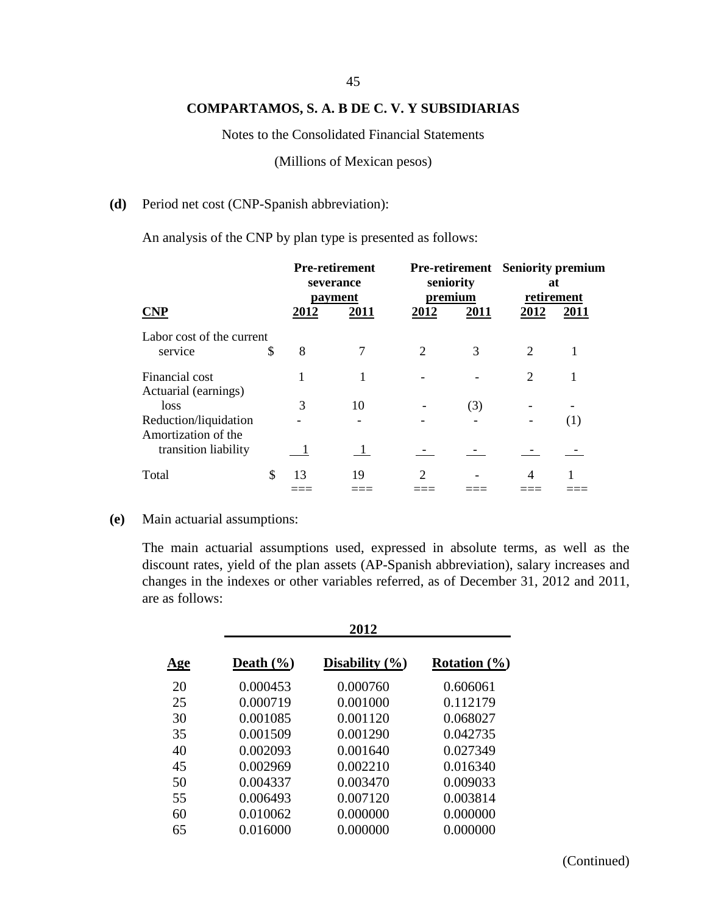**COMPARTAMOS, S. A. B DE C. V. Y SUBSIDIARIAS**

Notes to the Consolidated Financial Statements

(Millions of Mexican pesos)

**(d)** Period net cost (CNP-Spanish abbreviation):

An analysis of the CNP by plan type is presented as follows:

| CNP | Pre-retirement severance payment | | Pre-retirement seniority premium | | Seniority premium at retirement | |
|---|---|---|---|---|---|---|
| | 2012 | 2011 | 2012 | 2011 | 2012 | 2011 |
| Labor cost of the current service | $ 8 | 7 | 2 | 3 | 2 | 1 |
| Financial cost | 1 | 1 | - | - | 2 | 1 |
| Actuarial (earnings) loss | 3 | 10 | - | (3) | - | - |
| Reduction/liquidation | - | - | - | - | - | (1) |
| Amortization of the transition liability | 1 | 1 | - | - | - | - |
| Total | $ 13 | 19 | 2 | - | 4 | 1 |

**(e)** Main actuarial assumptions:

The main actuarial assumptions used, expressed in absolute terms, as well as the discount rates, yield of the plan assets (AP-Spanish abbreviation), salary increases and changes in the indexes or other variables referred, as of December 31, 2012 and 2011, are as follows:

| | 2012 | | |
|---|---|---|---|
| Age | Death (%) | Disability (%) | Rotation (%) |
| 20 | 0.000453 | 0.000760 | 0.606061 |
| 25 | 0.000719 | 0.001000 | 0.112179 |
| 30 | 0.001085 | 0.001120 | 0.068027 |
| 35 | 0.001509 | 0.001290 | 0.042735 |
| 40 | 0.002093 | 0.001640 | 0.027349 |
| 45 | 0.002969 | 0.002210 | 0.016340 |
| 50 | 0.004337 | 0.003470 | 0.009033 |
| 55 | 0.006493 | 0.007120 | 0.003814 |
| 60 | 0.010062 | 0.000000 | 0.000000 |
| 65 | 0.016000 | 0.000000 | 0.000000 |

(Continued)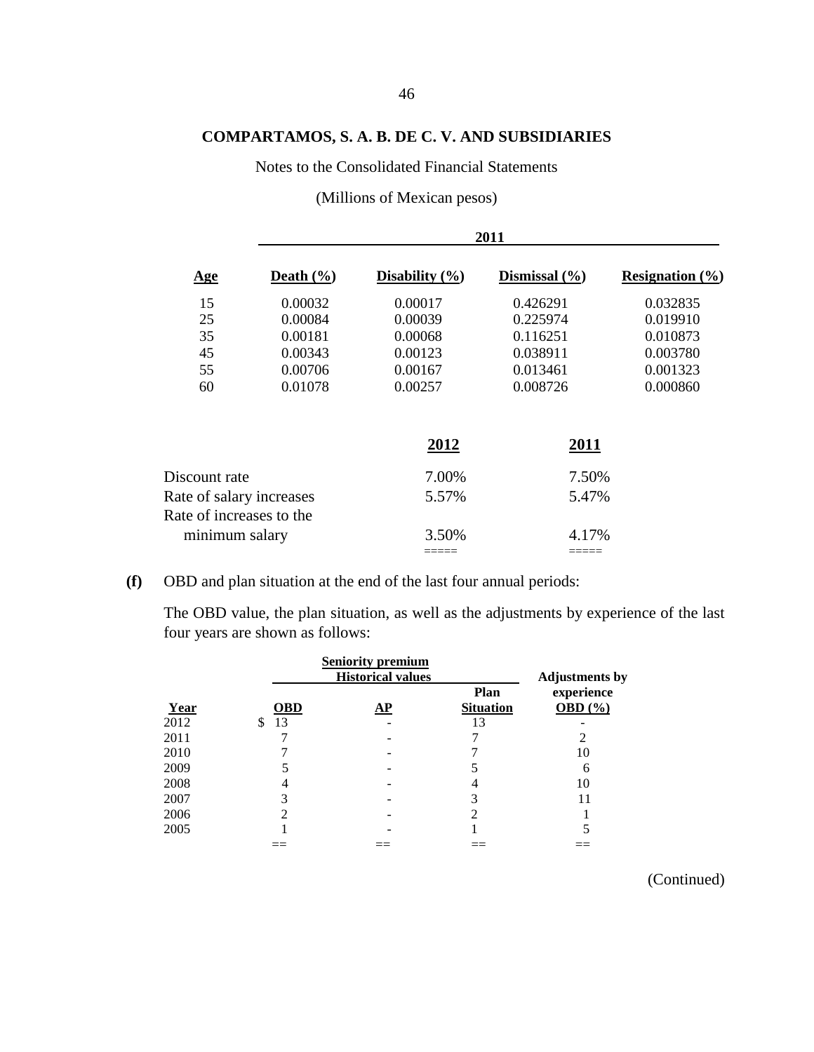## COMPARTAMOS, S. A. B. DE C. V. AND SUBSIDIARIES

Notes to the Consolidated Financial Statements

(Millions of Mexican pesos)

| | 2011 | | | |
|---|---|---|---|---|
| **Age** | **Death (%)** | **Disability (%)** | **Dismissal (%)** | **Resignation (%)** |
| 15 | 0.00032 | 0.00017 | 0.426291 | 0.032835 |
| 25 | 0.00084 | 0.00039 | 0.225974 | 0.019910 |
| 35 | 0.00181 | 0.00068 | 0.116251 | 0.010873 |
| 45 | 0.00343 | 0.00123 | 0.038911 | 0.003780 |
| 55 | 0.00706 | 0.00167 | 0.013461 | 0.001323 |
| 60 | 0.01078 | 0.00257 | 0.008726 | 0.000860 |

| | 2012 | 2011 |
|---|---|---|
| Discount rate | 7.00% | 7.50% |
| Rate of salary increases | 5.57% | 5.47% |
| Rate of increases to the minimum salary | 3.50% | 4.17% |

**(f)** OBD and plan situation at the end of the last four annual periods:

The OBD value, the plan situation, as well as the adjustments by experience of the last four years are shown as follows:

| | Seniority premium Historical values | | | Adjustments by experience |
|---|---|---|---|---|
| **Year** | **OBD** | **AP** | **Plan Situation** | **OBD (%)** |
| 2012 | $ 13 | - | 13 | - |
| 2011 | 7 | - | 7 | 2 |
| 2010 | 7 | - | 7 | 10 |
| 2009 | 5 | - | 5 | 6 |
| 2008 | 4 | - | 4 | 10 |
| 2007 | 3 | - | 3 | 11 |
| 2006 | 2 | - | 2 | 1 |
| 2005 | 1 | - | 1 | 5 |

(Continued)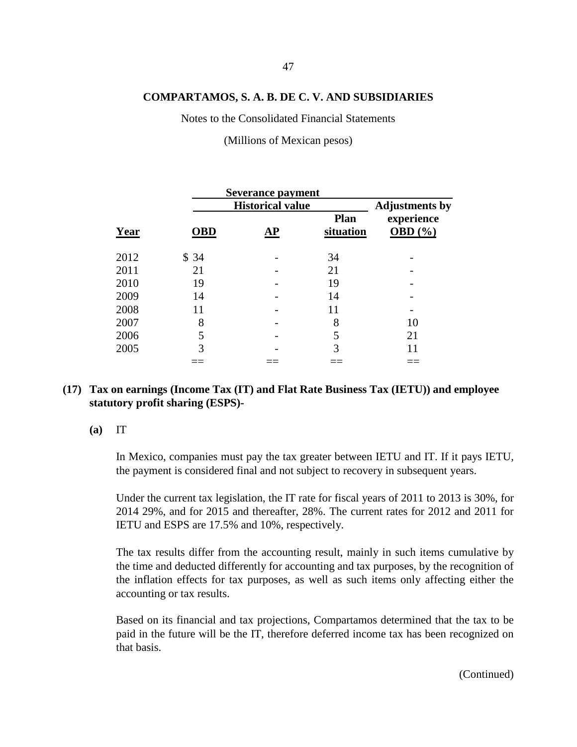**COMPARTAMOS, S. A. B. DE C. V. AND SUBSIDIARIES**

Notes to the Consolidated Financial Statements

(Millions of Mexican pesos)

| | Severance payment | | | |
|---|---|---|---|---|
| | Historical value | | | Adjustments by |
| Year | OBD | AP | Plan situation | experience OBD (%) |
| 2012 | $ 34 | - | 34 | - |
| 2011 | 21 | - | 21 | - |
| 2010 | 19 | - | 19 | - |
| 2009 | 14 | - | 14 | - |
| 2008 | 11 | - | 11 | - |
| 2007 | 8 | - | 8 | 10 |
| 2006 | 5 | - | 5 | 21 |
| 2005 | 3 | - | 3 | 11 |
| | == | == | == | == |

## (17) Tax on earnings (Income Tax (IT) and Flat Rate Business Tax (IETU)) and employee statutory profit sharing (ESPS)-

**(a)** IT

In Mexico, companies must pay the tax greater between IETU and IT. If it pays IETU, the payment is considered final and not subject to recovery in subsequent years.

Under the current tax legislation, the IT rate for fiscal years of 2011 to 2013 is 30%, for 2014 29%, and for 2015 and thereafter, 28%. The current rates for 2012 and 2011 for IETU and ESPS are 17.5% and 10%, respectively.

The tax results differ from the accounting result, mainly in such items cumulative by the time and deducted differently for accounting and tax purposes, by the recognition of the inflation effects for tax purposes, as well as such items only affecting either the accounting or tax results.

Based on its financial and tax projections, Compartamos determined that the tax to be paid in the future will be the IT, therefore deferred income tax has been recognized on that basis.

(Continued)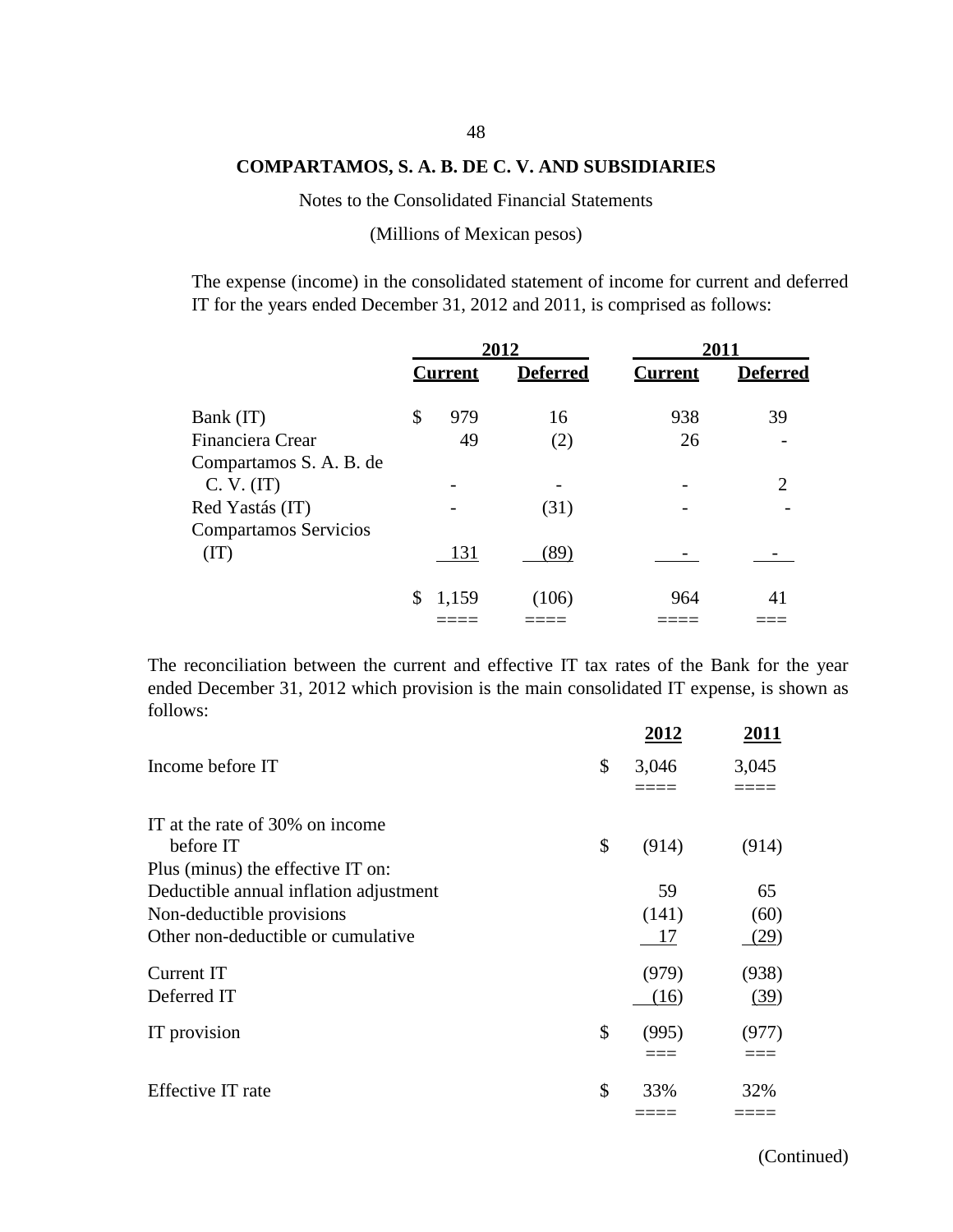**COMPARTAMOS, S. A. B. DE C. V. AND SUBSIDIARIES**

Notes to the Consolidated Financial Statements

(Millions of Mexican pesos)

The expense (income) in the consolidated statement of income for current and deferred IT for the years ended December 31, 2012 and 2011, is comprised as follows:

| | 2012 | | 2011 | |
|---|---|---|---|---|
| | **Current** | **Deferred** | **Current** | **Deferred** |
| Bank (IT) | $ 979 | 16 | 938 | 39 |
| Financiera Crear | 49 | (2) | 26 | - |
| Compartamos S. A. B. de C. V. (IT) | - | - | - | 2 |
| Red Yastás (IT) | - | (31) | - | - |
| Compartamos Servicios (IT) | 131 | (89) | - | - |
| | $ 1,159 | (106) | 964 | 41 |

The reconciliation between the current and effective IT tax rates of the Bank for the year ended December 31, 2012 which provision is the main consolidated IT expense, is shown as follows:

| | 2012 | 2011 |
|---|---|---|
| Income before IT | $ 3,046 | 3,045 |
| IT at the rate of 30% on income before IT | $ (914) | (914) |
| Plus (minus) the effective IT on: | | |
| Deductible annual inflation adjustment | 59 | 65 |
| Non-deductible provisions | (141) | (60) |
| Other non-deductible or cumulative | 17 | (29) |
| Current IT | (979) | (938) |
| Deferred IT | (16) | (39) |
| IT provision | $ (995) | (977) |
| Effective IT rate | $ 33% | 32% |

(Continued)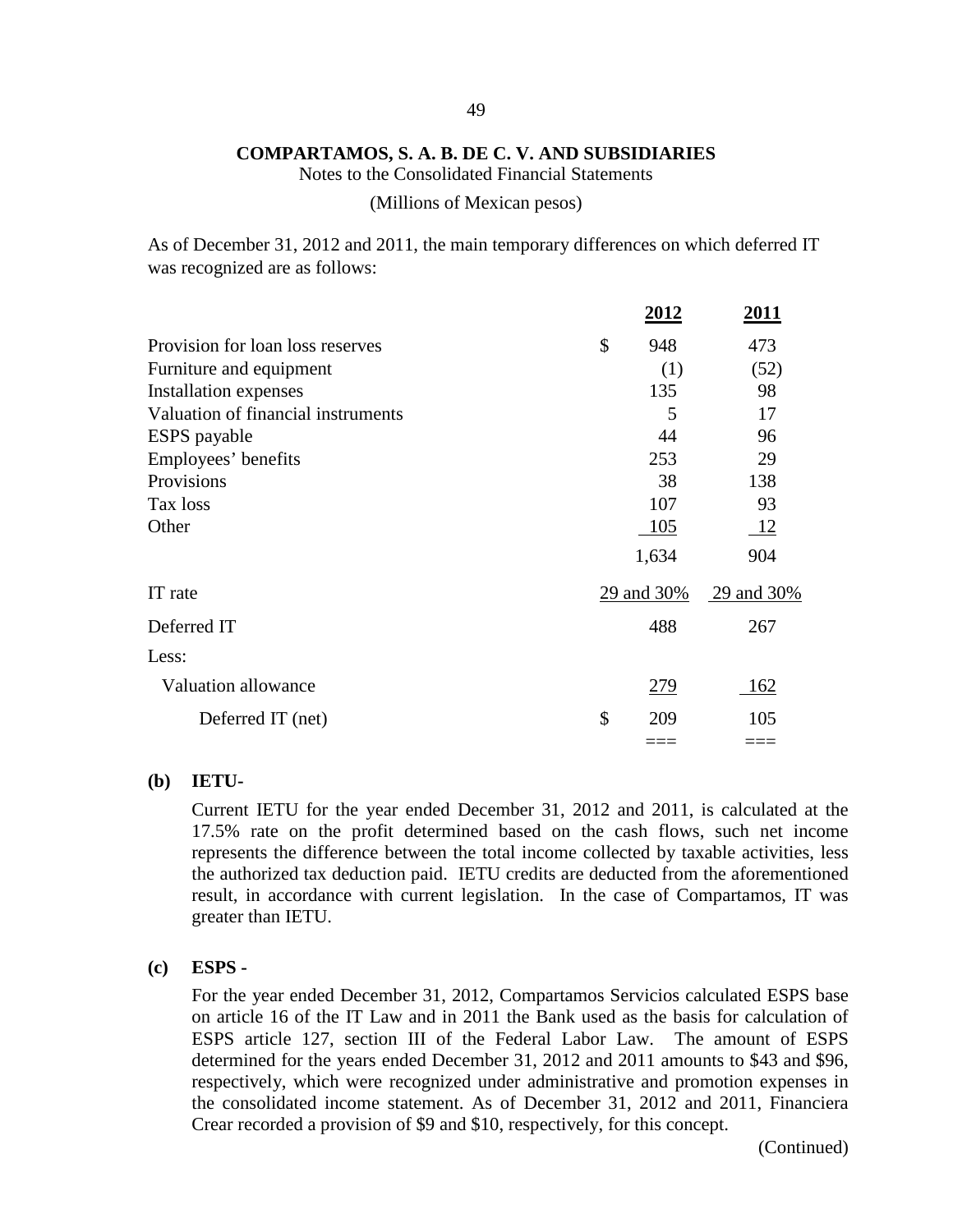# COMPARTAMOS, S. A. B. DE C. V. AND SUBSIDIARIES

Notes to the Consolidated Financial Statements

(Millions of Mexican pesos)

As of December 31, 2012 and 2011, the main temporary differences on which deferred IT was recognized are as follows:

| | 2012 | 2011 |
|---|---|---|
| Provision for loan loss reserves | $ 948 | 473 |
| Furniture and equipment | (1) | (52) |
| Installation expenses | 135 | 98 |
| Valuation of financial instruments | 5 | 17 |
| ESPS payable | 44 | 96 |
| Employees' benefits | 253 | 29 |
| Provisions | 38 | 138 |
| Tax loss | 107 | 93 |
| Other | 105 | 12 |
| | 1,634 | 904 |
| IT rate | 29 and 30% | 29 and 30% |
| Deferred IT | 488 | 267 |
| Less: | | |
| Valuation allowance | 279 | 162 |
| Deferred IT (net) | $ 209 | 105 |

**(b) IETU-**

Current IETU for the year ended December 31, 2012 and 2011, is calculated at the 17.5% rate on the profit determined based on the cash flows, such net income represents the difference between the total income collected by taxable activities, less the authorized tax deduction paid. IETU credits are deducted from the aforementioned result, in accordance with current legislation. In the case of Compartamos, IT was greater than IETU.

**(c) ESPS -**

For the year ended December 31, 2012, Compartamos Servicios calculated ESPS base on article 16 of the IT Law and in 2011 the Bank used as the basis for calculation of ESPS article 127, section III of the Federal Labor Law. The amount of ESPS determined for the years ended December 31, 2012 and 2011 amounts to $43 and $96, respectively, which were recognized under administrative and promotion expenses in the consolidated income statement. As of December 31, 2012 and 2011, Financiera Crear recorded a provision of $9 and $10, respectively, for this concept.

(Continued)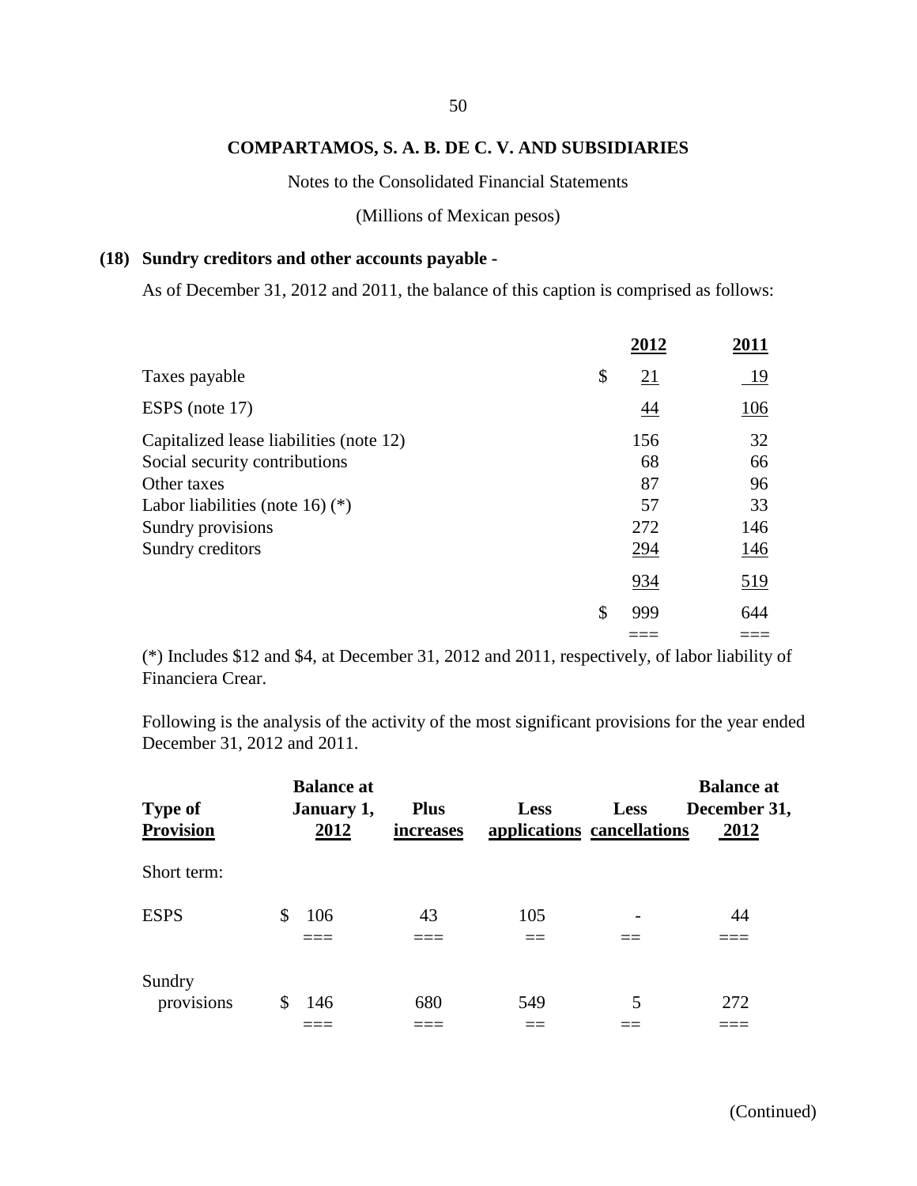COMPARTAMOS, S. A. B. DE C. V. AND SUBSIDIARIES

Notes to the Consolidated Financial Statements

(Millions of Mexican pesos)

## (18) Sundry creditors and other accounts payable -

As of December 31, 2012 and 2011, the balance of this caption is comprised as follows:

| | 2012 | 2011 |
|---|---|---|
| Taxes payable | $ 21 | 19 |
| ESPS (note 17) | 44 | 106 |
| Capitalized lease liabilities (note 12) | 156 | 32 |
| Social security contributions | 68 | 66 |
| Other taxes | 87 | 96 |
| Labor liabilities (note 16) (*) | 57 | 33 |
| Sundry provisions | 272 | 146 |
| Sundry creditors | 294 | 146 |
| | 934 | 519 |
| | $ 999 | 644 |

(*) Includes $12 and $4, at December 31, 2012 and 2011, respectively, of labor liability of Financiera Crear.

Following is the analysis of the activity of the most significant provisions for the year ended December 31, 2012 and 2011.

| Type of Provision | Balance at January 1, 2012 | Plus increases | Less applications | Less cancellations | Balance at December 31, 2012 |
|---|---|---|---|---|---|
| Short term: | | | | | |
| ESPS | $ 106 | 43 | 105 | - | 44 |
| Sundry provisions | $ 146 | 680 | 549 | 5 | 272 |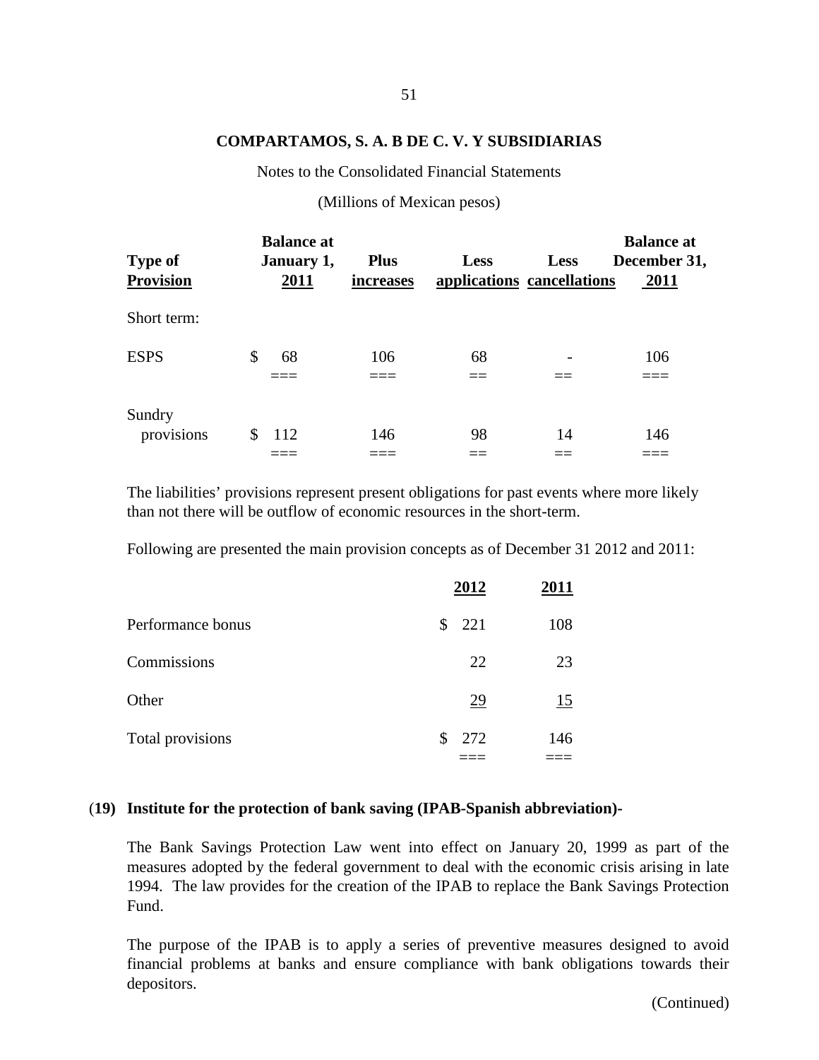**COMPARTAMOS, S. A. B DE C. V. Y SUBSIDIARIAS**

Notes to the Consolidated Financial Statements

(Millions of Mexican pesos)

| Type of Provision | Balance at January 1, 2011 | Plus increases | Less applications | Less cancellations | Balance at December 31, 2011 |
|---|---|---|---|---|---|
| Short term: | | | | | |
| ESPS | $ 68 | 106 | 68 | - | 106 |
| Sundry provisions | $ 112 | 146 | 98 | 14 | 146 |

The liabilities' provisions represent present obligations for past events where more likely than not there will be outflow of economic resources in the short-term.

Following are presented the main provision concepts as of December 31 2012 and 2011:

| | 2012 | 2011 |
|---|---|---|
| Performance bonus | $ 221 | 108 |
| Commissions | 22 | 23 |
| Other | 29 | 15 |
| Total provisions | $ 272 | 146 |

## (19) Institute for the protection of bank saving (IPAB-Spanish abbreviation)-

The Bank Savings Protection Law went into effect on January 20, 1999 as part of the measures adopted by the federal government to deal with the economic crisis arising in late 1994. The law provides for the creation of the IPAB to replace the Bank Savings Protection Fund.

The purpose of the IPAB is to apply a series of preventive measures designed to avoid financial problems at banks and ensure compliance with bank obligations towards their depositors.

(Continued)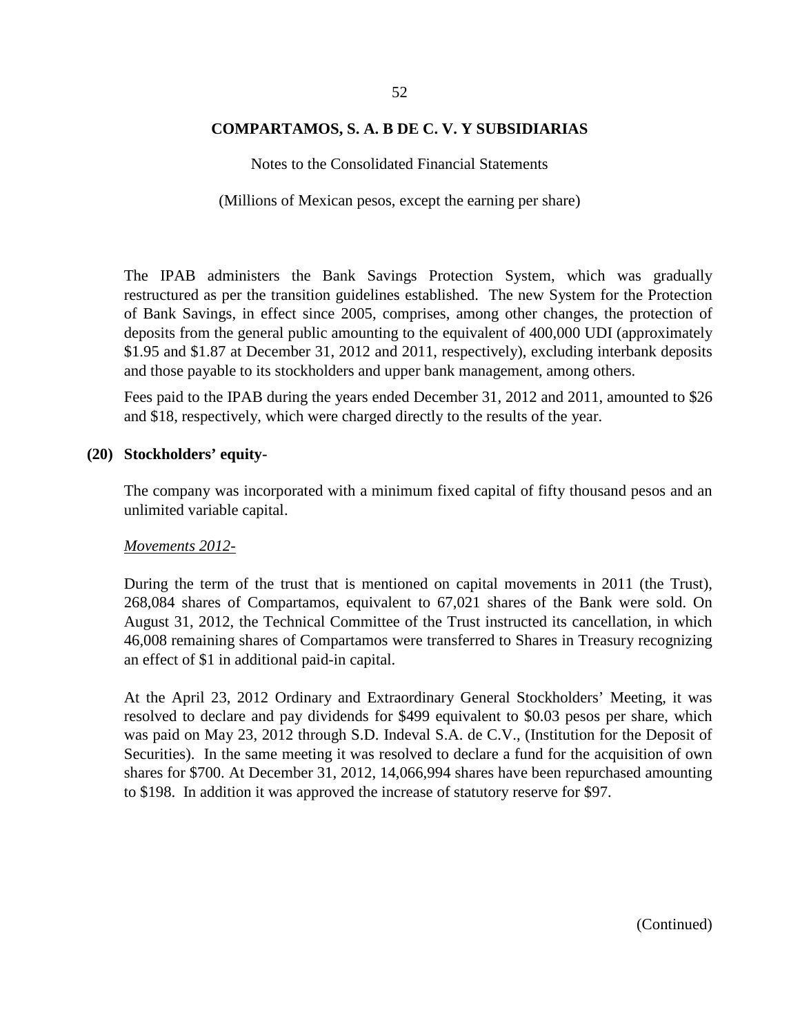The IPAB administers the Bank Savings Protection System, which was gradually restructured as per the transition guidelines established. The new System for the Protection of Bank Savings, in effect since 2005, comprises, among other changes, the protection of deposits from the general public amounting to the equivalent of 400,000 UDI (approximately $1.95 and $1.87 at December 31, 2012 and 2011, respectively), excluding interbank deposits and those payable to its stockholders and upper bank management, among others.

Fees paid to the IPAB during the years ended December 31, 2012 and 2011, amounted to $26 and $18, respectively, which were charged directly to the results of the year.

## (20) Stockholders' equity-

The company was incorporated with a minimum fixed capital of fifty thousand pesos and an unlimited variable capital.

*Movements 2012-*

During the term of the trust that is mentioned on capital movements in 2011 (the Trust), 268,084 shares of Compartamos, equivalent to 67,021 shares of the Bank were sold. On August 31, 2012, the Technical Committee of the Trust instructed its cancellation, in which 46,008 remaining shares of Compartamos were transferred to Shares in Treasury recognizing an effect of $1 in additional paid-in capital.

At the April 23, 2012 Ordinary and Extraordinary General Stockholders' Meeting, it was resolved to declare and pay dividends for $499 equivalent to $0.03 pesos per share, which was paid on May 23, 2012 through S.D. Indeval S.A. de C.V., (Institution for the Deposit of Securities). In the same meeting it was resolved to declare a fund for the acquisition of own shares for $700. At December 31, 2012, 14,066,994 shares have been repurchased amounting to $198. In addition it was approved the increase of statutory reserve for $97.

(Continued)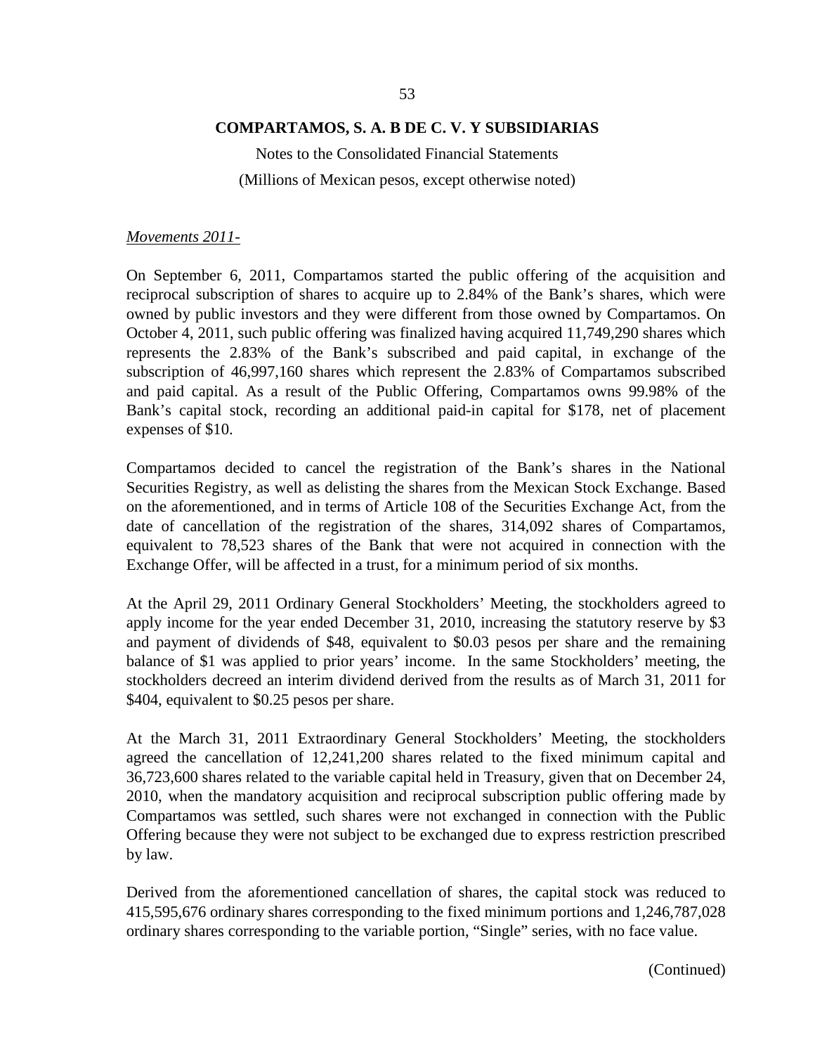*Movements 2011-*

On September 6, 2011, Compartamos started the public offering of the acquisition and reciprocal subscription of shares to acquire up to 2.84% of the Bank's shares, which were owned by public investors and they were different from those owned by Compartamos. On October 4, 2011, such public offering was finalized having acquired 11,749,290 shares which represents the 2.83% of the Bank's subscribed and paid capital, in exchange of the subscription of 46,997,160 shares which represent the 2.83% of Compartamos subscribed and paid capital. As a result of the Public Offering, Compartamos owns 99.98% of the Bank's capital stock, recording an additional paid-in capital for $178, net of placement expenses of $10.

Compartamos decided to cancel the registration of the Bank's shares in the National Securities Registry, as well as delisting the shares from the Mexican Stock Exchange. Based on the aforementioned, and in terms of Article 108 of the Securities Exchange Act, from the date of cancellation of the registration of the shares, 314,092 shares of Compartamos, equivalent to 78,523 shares of the Bank that were not acquired in connection with the Exchange Offer, will be affected in a trust, for a minimum period of six months.

At the April 29, 2011 Ordinary General Stockholders' Meeting, the stockholders agreed to apply income for the year ended December 31, 2010, increasing the statutory reserve by $3 and payment of dividends of $48, equivalent to $0.03 pesos per share and the remaining balance of $1 was applied to prior years' income. In the same Stockholders' meeting, the stockholders decreed an interim dividend derived from the results as of March 31, 2011 for $404, equivalent to $0.25 pesos per share.

At the March 31, 2011 Extraordinary General Stockholders' Meeting, the stockholders agreed the cancellation of 12,241,200 shares related to the fixed minimum capital and 36,723,600 shares related to the variable capital held in Treasury, given that on December 24, 2010, when the mandatory acquisition and reciprocal subscription public offering made by Compartamos was settled, such shares were not exchanged in connection with the Public Offering because they were not subject to be exchanged due to express restriction prescribed by law.

Derived from the aforementioned cancellation of shares, the capital stock was reduced to 415,595,676 ordinary shares corresponding to the fixed minimum portions and 1,246,787,028 ordinary shares corresponding to the variable portion, "Single" series, with no face value.

(Continued)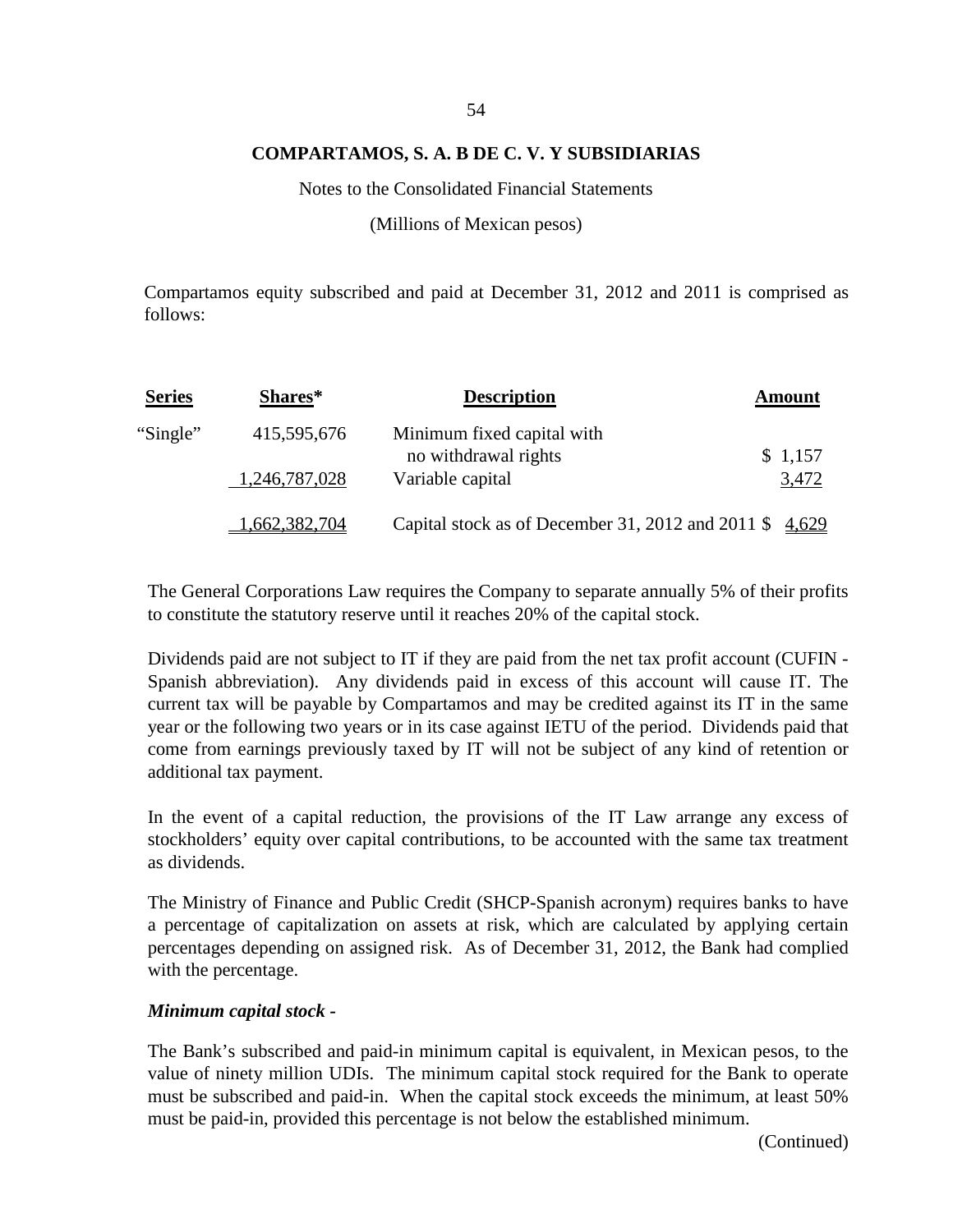Compartamos equity subscribed and paid at December 31, 2012 and 2011 is comprised as follows:

| Series | Shares* | Description | Amount |
|---|---|---|---|
| "Single" | 415,595,676 | Minimum fixed capital with no withdrawal rights | $ 1,157 |
| | 1,246,787,028 | Variable capital | 3,472 |
| | 1,662,382,704 | Capital stock as of December 31, 2012 and 2011 | $ 4,629 |

The General Corporations Law requires the Company to separate annually 5% of their profits to constitute the statutory reserve until it reaches 20% of the capital stock.

Dividends paid are not subject to IT if they are paid from the net tax profit account (CUFIN - Spanish abbreviation). Any dividends paid in excess of this account will cause IT. The current tax will be payable by Compartamos and may be credited against its IT in the same year or the following two years or in its case against IETU of the period. Dividends paid that come from earnings previously taxed by IT will not be subject of any kind of retention or additional tax payment.

In the event of a capital reduction, the provisions of the IT Law arrange any excess of stockholders' equity over capital contributions, to be accounted with the same tax treatment as dividends.

The Ministry of Finance and Public Credit (SHCP-Spanish acronym) requires banks to have a percentage of capitalization on assets at risk, which are calculated by applying certain percentages depending on assigned risk. As of December 31, 2012, the Bank had complied with the percentage.

***Minimum capital stock -***

The Bank's subscribed and paid-in minimum capital is equivalent, in Mexican pesos, to the value of ninety million UDIs. The minimum capital stock required for the Bank to operate must be subscribed and paid-in. When the capital stock exceeds the minimum, at least 50% must be paid-in, provided this percentage is not below the established minimum.

(Continued)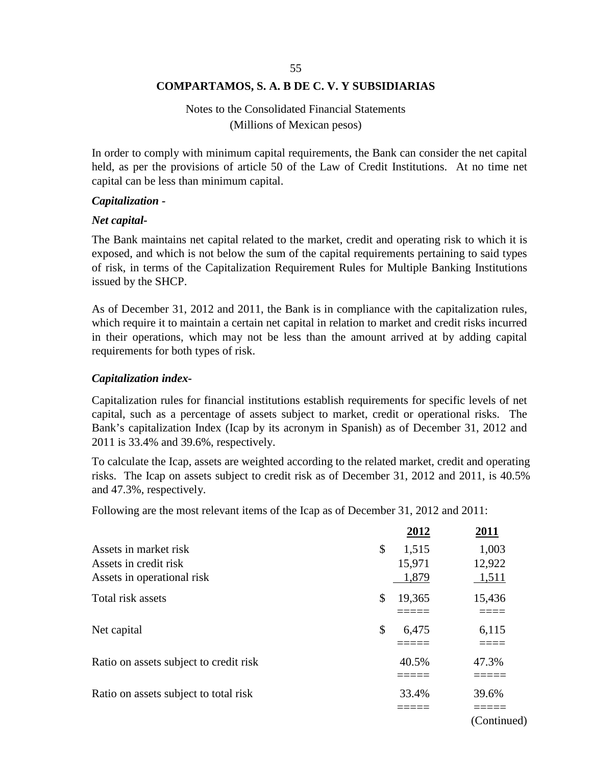**COMPARTAMOS, S. A. B DE C. V. Y SUBSIDIARIAS**

Notes to the Consolidated Financial Statements

(Millions of Mexican pesos)

In order to comply with minimum capital requirements, the Bank can consider the net capital held, as per the provisions of article 50 of the Law of Credit Institutions. At no time net capital can be less than minimum capital.

***Capitalization -***

***Net capital-***

The Bank maintains net capital related to the market, credit and operating risk to which it is exposed, and which is not below the sum of the capital requirements pertaining to said types of risk, in terms of the Capitalization Requirement Rules for Multiple Banking Institutions issued by the SHCP.

As of December 31, 2012 and 2011, the Bank is in compliance with the capitalization rules, which require it to maintain a certain net capital in relation to market and credit risks incurred in their operations, which may not be less than the amount arrived at by adding capital requirements for both types of risk.

***Capitalization index-***

Capitalization rules for financial institutions establish requirements for specific levels of net capital, such as a percentage of assets subject to market, credit or operational risks. The Bank's capitalization Index (Icap by its acronym in Spanish) as of December 31, 2012 and 2011 is 33.4% and 39.6%, respectively.

To calculate the Icap, assets are weighted according to the related market, credit and operating risks. The Icap on assets subject to credit risk as of December 31, 2012 and 2011, is 40.5% and 47.3%, respectively.

Following are the most relevant items of the Icap as of December 31, 2012 and 2011:

| | 2012 | 2011 |
|---|---|---|
| Assets in market risk | $ 1,515 | 1,003 |
| Assets in credit risk | 15,971 | 12,922 |
| Assets in operational risk | 1,879 | 1,511 |
| Total risk assets | $ 19,365 | 15,436 |
| Net capital | $ 6,475 | 6,115 |
| Ratio on assets subject to credit risk | 40.5% | 47.3% |
| Ratio on assets subject to total risk | 33.4% | 39.6% |

(Continued)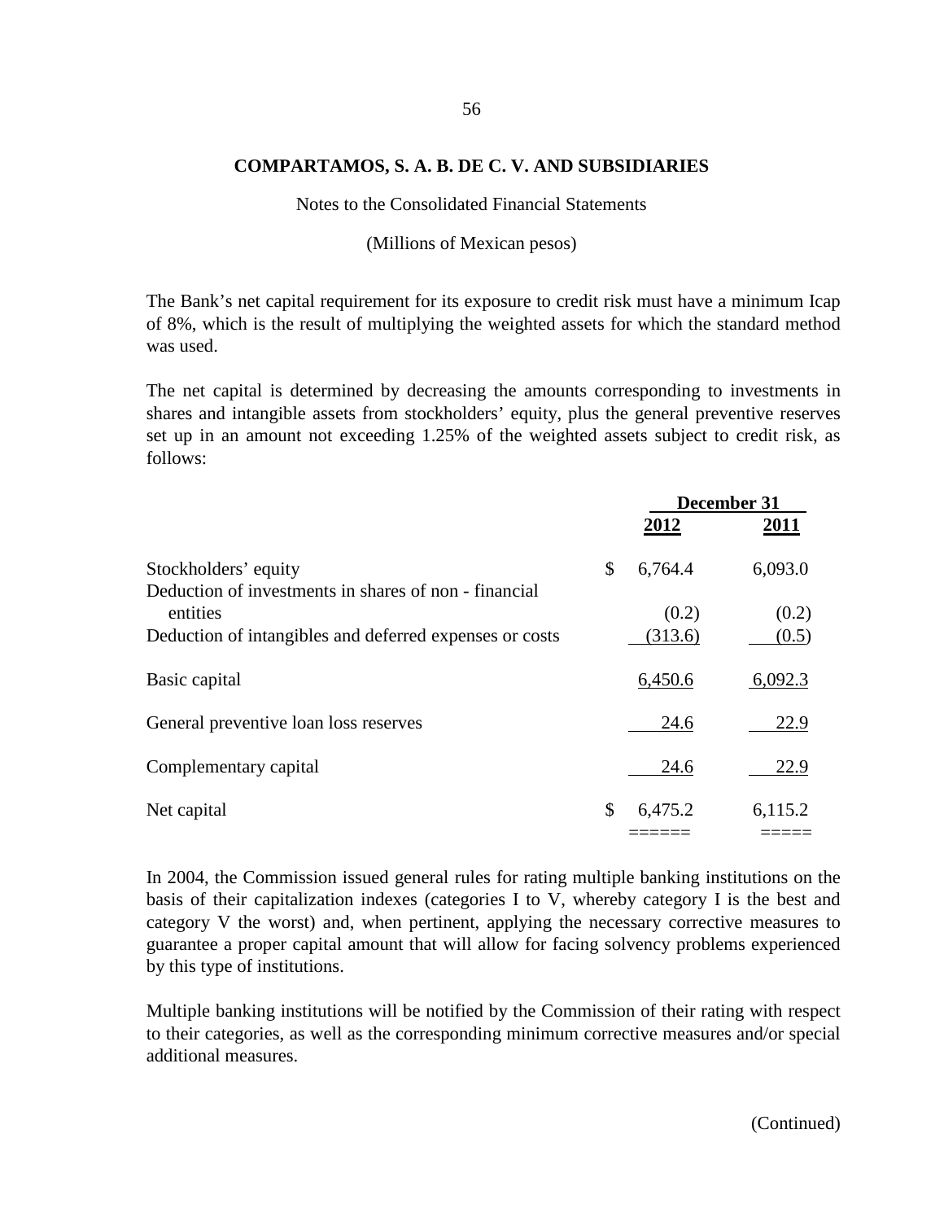**COMPARTAMOS, S. A. B. DE C. V. AND SUBSIDIARIES**

Notes to the Consolidated Financial Statements

(Millions of Mexican pesos)

The Bank's net capital requirement for its exposure to credit risk must have a minimum Icap of 8%, which is the result of multiplying the weighted assets for which the standard method was used.

The net capital is determined by decreasing the amounts corresponding to investments in shares and intangible assets from stockholders' equity, plus the general preventive reserves set up in an amount not exceeding 1.25% of the weighted assets subject to credit risk, as follows:

| | December 31 | |
|---|---|---|
| | 2012 | 2011 |
| Stockholders' equity | $ 6,764.4 | 6,093.0 |
| Deduction of investments in shares of non - financial entities | (0.2) | (0.2) |
| Deduction of intangibles and deferred expenses or costs | (313.6) | (0.5) |
| Basic capital | 6,450.6 | 6,092.3 |
| General preventive loan loss reserves | 24.6 | 22.9 |
| Complementary capital | 24.6 | 22.9 |
| Net capital | $ 6,475.2 | 6,115.2 |

In 2004, the Commission issued general rules for rating multiple banking institutions on the basis of their capitalization indexes (categories I to V, whereby category I is the best and category V the worst) and, when pertinent, applying the necessary corrective measures to guarantee a proper capital amount that will allow for facing solvency problems experienced by this type of institutions.

Multiple banking institutions will be notified by the Commission of their rating with respect to their categories, as well as the corresponding minimum corrective measures and/or special additional measures.

(Continued)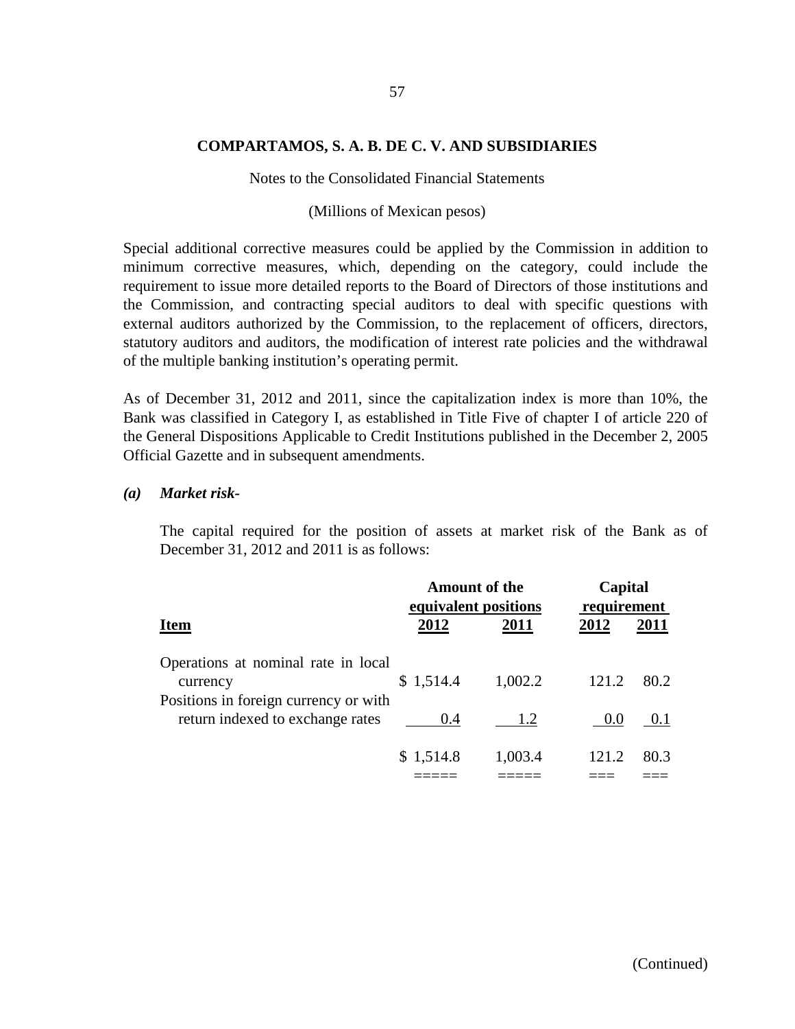**COMPARTAMOS, S. A. B. DE C. V. AND SUBSIDIARIES**

Notes to the Consolidated Financial Statements

(Millions of Mexican pesos)

Special additional corrective measures could be applied by the Commission in addition to minimum corrective measures, which, depending on the category, could include the requirement to issue more detailed reports to the Board of Directors of those institutions and the Commission, and contracting special auditors to deal with specific questions with external auditors authorized by the Commission, to the replacement of officers, directors, statutory auditors and auditors, the modification of interest rate policies and the withdrawal of the multiple banking institution's operating permit.

As of December 31, 2012 and 2011, since the capitalization index is more than 10%, the Bank was classified in Category I, as established in Title Five of chapter I of article 220 of the General Dispositions Applicable to Credit Institutions published in the December 2, 2005 Official Gazette and in subsequent amendments.

***(a) Market risk-***

The capital required for the position of assets at market risk of the Bank as of December 31, 2012 and 2011 is as follows:

| | Amount of the equivalent positions | | Capital requirement | |
|---|---|---|---|---|
| **Item** | **2012** | **2011** | **2012** | **2011** |
| Operations at nominal rate in local currency | $ 1,514.4 | 1,002.2 | 121.2 | 80.2 |
| Positions in foreign currency or with return indexed to exchange rates | 0.4 | 1.2 | 0.0 | 0.1 |
| | $ 1,514.8 | 1,003.4 | 121.2 | 80.3 |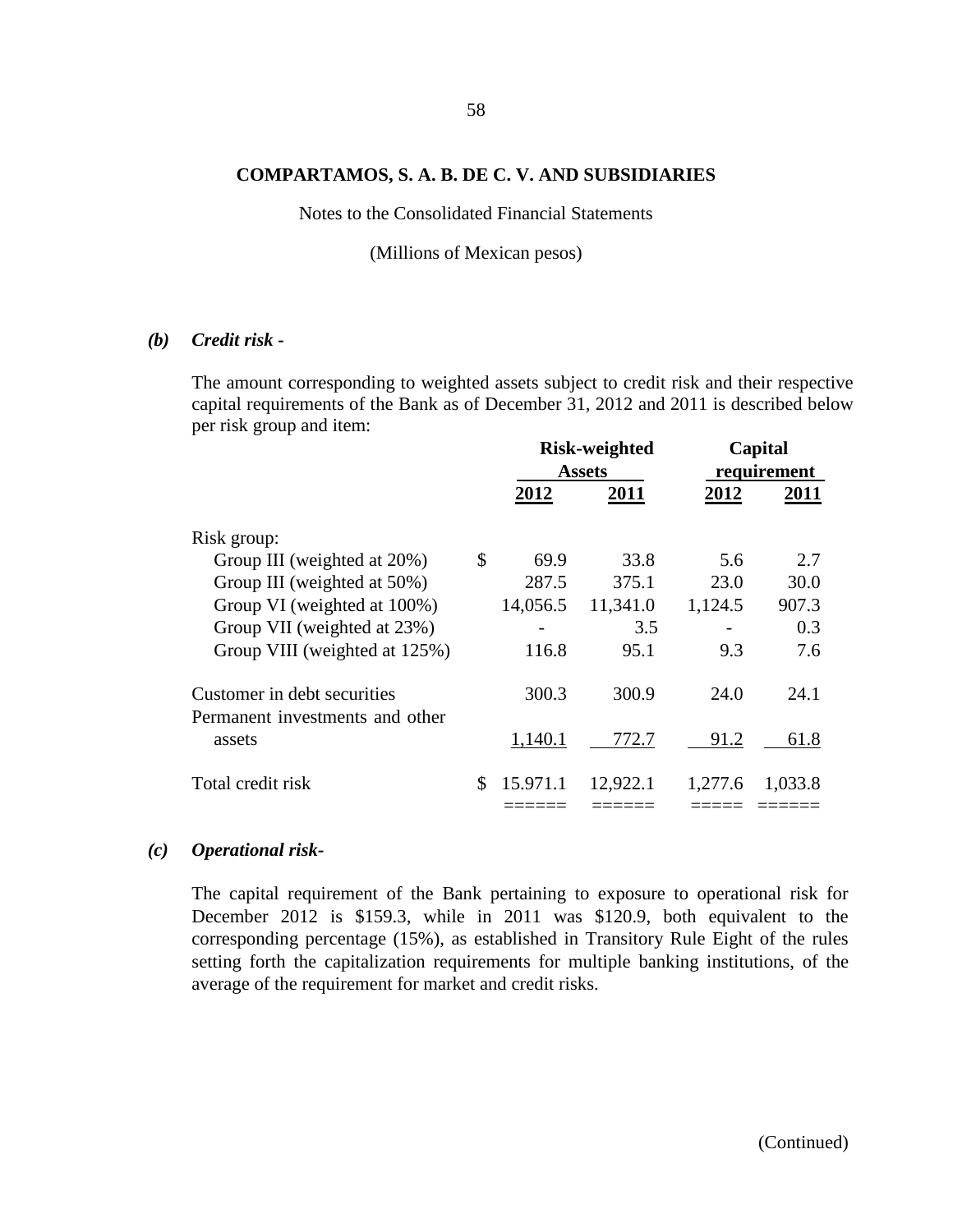**COMPARTAMOS, S. A. B. DE C. V. AND SUBSIDIARIES**

Notes to the Consolidated Financial Statements

(Millions of Mexican pesos)

***(b) Credit risk -***

The amount corresponding to weighted assets subject to credit risk and their respective capital requirements of the Bank as of December 31, 2012 and 2011 is described below per risk group and item:

| | Risk-weighted Assets | | Capital requirement | |
|---|---|---|---|---|
| | **2012** | **2011** | **2012** | **2011** |
| Risk group: | | | | |
| Group III (weighted at 20%) | $ 69.9 | 33.8 | 5.6 | 2.7 |
| Group III (weighted at 50%) | 287.5 | 375.1 | 23.0 | 30.0 |
| Group VI (weighted at 100%) | 14,056.5 | 11,341.0 | 1,124.5 | 907.3 |
| Group VII (weighted at 23%) | - | 3.5 | - | 0.3 |
| Group VIII (weighted at 125%) | 116.8 | 95.1 | 9.3 | 7.6 |
| Customer in debt securities | 300.3 | 300.9 | 24.0 | 24.1 |
| Permanent investments and other assets | 1,140.1 | 772.7 | 91.2 | 61.8 |
| Total credit risk | $ 15.971.1 | 12,922.1 | 1,277.6 | 1,033.8 |

***(c) Operational risk-***

The capital requirement of the Bank pertaining to exposure to operational risk for December 2012 is $159.3, while in 2011 was $120.9, both equivalent to the corresponding percentage (15%), as established in Transitory Rule Eight of the rules setting forth the capitalization requirements for multiple banking institutions, of the average of the requirement for market and credit risks.

(Continued)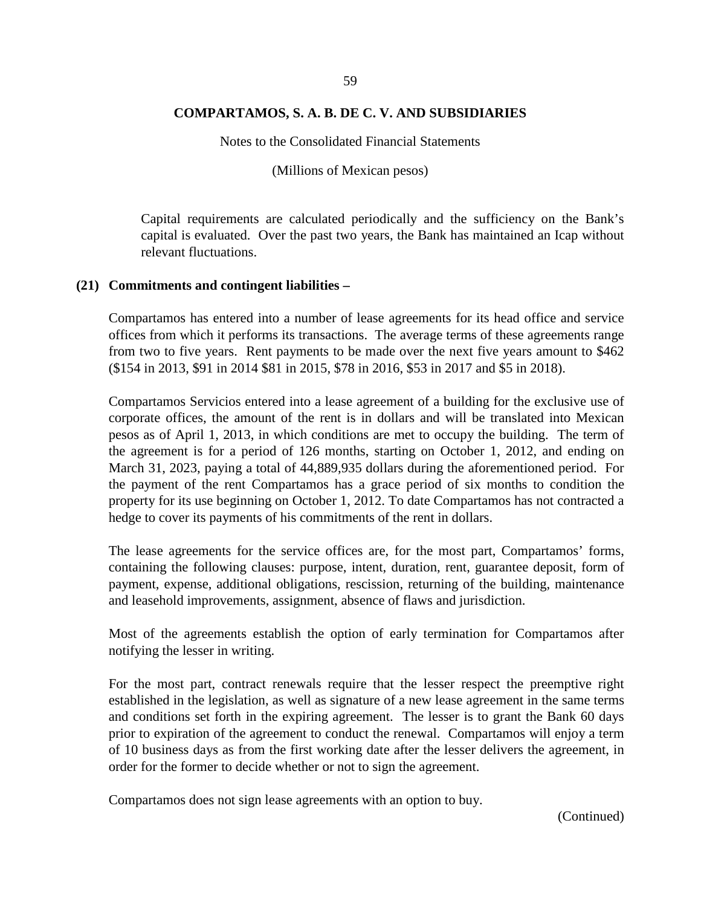Capital requirements are calculated periodically and the sufficiency on the Bank's capital is evaluated. Over the past two years, the Bank has maintained an Icap without relevant fluctuations.

## (21) Commitments and contingent liabilities –

Compartamos has entered into a number of lease agreements for its head office and service offices from which it performs its transactions. The average terms of these agreements range from two to five years. Rent payments to be made over the next five years amount to $462 ($154 in 2013, $91 in 2014 $81 in 2015, $78 in 2016, $53 in 2017 and $5 in 2018).

Compartamos Servicios entered into a lease agreement of a building for the exclusive use of corporate offices, the amount of the rent is in dollars and will be translated into Mexican pesos as of April 1, 2013, in which conditions are met to occupy the building. The term of the agreement is for a period of 126 months, starting on October 1, 2012, and ending on March 31, 2023, paying a total of 44,889,935 dollars during the aforementioned period. For the payment of the rent Compartamos has a grace period of six months to condition the property for its use beginning on October 1, 2012. To date Compartamos has not contracted a hedge to cover its payments of his commitments of the rent in dollars.

The lease agreements for the service offices are, for the most part, Compartamos' forms, containing the following clauses: purpose, intent, duration, rent, guarantee deposit, form of payment, expense, additional obligations, rescission, returning of the building, maintenance and leasehold improvements, assignment, absence of flaws and jurisdiction.

Most of the agreements establish the option of early termination for Compartamos after notifying the lesser in writing.

For the most part, contract renewals require that the lesser respect the preemptive right established in the legislation, as well as signature of a new lease agreement in the same terms and conditions set forth in the expiring agreement. The lesser is to grant the Bank 60 days prior to expiration of the agreement to conduct the renewal. Compartamos will enjoy a term of 10 business days as from the first working date after the lesser delivers the agreement, in order for the former to decide whether or not to sign the agreement.

Compartamos does not sign lease agreements with an option to buy.

(Continued)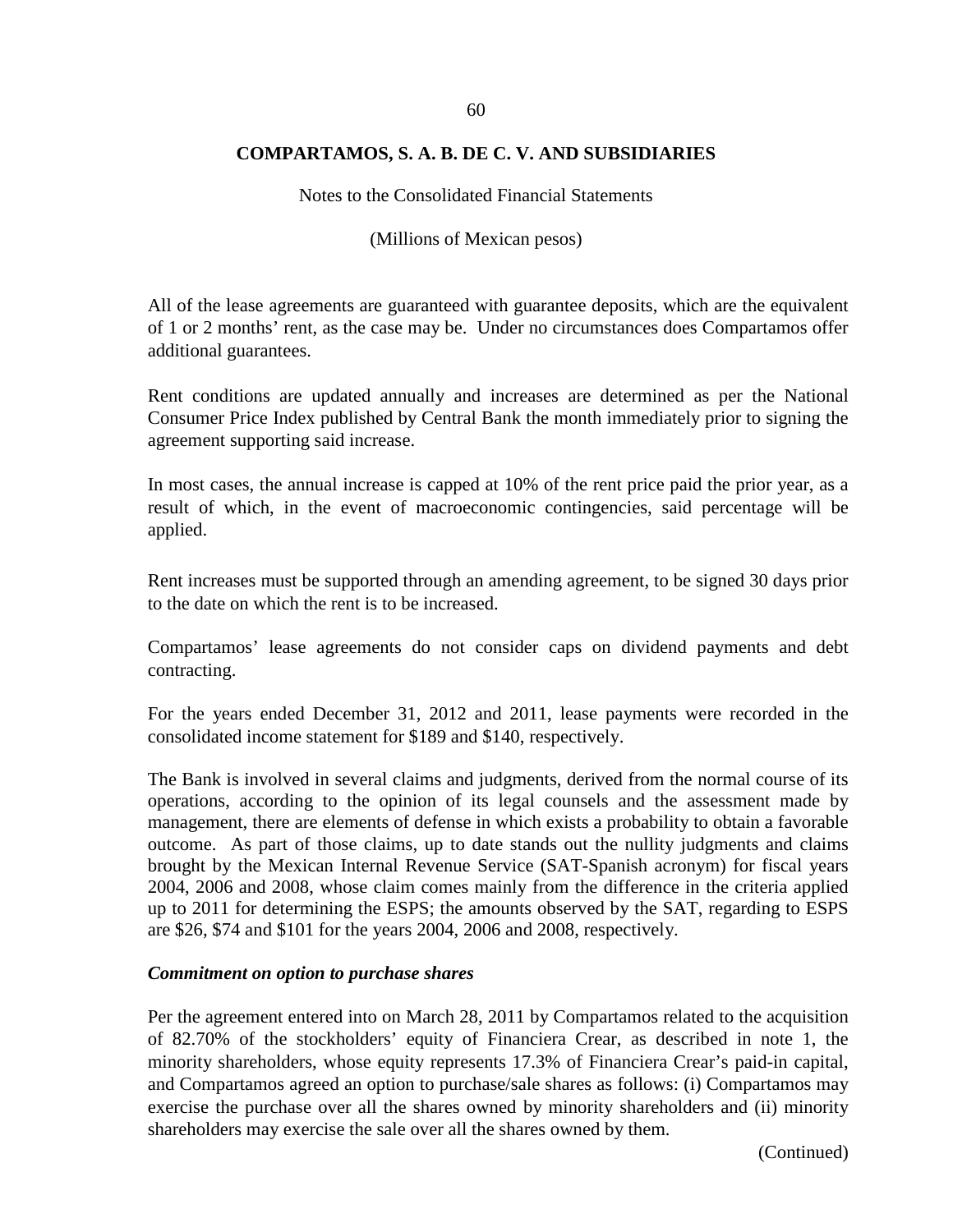All of the lease agreements are guaranteed with guarantee deposits, which are the equivalent of 1 or 2 months' rent, as the case may be. Under no circumstances does Compartamos offer additional guarantees.

Rent conditions are updated annually and increases are determined as per the National Consumer Price Index published by Central Bank the month immediately prior to signing the agreement supporting said increase.

In most cases, the annual increase is capped at 10% of the rent price paid the prior year, as a result of which, in the event of macroeconomic contingencies, said percentage will be applied.

Rent increases must be supported through an amending agreement, to be signed 30 days prior to the date on which the rent is to be increased.

Compartamos' lease agreements do not consider caps on dividend payments and debt contracting.

For the years ended December 31, 2012 and 2011, lease payments were recorded in the consolidated income statement for $189 and $140, respectively.

The Bank is involved in several claims and judgments, derived from the normal course of its operations, according to the opinion of its legal counsels and the assessment made by management, there are elements of defense in which exists a probability to obtain a favorable outcome. As part of those claims, up to date stands out the nullity judgments and claims brought by the Mexican Internal Revenue Service (SAT-Spanish acronym) for fiscal years 2004, 2006 and 2008, whose claim comes mainly from the difference in the criteria applied up to 2011 for determining the ESPS; the amounts observed by the SAT, regarding to ESPS are $26, $74 and $101 for the years 2004, 2006 and 2008, respectively.

***Commitment on option to purchase shares***

Per the agreement entered into on March 28, 2011 by Compartamos related to the acquisition of 82.70% of the stockholders' equity of Financiera Crear, as described in note 1, the minority shareholders, whose equity represents 17.3% of Financiera Crear's paid-in capital, and Compartamos agreed an option to purchase/sale shares as follows: (i) Compartamos may exercise the purchase over all the shares owned by minority shareholders and (ii) minority shareholders may exercise the sale over all the shares owned by them.

(Continued)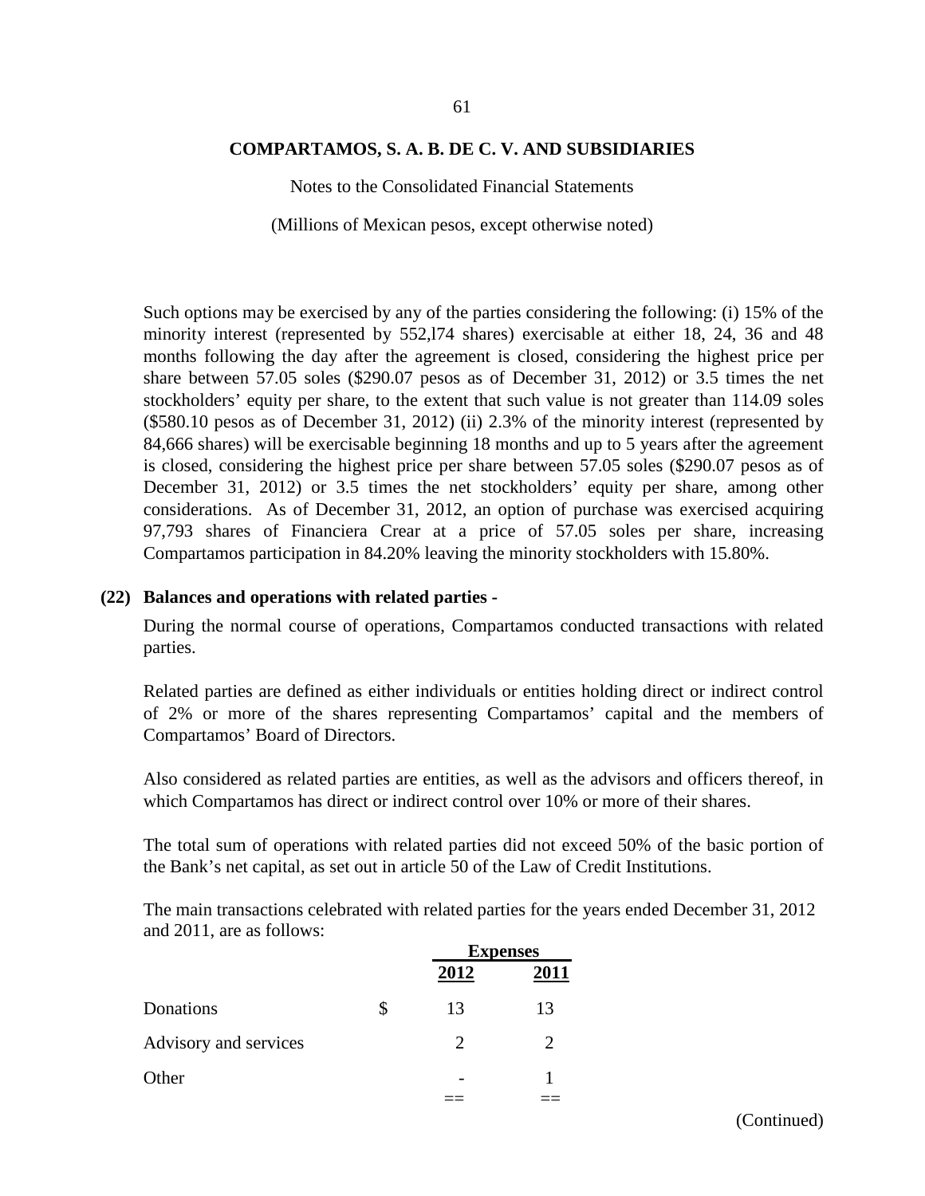**COMPARTAMOS, S. A. B. DE C. V. AND SUBSIDIARIES**

Notes to the Consolidated Financial Statements

(Millions of Mexican pesos, except otherwise noted)

Such options may be exercised by any of the parties considering the following: (i) 15% of the minority interest (represented by 552,l74 shares) exercisable at either 18, 24, 36 and 48 months following the day after the agreement is closed, considering the highest price per share between 57.05 soles ($290.07 pesos as of December 31, 2012) or 3.5 times the net stockholders' equity per share, to the extent that such value is not greater than 114.09 soles ($580.10 pesos as of December 31, 2012) (ii) 2.3% of the minority interest (represented by 84,666 shares) will be exercisable beginning 18 months and up to 5 years after the agreement is closed, considering the highest price per share between 57.05 soles ($290.07 pesos as of December 31, 2012) or 3.5 times the net stockholders' equity per share, among other considerations. As of December 31, 2012, an option of purchase was exercised acquiring 97,793 shares of Financiera Crear at a price of 57.05 soles per share, increasing Compartamos participation in 84.20% leaving the minority stockholders with 15.80%.

**(22) Balances and operations with related parties -**

During the normal course of operations, Compartamos conducted transactions with related parties.

Related parties are defined as either individuals or entities holding direct or indirect control of 2% or more of the shares representing Compartamos' capital and the members of Compartamos' Board of Directors.

Also considered as related parties are entities, as well as the advisors and officers thereof, in which Compartamos has direct or indirect control over 10% or more of their shares.

The total sum of operations with related parties did not exceed 50% of the basic portion of the Bank's net capital, as set out in article 50 of the Law of Credit Institutions.

The main transactions celebrated with related parties for the years ended December 31, 2012 and 2011, are as follows:

| | | Expenses | |
|---|---|---|---|
| | | **2012** | **2011** |
| Donations | $ | 13 | 13 |
| Advisory and services | | 2 | 2 |
| Other | | - | 1 |
| | | == | == |

(Continued)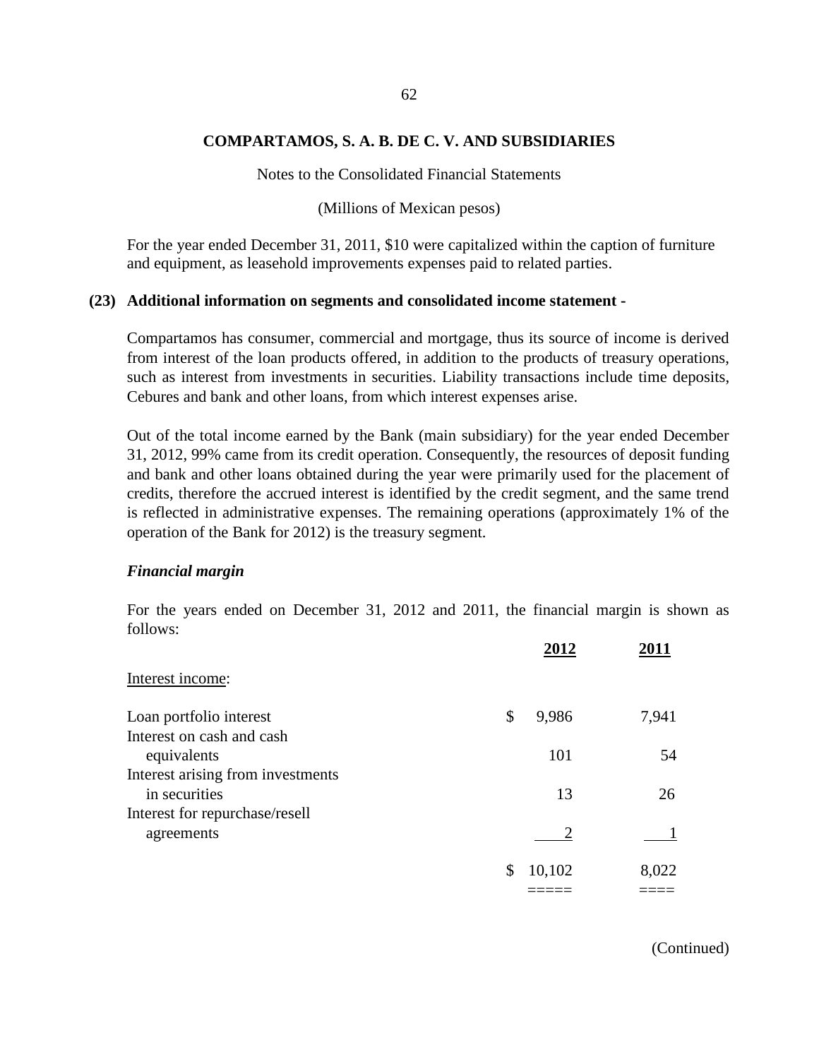**COMPARTAMOS, S. A. B. DE C. V. AND SUBSIDIARIES**

Notes to the Consolidated Financial Statements

(Millions of Mexican pesos)

For the year ended December 31, 2011, $10 were capitalized within the caption of furniture and equipment, as leasehold improvements expenses paid to related parties.

## (23) Additional information on segments and consolidated income statement -

Compartamos has consumer, commercial and mortgage, thus its source of income is derived from interest of the loan products offered, in addition to the products of treasury operations, such as interest from investments in securities. Liability transactions include time deposits, Cebures and bank and other loans, from which interest expenses arise.

Out of the total income earned by the Bank (main subsidiary) for the year ended December 31, 2012, 99% came from its credit operation. Consequently, the resources of deposit funding and bank and other loans obtained during the year were primarily used for the placement of credits, therefore the accrued interest is identified by the credit segment, and the same trend is reflected in administrative expenses. The remaining operations (approximately 1% of the operation of the Bank for 2012) is the treasury segment.

### *Financial margin*

For the years ended on December 31, 2012 and 2011, the financial margin is shown as follows:

| | 2012 | 2011 |
|---|---|---|
| Interest income: | | |
| Loan portfolio interest | $ 9,986 | 7,941 |
| Interest on cash and cash equivalents | 101 | 54 |
| Interest arising from investments in securities | 13 | 26 |
| Interest for repurchase/resell agreements | 2 | 1 |
| | $ 10,102 | 8,022 |

(Continued)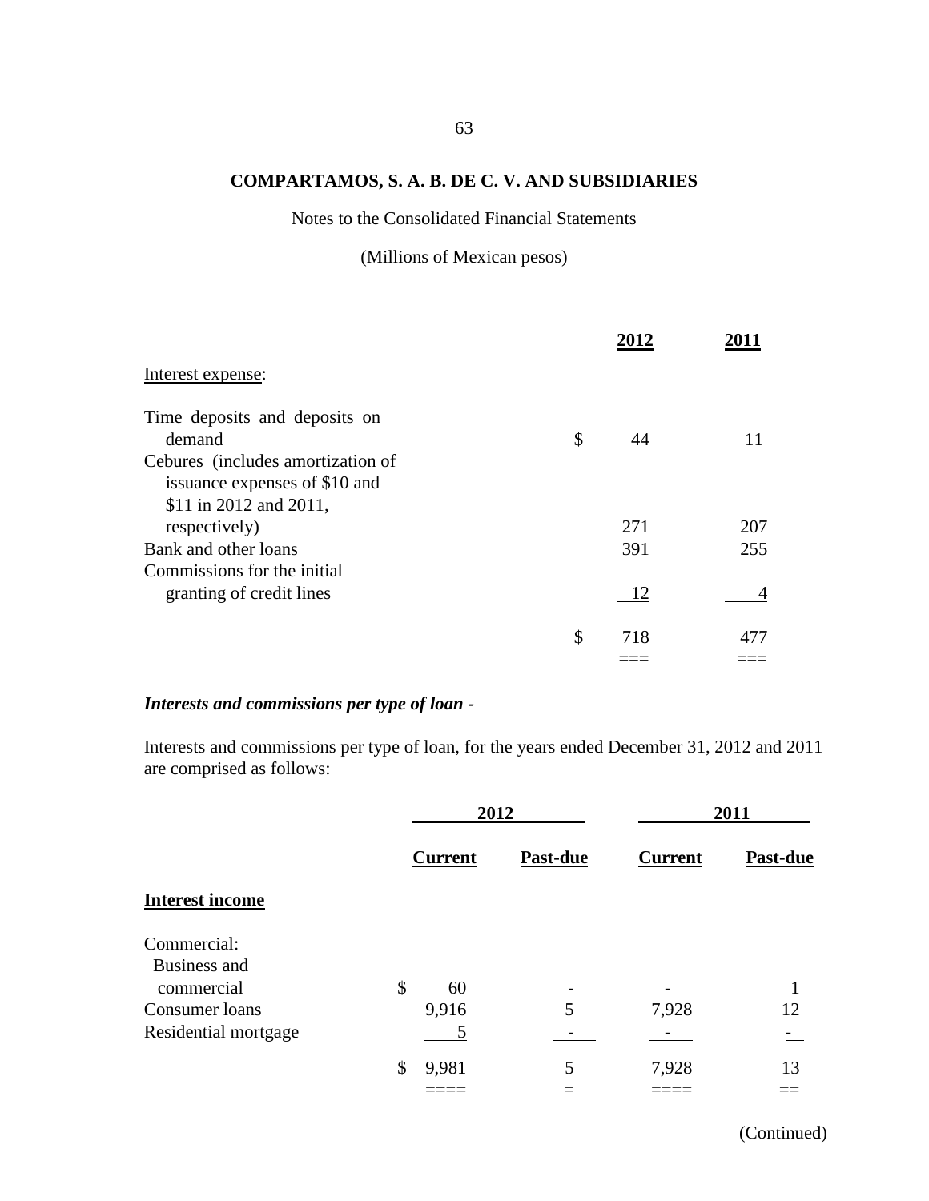# COMPARTAMOS, S. A. B. DE C. V. AND SUBSIDIARIES

Notes to the Consolidated Financial Statements

(Millions of Mexican pesos)

| | 2012 | 2011 |
|---|---|---|
| Interest expense: | | |
| Time deposits and deposits on demand | $ 44 | 11 |
| Cebures (includes amortization of issuance expenses of $10 and $11 in 2012 and 2011, respectively) | 271 | 207 |
| Bank and other loans | 391 | 255 |
| Commissions for the initial granting of credit lines | 12 | 4 |
| | $ 718 | 477 |

***Interests and commissions per type of loan -***

Interests and commissions per type of loan, for the years ended December 31, 2012 and 2011 are comprised as follows:

| | 2012 | | 2011 | |
|---|---|---|---|---|
| | **Current** | **Past-due** | **Current** | **Past-due** |
| **Interest income** | | | | |
| Commercial: | | | | |
| Business and commercial | $ 60 | - | - | 1 |
| Consumer loans | 9,916 | 5 | 7,928 | 12 |
| Residential mortgage | 5 | - | - | - |
| | $ 9,981 | 5 | 7,928 | 13 |

(Continued)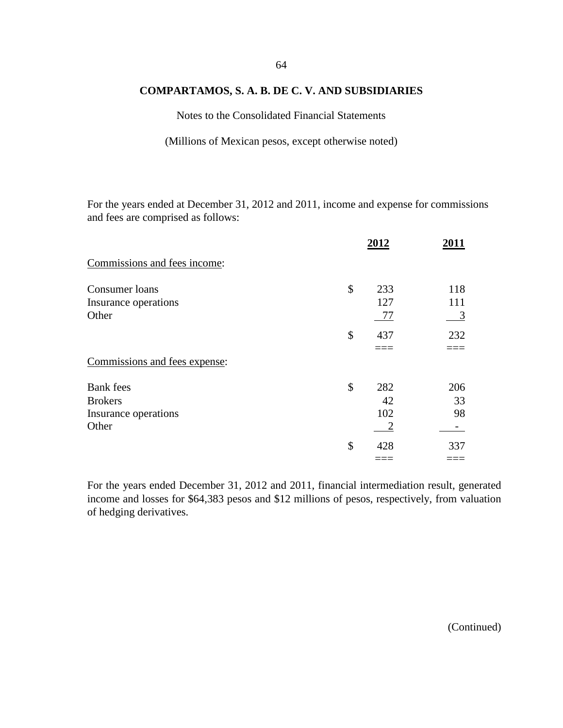**COMPARTAMOS, S. A. B. DE C. V. AND SUBSIDIARIES**

Notes to the Consolidated Financial Statements

(Millions of Mexican pesos, except otherwise noted)

For the years ended at December 31, 2012 and 2011, income and expense for commissions and fees are comprised as follows:

| | | 2012 | 2011 |
|---|---|---|---|
| Commissions and fees income: | | | |
| Consumer loans | $ | 233 | 118 |
| Insurance operations | | 127 | 111 |
| Other | | 77 | 3 |
| | $ | 437 | 232 |
| Commissions and fees expense: | | | |
| Bank fees | $ | 282 | 206 |
| Brokers | | 42 | 33 |
| Insurance operations | | 102 | 98 |
| Other | | 2 | - |
| | $ | 428 | 337 |

For the years ended December 31, 2012 and 2011, financial intermediation result, generated income and losses for $64,383 pesos and $12 millions of pesos, respectively, from valuation of hedging derivatives.

(Continued)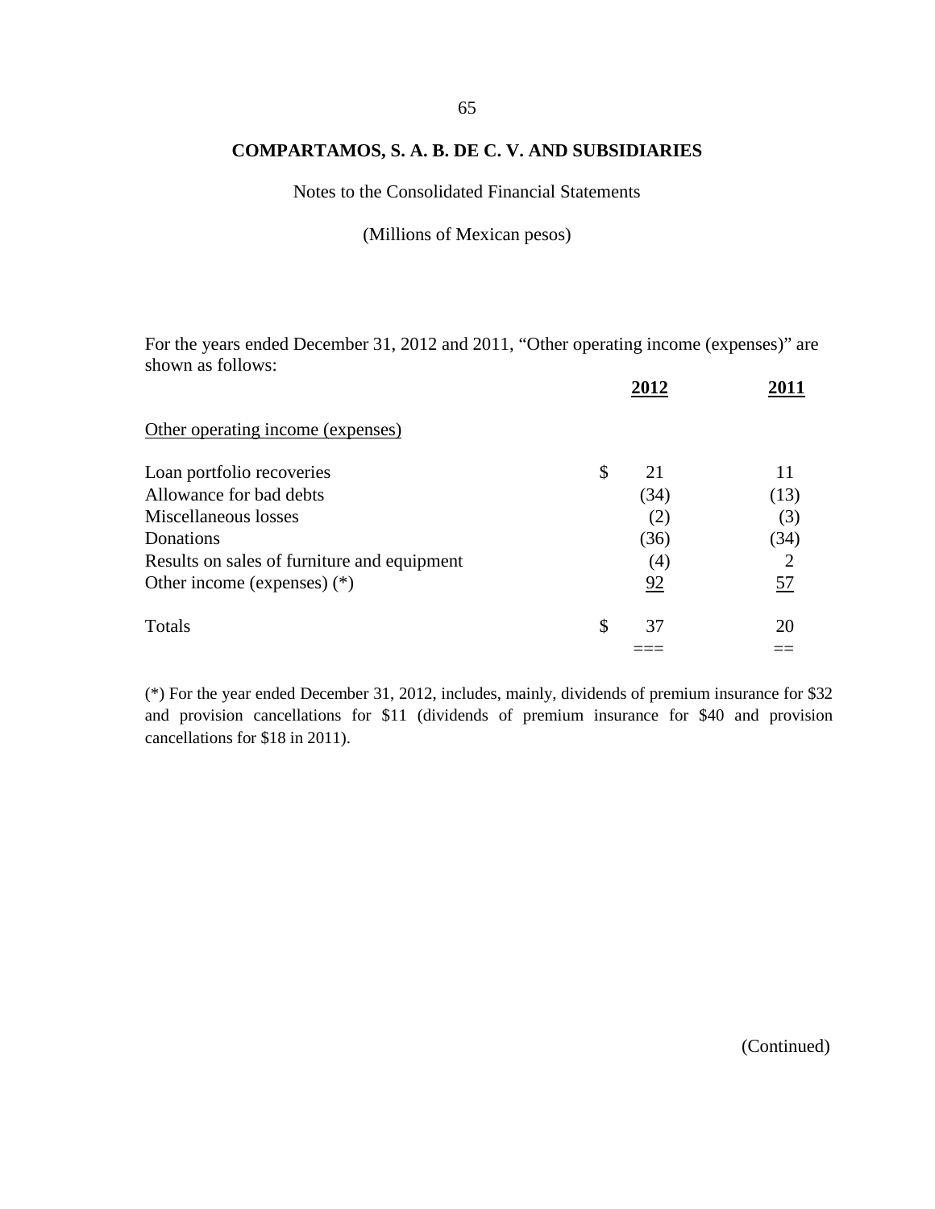**COMPARTAMOS, S. A. B. DE C. V. AND SUBSIDIARIES**

Notes to the Consolidated Financial Statements

(Millions of Mexican pesos)

For the years ended December 31, 2012 and 2011, "Other operating income (expenses)" are shown as follows:

| | | 2012 | 2011 |
|---|---|---|---|
| Other operating income (expenses) | | | |
| Loan portfolio recoveries | $ | 21 | 11 |
| Allowance for bad debts | | (34) | (13) |
| Miscellaneous losses | | (2) | (3) |
| Donations | | (36) | (34) |
| Results on sales of furniture and equipment | | (4) | 2 |
| Other income (expenses) (*) | | 92 | 57 |
| Totals | $ | 37 | 20 |

(*) For the year ended December 31, 2012, includes, mainly, dividends of premium insurance for $32 and provision cancellations for $11 (dividends of premium insurance for $40 and provision cancellations for $18 in 2011).

(Continued)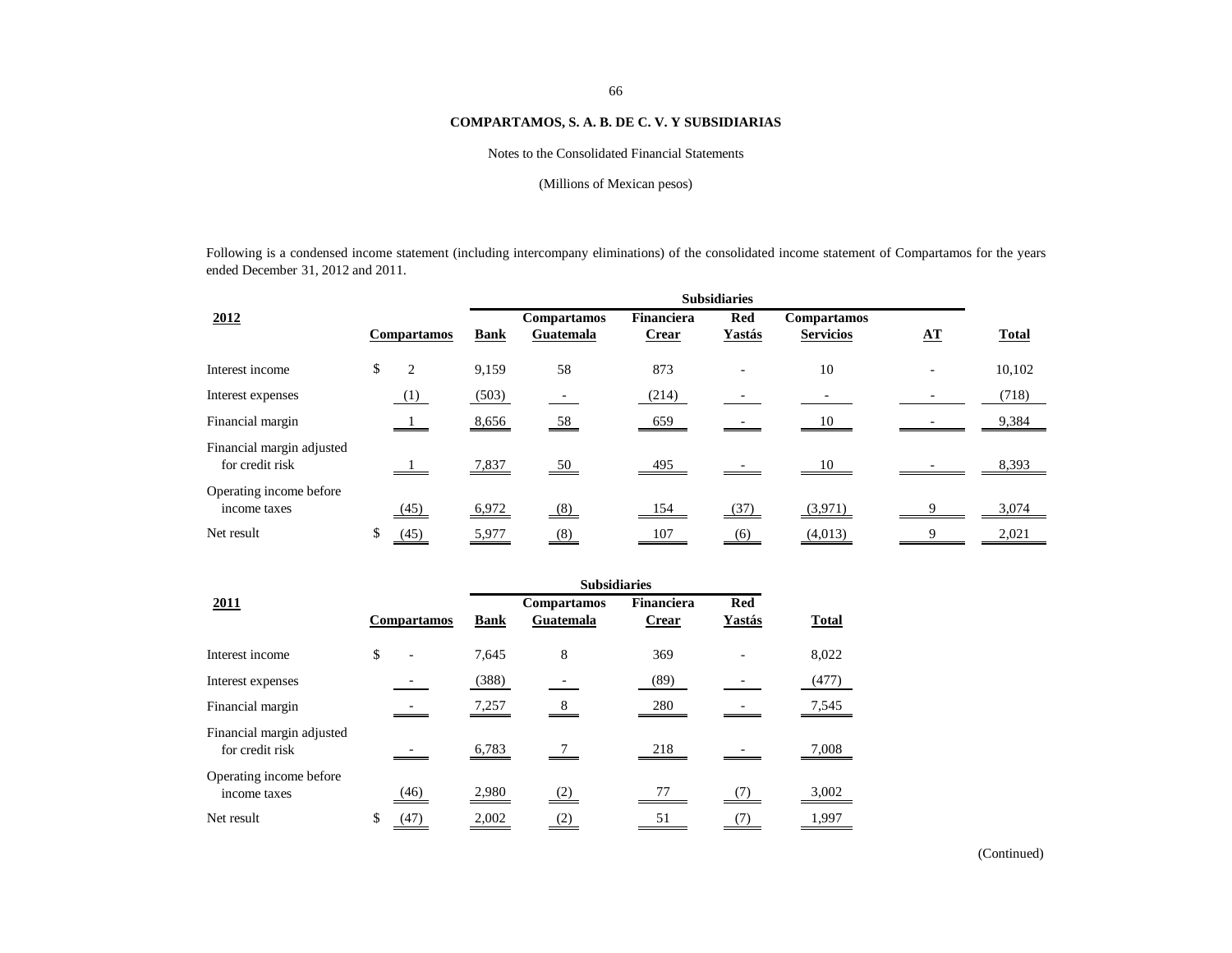**COMPARTAMOS, S. A. B. DE C. V. Y SUBSIDIARIAS**

Notes to the Consolidated Financial Statements

(Millions of Mexican pesos)

Following is a condensed income statement (including intercompany eliminations) of the consolidated income statement of Compartamos for the years ended December 31, 2012 and 2011.

| 2012 | | Subsidiaries | | | | | | |
|---|---|---|---|---|---|---|---|---|
| | Compartamos | Bank | Compartamos Guatemala | Financiera Crear | Red Yastás | Compartamos Servicios | AT | Total |
| Interest income | $ 2 | 9,159 | 58 | 873 | - | 10 | - | 10,102 |
| Interest expenses | (1) | (503) | - | (214) | - | - | - | (718) |
| Financial margin | 1 | 8,656 | 58 | 659 | - | 10 | - | 9,384 |
| Financial margin adjusted for credit risk | 1 | 7,837 | 50 | 495 | - | 10 | - | 8,393 |
| Operating income before income taxes | (45) | 6,972 | (8) | 154 | (37) | (3,971) | 9 | 3,074 |
| Net result | $ (45) | 5,977 | (8) | 107 | (6) | (4,013) | 9 | 2,021 |

| 2011 | | Subsidiaries | | | | |
|---|---|---|---|---|---|---|
| | Compartamos | Bank | Compartamos Guatemala | Financiera Crear | Red Yastás | Total |
| Interest income | $ - | 7,645 | 8 | 369 | - | 8,022 |
| Interest expenses | - | (388) | - | (89) | - | (477) |
| Financial margin | - | 7,257 | 8 | 280 | - | 7,545 |
| Financial margin adjusted for credit risk | - | 6,783 | 7 | 218 | - | 7,008 |
| Operating income before income taxes | (46) | 2,980 | (2) | 77 | (7) | 3,002 |
| Net result | $ (47) | 2,002 | (2) | 51 | (7) | 1,997 |

(Continued)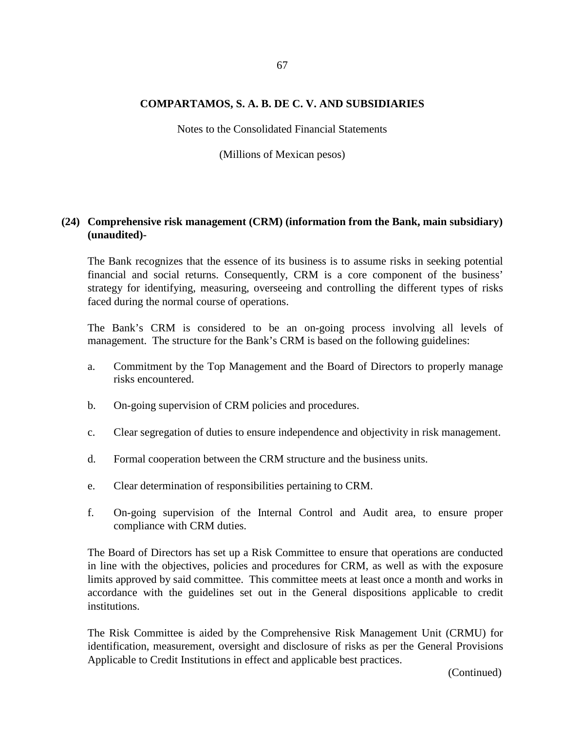# COMPARTAMOS, S. A. B. DE C. V. AND SUBSIDIARIES

Notes to the Consolidated Financial Statements

(Millions of Mexican pesos)

## (24) Comprehensive risk management (CRM) (information from the Bank, main subsidiary) (unaudited)-

The Bank recognizes that the essence of its business is to assume risks in seeking potential financial and social returns. Consequently, CRM is a core component of the business' strategy for identifying, measuring, overseeing and controlling the different types of risks faced during the normal course of operations.

The Bank's CRM is considered to be an on-going process involving all levels of management. The structure for the Bank's CRM is based on the following guidelines:

a. Commitment by the Top Management and the Board of Directors to properly manage risks encountered.

b. On-going supervision of CRM policies and procedures.

c. Clear segregation of duties to ensure independence and objectivity in risk management.

d. Formal cooperation between the CRM structure and the business units.

e. Clear determination of responsibilities pertaining to CRM.

f. On-going supervision of the Internal Control and Audit area, to ensure proper compliance with CRM duties.

The Board of Directors has set up a Risk Committee to ensure that operations are conducted in line with the objectives, policies and procedures for CRM, as well as with the exposure limits approved by said committee. This committee meets at least once a month and works in accordance with the guidelines set out in the General dispositions applicable to credit institutions.

The Risk Committee is aided by the Comprehensive Risk Management Unit (CRMU) for identification, measurement, oversight and disclosure of risks as per the General Provisions Applicable to Credit Institutions in effect and applicable best practices.

(Continued)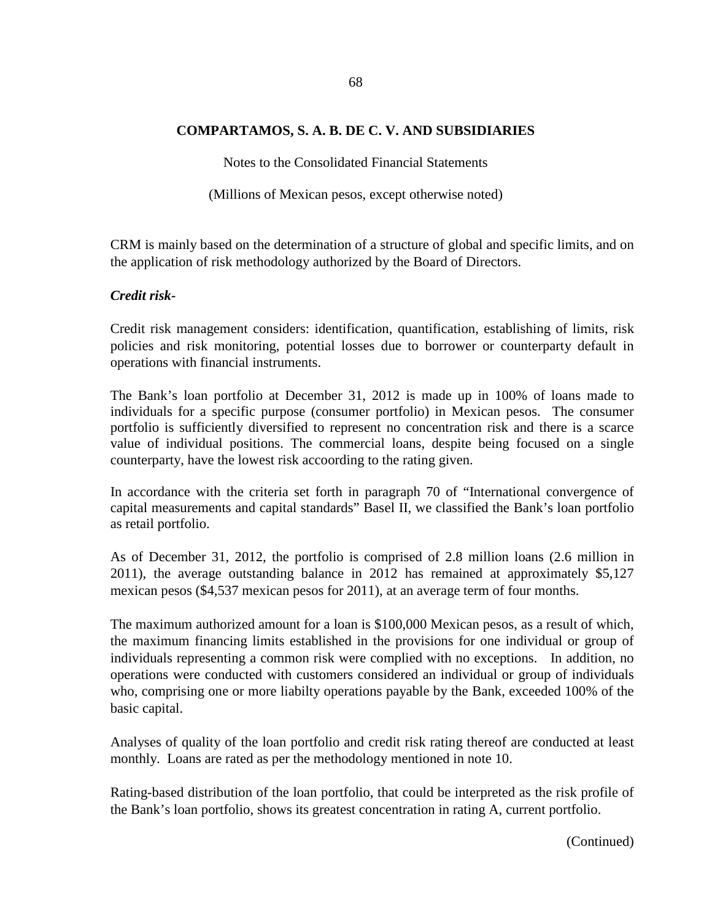CRM is mainly based on the determination of a structure of global and specific limits, and on the application of risk methodology authorized by the Board of Directors.

***Credit risk-***

Credit risk management considers: identification, quantification, establishing of limits, risk policies and risk monitoring, potential losses due to borrower or counterparty default in operations with financial instruments.

The Bank's loan portfolio at December 31, 2012 is made up in 100% of loans made to individuals for a specific purpose (consumer portfolio) in Mexican pesos. The consumer portfolio is sufficiently diversified to represent no concentration risk and there is a scarce value of individual positions. The commercial loans, despite being focused on a single counterparty, have the lowest risk accoording to the rating given.

In accordance with the criteria set forth in paragraph 70 of "International convergence of capital measurements and capital standards" Basel II, we classified the Bank's loan portfolio as retail portfolio.

As of December 31, 2012, the portfolio is comprised of 2.8 million loans (2.6 million in 2011), the average outstanding balance in 2012 has remained at approximately $5,127 mexican pesos ($4,537 mexican pesos for 2011), at an average term of four months.

The maximum authorized amount for a loan is $100,000 Mexican pesos, as a result of which, the maximum financing limits established in the provisions for one individual or group of individuals representing a common risk were complied with no exceptions. In addition, no operations were conducted with customers considered an individual or group of individuals who, comprising one or more liabilty operations payable by the Bank, exceeded 100% of the basic capital.

Analyses of quality of the loan portfolio and credit risk rating thereof are conducted at least monthly. Loans are rated as per the methodology mentioned in note 10.

Rating-based distribution of the loan portfolio, that could be interpreted as the risk profile of the Bank's loan portfolio, shows its greatest concentration in rating A, current portfolio.

(Continued)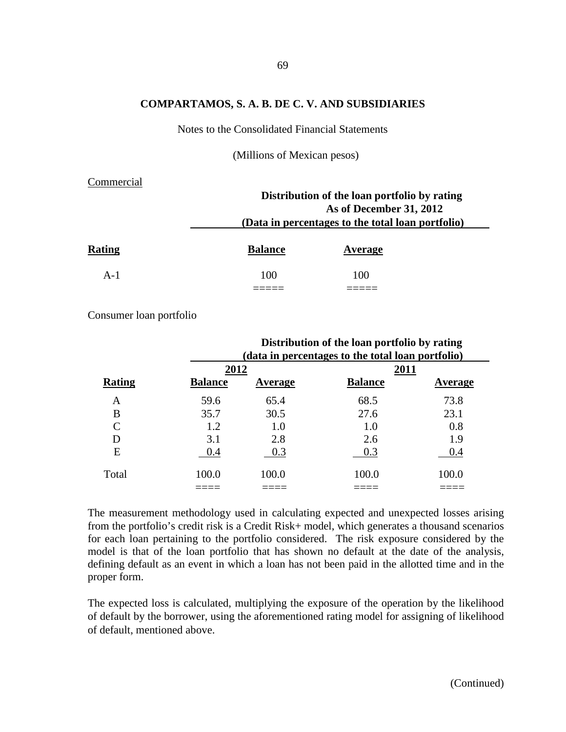**COMPARTAMOS, S. A. B. DE C. V. AND SUBSIDIARIES**

Notes to the Consolidated Financial Statements

(Millions of Mexican pesos)

Commercial

| | Distribution of the loan portfolio by rating As of December 31, 2012 (Data in percentages to the total loan portfolio) | |
|---|---|---|
| **Rating** | **Balance** | **Average** |
| A-1 | 100 | 100 |

Consumer loan portfolio

| | Distribution of the loan portfolio by rating (data in percentages to the total loan portfolio) | | | |
|---|---|---|---|---|
| | 2012 | | 2011 | |
| **Rating** | **Balance** | **Average** | **Balance** | **Average** |
| A | 59.6 | 65.4 | 68.5 | 73.8 |
| B | 35.7 | 30.5 | 27.6 | 23.1 |
| C | 1.2 | 1.0 | 1.0 | 0.8 |
| D | 3.1 | 2.8 | 2.6 | 1.9 |
| E | 0.4 | 0.3 | 0.3 | 0.4 |
| Total | 100.0 | 100.0 | 100.0 | 100.0 |

The measurement methodology used in calculating expected and unexpected losses arising from the portfolio's credit risk is a Credit Risk+ model, which generates a thousand scenarios for each loan pertaining to the portfolio considered. The risk exposure considered by the model is that of the loan portfolio that has shown no default at the date of the analysis, defining default as an event in which a loan has not been paid in the allotted time and in the proper form.

The expected loss is calculated, multiplying the exposure of the operation by the likelihood of default by the borrower, using the aforementioned rating model for assigning of likelihood of default, mentioned above.

(Continued)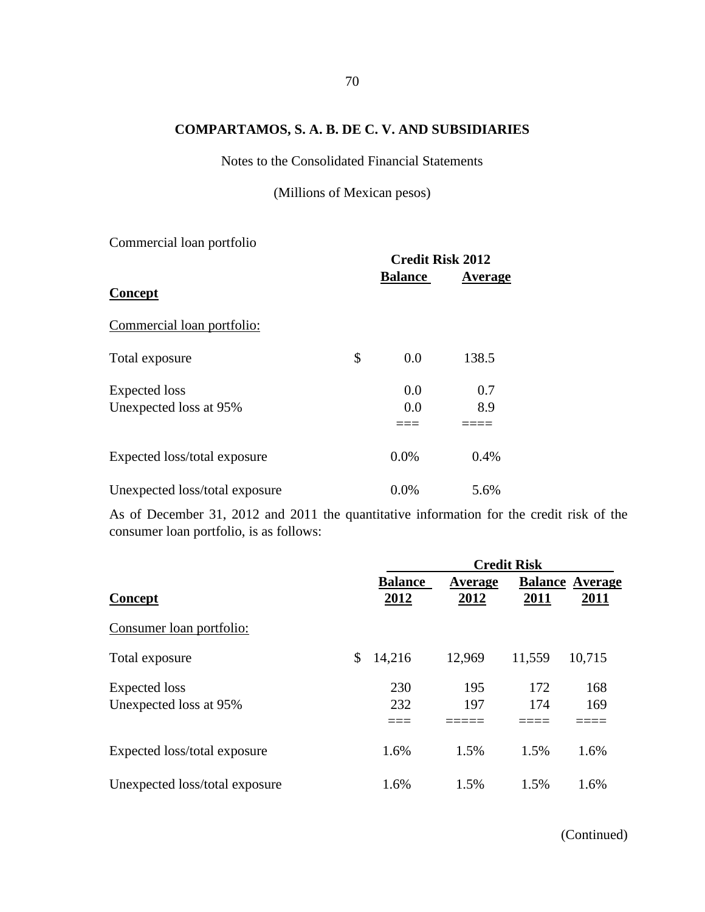**COMPARTAMOS, S. A. B. DE C. V. AND SUBSIDIARIES**

Notes to the Consolidated Financial Statements

(Millions of Mexican pesos)

Commercial loan portfolio

| Concept | Credit Risk 2012 Balance | Credit Risk 2012 Average |
|---|---|---|
| Commercial loan portfolio: | | |
| Total exposure | $ 0.0 | 138.5 |
| Expected loss | 0.0 | 0.7 |
| Unexpected loss at 95% | 0.0 | 8.9 |
| Expected loss/total exposure | 0.0% | 0.4% |
| Unexpected loss/total exposure | 0.0% | 5.6% |

As of December 31, 2012 and 2011 the quantitative information for the credit risk of the consumer loan portfolio, is as follows:

| | Credit Risk | | | |
|---|---|---|---|---|
| Concept | Balance 2012 | Average 2012 | Balance 2011 | Average 2011 |
| Consumer loan portfolio: | | | | |
| Total exposure | $ 14,216 | 12,969 | 11,559 | 10,715 |
| Expected loss | 230 | 195 | 172 | 168 |
| Unexpected loss at 95% | 232 | 197 | 174 | 169 |
| Expected loss/total exposure | 1.6% | 1.5% | 1.5% | 1.6% |
| Unexpected loss/total exposure | 1.6% | 1.5% | 1.5% | 1.6% |

(Continued)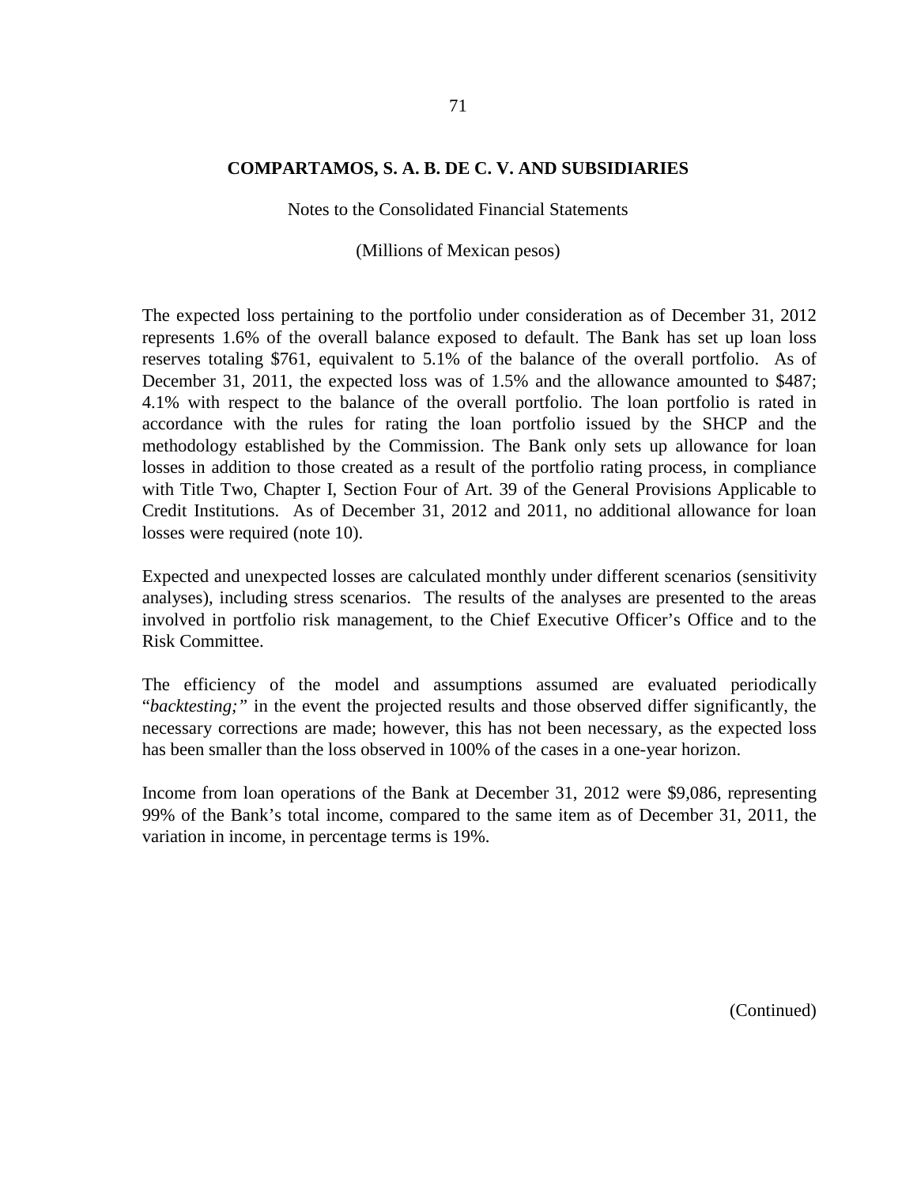**COMPARTAMOS, S. A. B. DE C. V. AND SUBSIDIARIES**

Notes to the Consolidated Financial Statements

(Millions of Mexican pesos)

The expected loss pertaining to the portfolio under consideration as of December 31, 2012 represents 1.6% of the overall balance exposed to default. The Bank has set up loan loss reserves totaling $761, equivalent to 5.1% of the balance of the overall portfolio. As of December 31, 2011, the expected loss was of 1.5% and the allowance amounted to $487; 4.1% with respect to the balance of the overall portfolio. The loan portfolio is rated in accordance with the rules for rating the loan portfolio issued by the SHCP and the methodology established by the Commission. The Bank only sets up allowance for loan losses in addition to those created as a result of the portfolio rating process, in compliance with Title Two, Chapter I, Section Four of Art. 39 of the General Provisions Applicable to Credit Institutions. As of December 31, 2012 and 2011, no additional allowance for loan losses were required (note 10).

Expected and unexpected losses are calculated monthly under different scenarios (sensitivity analyses), including stress scenarios. The results of the analyses are presented to the areas involved in portfolio risk management, to the Chief Executive Officer's Office and to the Risk Committee.

The efficiency of the model and assumptions assumed are evaluated periodically "*backtesting;*" in the event the projected results and those observed differ significantly, the necessary corrections are made; however, this has not been necessary, as the expected loss has been smaller than the loss observed in 100% of the cases in a one-year horizon.

Income from loan operations of the Bank at December 31, 2012 were $9,086, representing 99% of the Bank's total income, compared to the same item as of December 31, 2011, the variation in income, in percentage terms is 19%.

(Continued)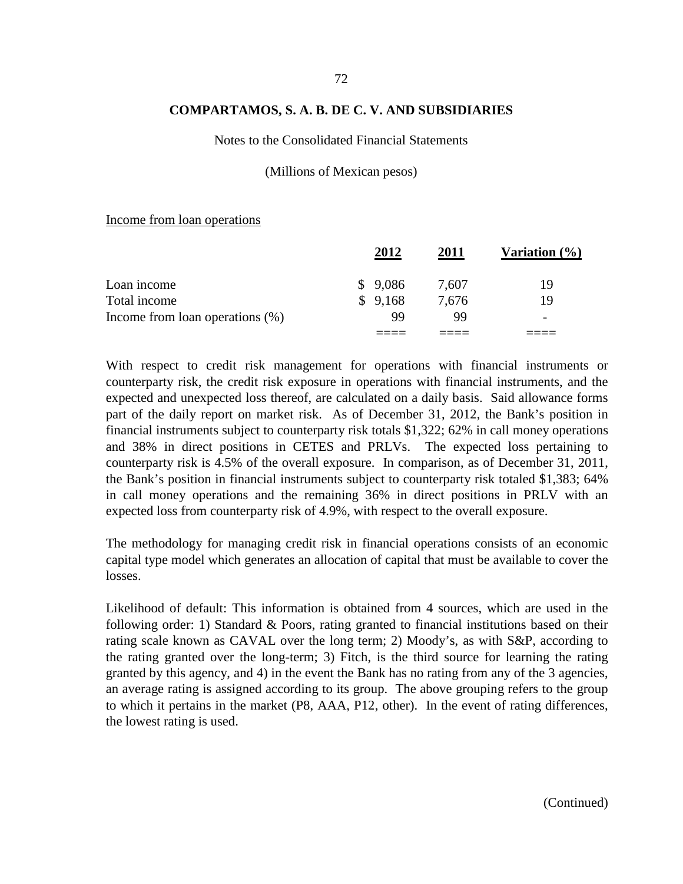Income from loan operations

| | 2012 | 2011 | Variation (%) |
|---|---|---|---|
| Loan income | $ 9,086 | 7,607 | 19 |
| Total income | $ 9,168 | 7,676 | 19 |
| Income from loan operations (%) | 99 | 99 | - |

With respect to credit risk management for operations with financial instruments or counterparty risk, the credit risk exposure in operations with financial instruments, and the expected and unexpected loss thereof, are calculated on a daily basis. Said allowance forms part of the daily report on market risk. As of December 31, 2012, the Bank's position in financial instruments subject to counterparty risk totals $1,322; 62% in call money operations and 38% in direct positions in CETES and PRLVs. The expected loss pertaining to counterparty risk is 4.5% of the overall exposure. In comparison, as of December 31, 2011, the Bank's position in financial instruments subject to counterparty risk totaled $1,383; 64% in call money operations and the remaining 36% in direct positions in PRLV with an expected loss from counterparty risk of 4.9%, with respect to the overall exposure.

The methodology for managing credit risk in financial operations consists of an economic capital type model which generates an allocation of capital that must be available to cover the losses.

Likelihood of default: This information is obtained from 4 sources, which are used in the following order: 1) Standard & Poors, rating granted to financial institutions based on their rating scale known as CAVAL over the long term; 2) Moody's, as with S&P, according to the rating granted over the long-term; 3) Fitch, is the third source for learning the rating granted by this agency, and 4) in the event the Bank has no rating from any of the 3 agencies, an average rating is assigned according to its group. The above grouping refers to the group to which it pertains in the market (P8, AAA, P12, other). In the event of rating differences, the lowest rating is used.

(Continued)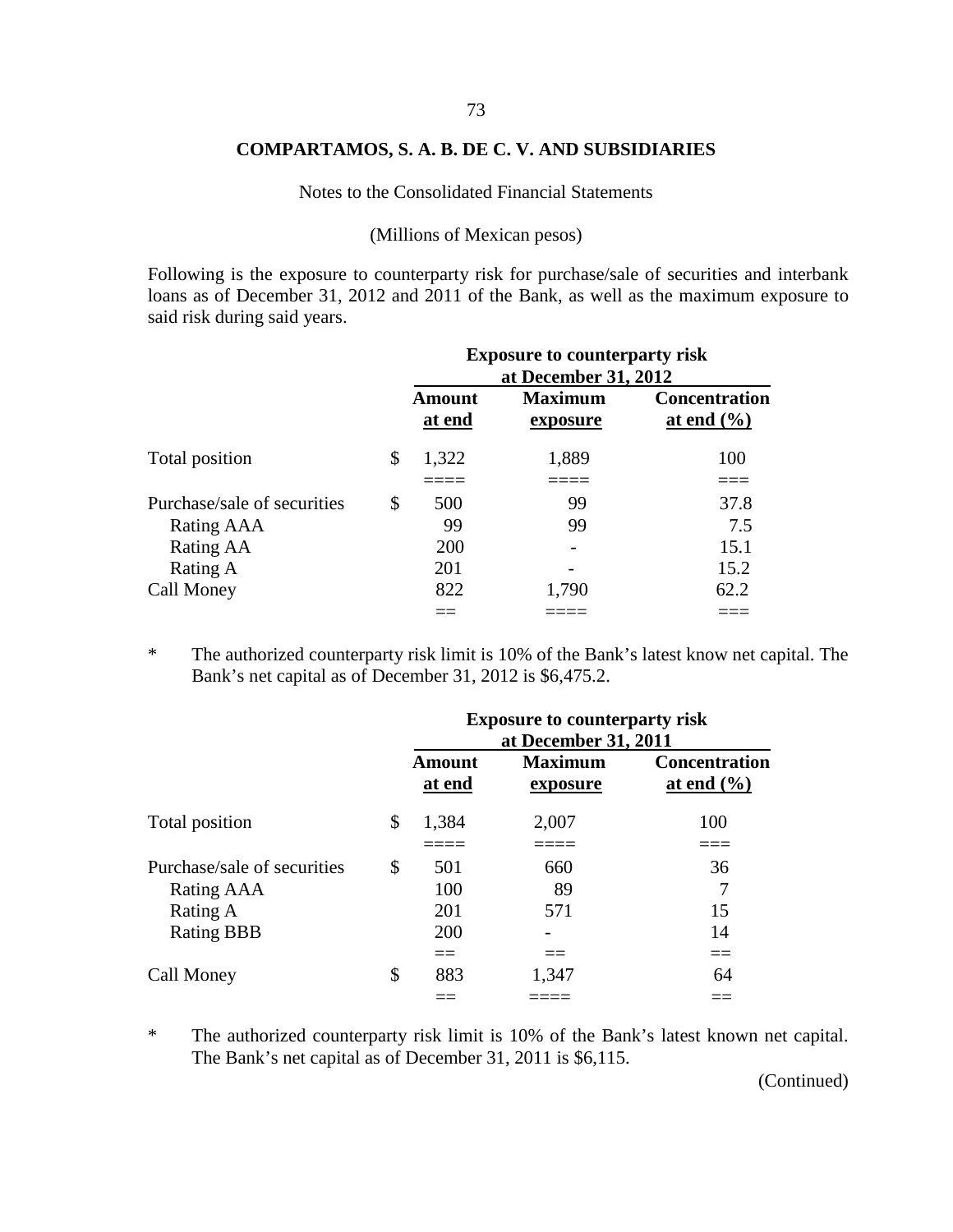**COMPARTAMOS, S. A. B. DE C. V. AND SUBSIDIARIES**

Notes to the Consolidated Financial Statements

(Millions of Mexican pesos)

Following is the exposure to counterparty risk for purchase/sale of securities and interbank loans as of December 31, 2012 and 2011 of the Bank, as well as the maximum exposure to said risk during said years.

| | Exposure to counterparty risk at December 31, 2012 | | |
|---|---|---|---|
| | **Amount at end** | **Maximum exposure** | **Concentration at end (%)** |
| Total position | $ 1,322 | 1,889 | 100 |
| Purchase/sale of securities | $ 500 | 99 | 37.8 |
| Rating AAA | 99 | 99 | 7.5 |
| Rating AA | 200 | - | 15.1 |
| Rating A | 201 | - | 15.2 |
| Call Money | 822 | 1,790 | 62.2 |

\* The authorized counterparty risk limit is 10% of the Bank's latest know net capital. The Bank's net capital as of December 31, 2012 is $6,475.2.

| | Exposure to counterparty risk at December 31, 2011 | | |
|---|---|---|---|
| | **Amount at end** | **Maximum exposure** | **Concentration at end (%)** |
| Total position | $ 1,384 | 2,007 | 100 |
| Purchase/sale of securities | $ 501 | 660 | 36 |
| Rating AAA | 100 | 89 | 7 |
| Rating A | 201 | 571 | 15 |
| Rating BBB | 200 | - | 14 |
| Call Money | $ 883 | 1,347 | 64 |

\* The authorized counterparty risk limit is 10% of the Bank's latest known net capital. The Bank's net capital as of December 31, 2011 is $6,115.

(Continued)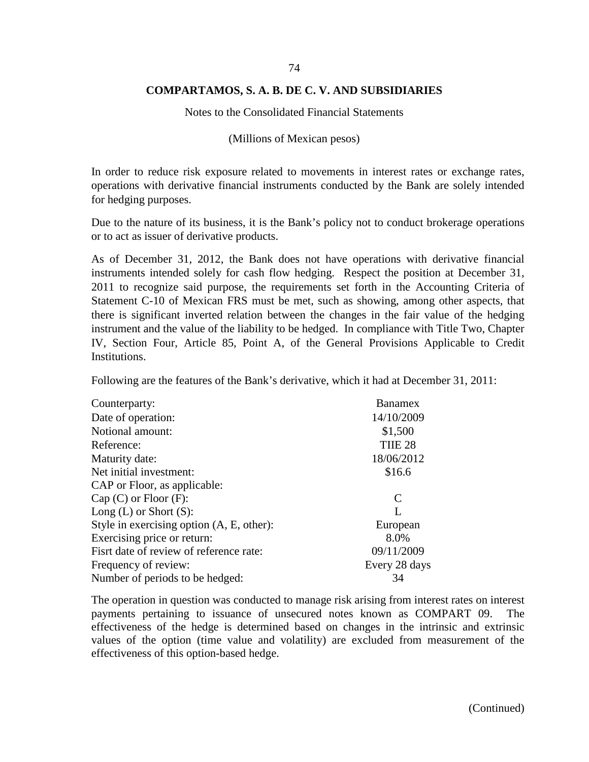**COMPARTAMOS, S. A. B. DE C. V. AND SUBSIDIARIES**

Notes to the Consolidated Financial Statements

(Millions of Mexican pesos)

In order to reduce risk exposure related to movements in interest rates or exchange rates, operations with derivative financial instruments conducted by the Bank are solely intended for hedging purposes.

Due to the nature of its business, it is the Bank's policy not to conduct brokerage operations or to act as issuer of derivative products.

As of December 31, 2012, the Bank does not have operations with derivative financial instruments intended solely for cash flow hedging. Respect the position at December 31, 2011 to recognize said purpose, the requirements set forth in the Accounting Criteria of Statement C-10 of Mexican FRS must be met, such as showing, among other aspects, that there is significant inverted relation between the changes in the fair value of the hedging instrument and the value of the liability to be hedged. In compliance with Title Two, Chapter IV, Section Four, Article 85, Point A, of the General Provisions Applicable to Credit Institutions.

Following are the features of the Bank's derivative, which it had at December 31, 2011:

| | |
|---|---|
| Counterparty: | Banamex |
| Date of operation: | 14/10/2009 |
| Notional amount: | \$1,500 |
| Reference: | TIIE 28 |
| Maturity date: | 18/06/2012 |
| Net initial investment: | \$16.6 |
| CAP or Floor, as applicable: | |
| Cap (C) or Floor (F): | C |
| Long (L) or Short (S): | L |
| Style in exercising option (A, E, other): | European |
| Exercising price or return: | 8.0% |
| Fisrt date of review of reference rate: | 09/11/2009 |
| Frequency of review: | Every 28 days |
| Number of periods to be hedged: | 34 |

The operation in question was conducted to manage risk arising from interest rates on interest payments pertaining to issuance of unsecured notes known as COMPART 09. The effectiveness of the hedge is determined based on changes in the intrinsic and extrinsic values of the option (time value and volatility) are excluded from measurement of the effectiveness of this option-based hedge.

(Continued)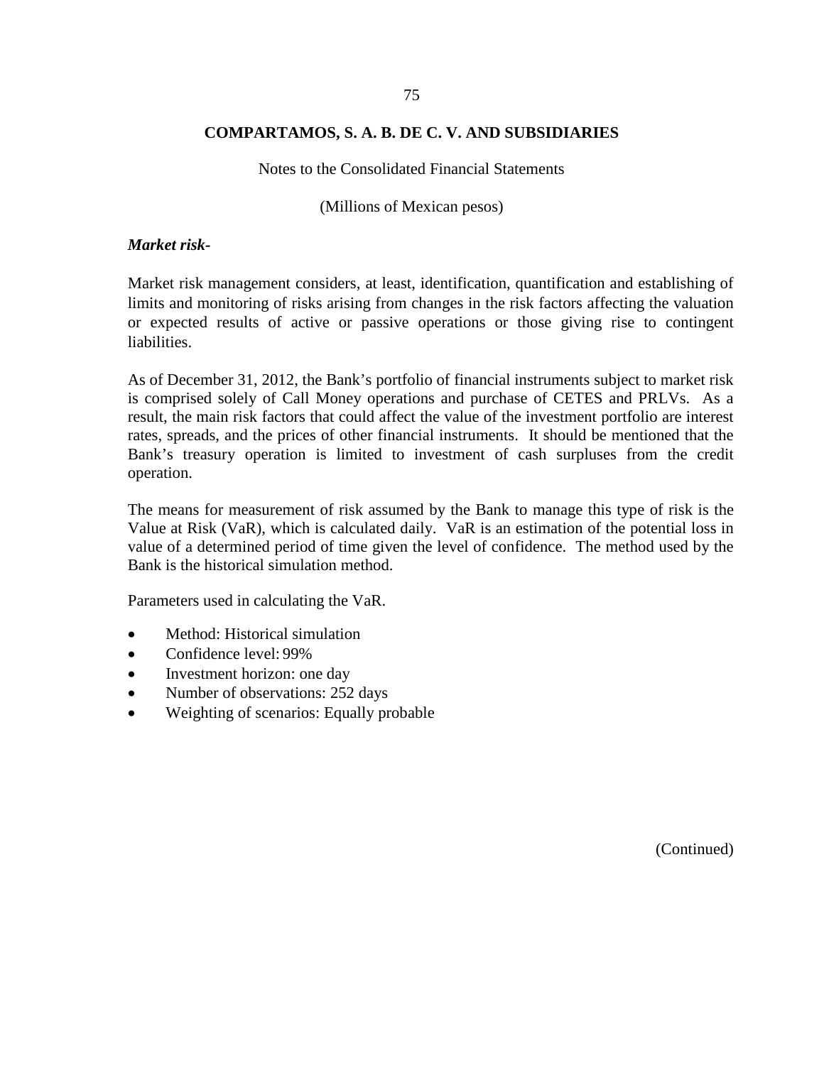*Market risk-*

Market risk management considers, at least, identification, quantification and establishing of limits and monitoring of risks arising from changes in the risk factors affecting the valuation or expected results of active or passive operations or those giving rise to contingent liabilities.

As of December 31, 2012, the Bank's portfolio of financial instruments subject to market risk is comprised solely of Call Money operations and purchase of CETES and PRLVs. As a result, the main risk factors that could affect the value of the investment portfolio are interest rates, spreads, and the prices of other financial instruments. It should be mentioned that the Bank's treasury operation is limited to investment of cash surpluses from the credit operation.

The means for measurement of risk assumed by the Bank to manage this type of risk is the Value at Risk (VaR), which is calculated daily. VaR is an estimation of the potential loss in value of a determined period of time given the level of confidence. The method used by the Bank is the historical simulation method.

Parameters used in calculating the VaR.

- Method: Historical simulation
- Confidence level: 99%
- Investment horizon: one day
- Number of observations: 252 days
- Weighting of scenarios: Equally probable

(Continued)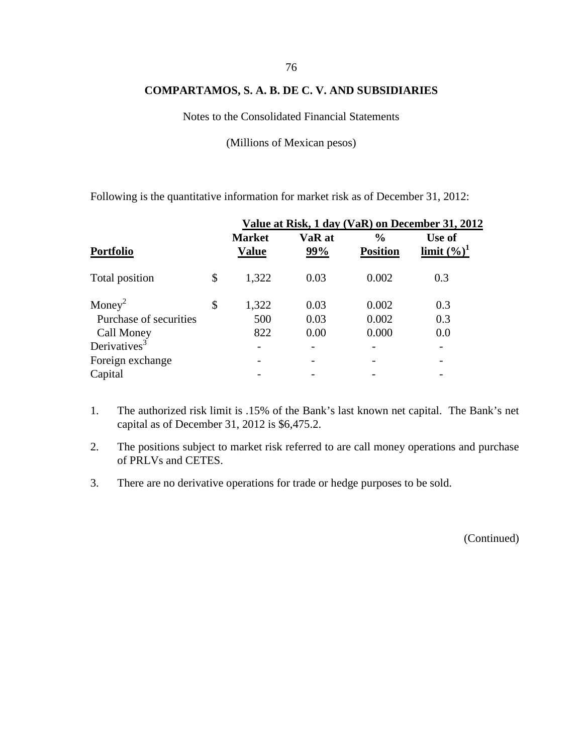**COMPARTAMOS, S. A. B. DE C. V. AND SUBSIDIARIES**

Notes to the Consolidated Financial Statements

(Millions of Mexican pesos)

Following is the quantitative information for market risk as of December 31, 2012:

| | Value at Risk, 1 day (VaR) on December 31, 2012 | | | |
|---|---|---|---|---|
| **Portfolio** | **Market Value** | **VaR at 99%** | **% Position** | **Use of limit (%)[1]** |
| Total position | $ 1,322 | 0.03 | 0.002 | 0.3 |
| Money[2] | $ 1,322 | 0.03 | 0.002 | 0.3 |
| Purchase of securities | 500 | 0.03 | 0.002 | 0.3 |
| Call Money | 822 | 0.00 | 0.000 | 0.0 |
| Derivatives[3] | - | - | - | - |
| Foreign exchange | - | - | - | - |
| Capital | - | - | - | - |

1. The authorized risk limit is .15% of the Bank's last known net capital. The Bank's net capital as of December 31, 2012 is $6,475.2.
2. The positions subject to market risk referred to are call money operations and purchase of PRLVs and CETES.
3. There are no derivative operations for trade or hedge purposes to be sold.

(Continued)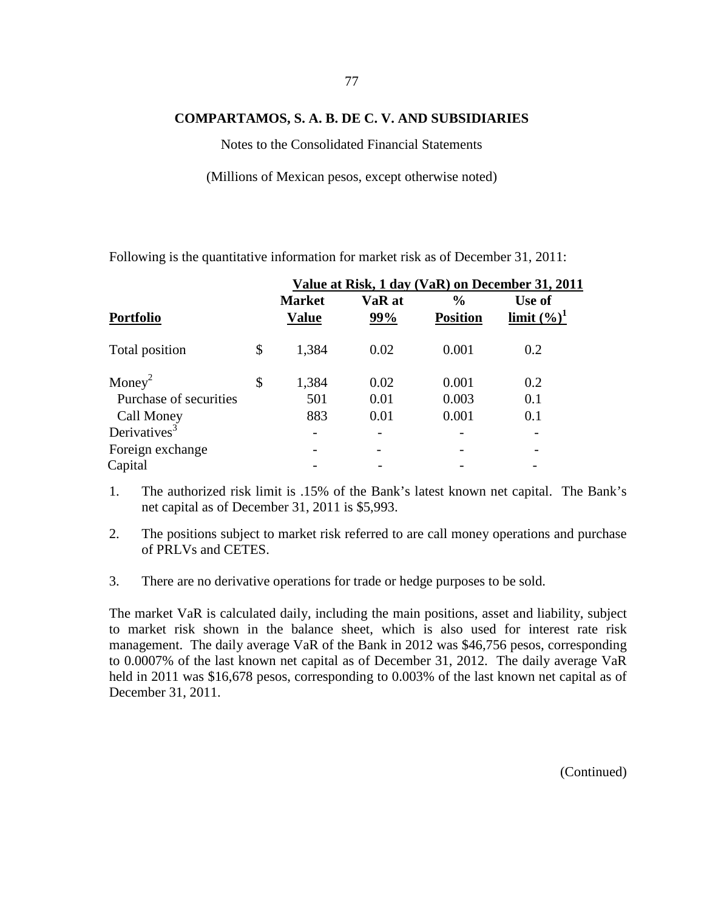**COMPARTAMOS, S. A. B. DE C. V. AND SUBSIDIARIES**

Notes to the Consolidated Financial Statements

(Millions of Mexican pesos, except otherwise noted)

Following is the quantitative information for market risk as of December 31, 2011:

| | Value at Risk, 1 day (VaR) on December 31, 2011 | | | |
|---|---|---|---|---|
| **Portfolio** | **Market Value** | **VaR at 99%** | **% Position** | **Use of limit (%)[1]** |
| Total position | $ 1,384 | 0.02 | 0.001 | 0.2 |
| Money[2] | $ 1,384 | 0.02 | 0.001 | 0.2 |
| Purchase of securities | 501 | 0.01 | 0.003 | 0.1 |
| Call Money | 883 | 0.01 | 0.001 | 0.1 |
| Derivatives[3] | - | - | - | - |
| Foreign exchange | - | - | - | - |
| Capital | - | - | - | - |

1. The authorized risk limit is .15% of the Bank's latest known net capital. The Bank's net capital as of December 31, 2011 is $5,993.

2. The positions subject to market risk referred to are call money operations and purchase of PRLVs and CETES.

3. There are no derivative operations for trade or hedge purposes to be sold.

The market VaR is calculated daily, including the main positions, asset and liability, subject to market risk shown in the balance sheet, which is also used for interest rate risk management. The daily average VaR of the Bank in 2012 was $46,756 pesos, corresponding to 0.0007% of the last known net capital as of December 31, 2012. The daily average VaR held in 2011 was $16,678 pesos, corresponding to 0.003% of the last known net capital as of December 31, 2011.

(Continued)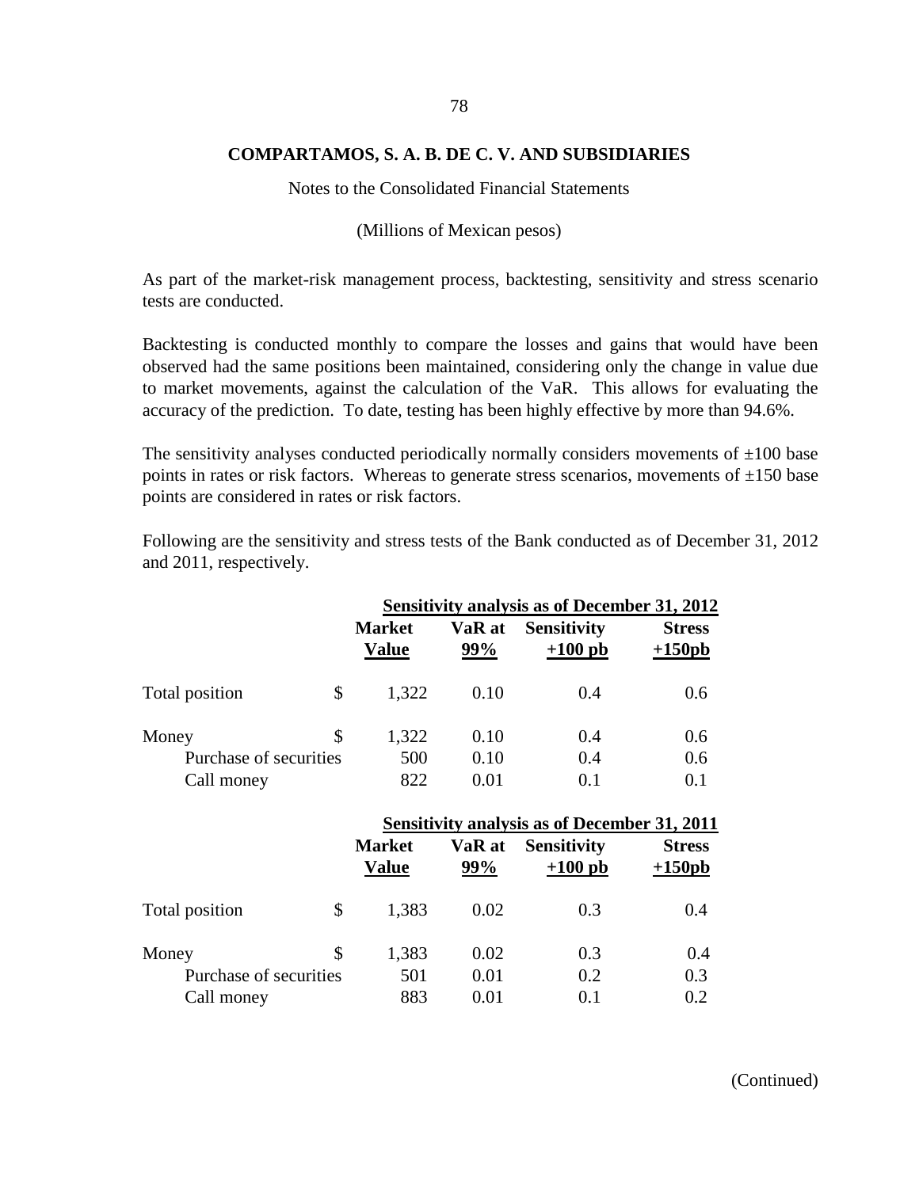**COMPARTAMOS, S. A. B. DE C. V. AND SUBSIDIARIES**

Notes to the Consolidated Financial Statements

(Millions of Mexican pesos)

As part of the market-risk management process, backtesting, sensitivity and stress scenario tests are conducted.

Backtesting is conducted monthly to compare the losses and gains that would have been observed had the same positions been maintained, considering only the change in value due to market movements, against the calculation of the VaR. This allows for evaluating the accuracy of the prediction. To date, testing has been highly effective by more than 94.6%.

The sensitivity analyses conducted periodically normally considers movements of ±100 base points in rates or risk factors. Whereas to generate stress scenarios, movements of ±150 base points are considered in rates or risk factors.

Following are the sensitivity and stress tests of the Bank conducted as of December 31, 2012 and 2011, respectively.

| | **Sensitivity analysis as of December 31, 2012** | | | |
|---|---|---|---|---|
| | **Market Value** | **VaR at 99%** | **Sensitivity +100 pb** | **Stress +150pb** |
| Total position | $ 1,322 | 0.10 | 0.4 | 0.6 |
| Money | $ 1,322 | 0.10 | 0.4 | 0.6 |
| Purchase of securities | 500 | 0.10 | 0.4 | 0.6 |
| Call money | 822 | 0.01 | 0.1 | 0.1 |

| | **Sensitivity analysis as of December 31, 2011** | | | |
|---|---|---|---|---|
| | **Market Value** | **VaR at 99%** | **Sensitivity +100 pb** | **Stress +150pb** |
| Total position | $ 1,383 | 0.02 | 0.3 | 0.4 |
| Money | $ 1,383 | 0.02 | 0.3 | 0.4 |
| Purchase of securities | 501 | 0.01 | 0.2 | 0.3 |
| Call money | 883 | 0.01 | 0.1 | 0.2 |

(Continued)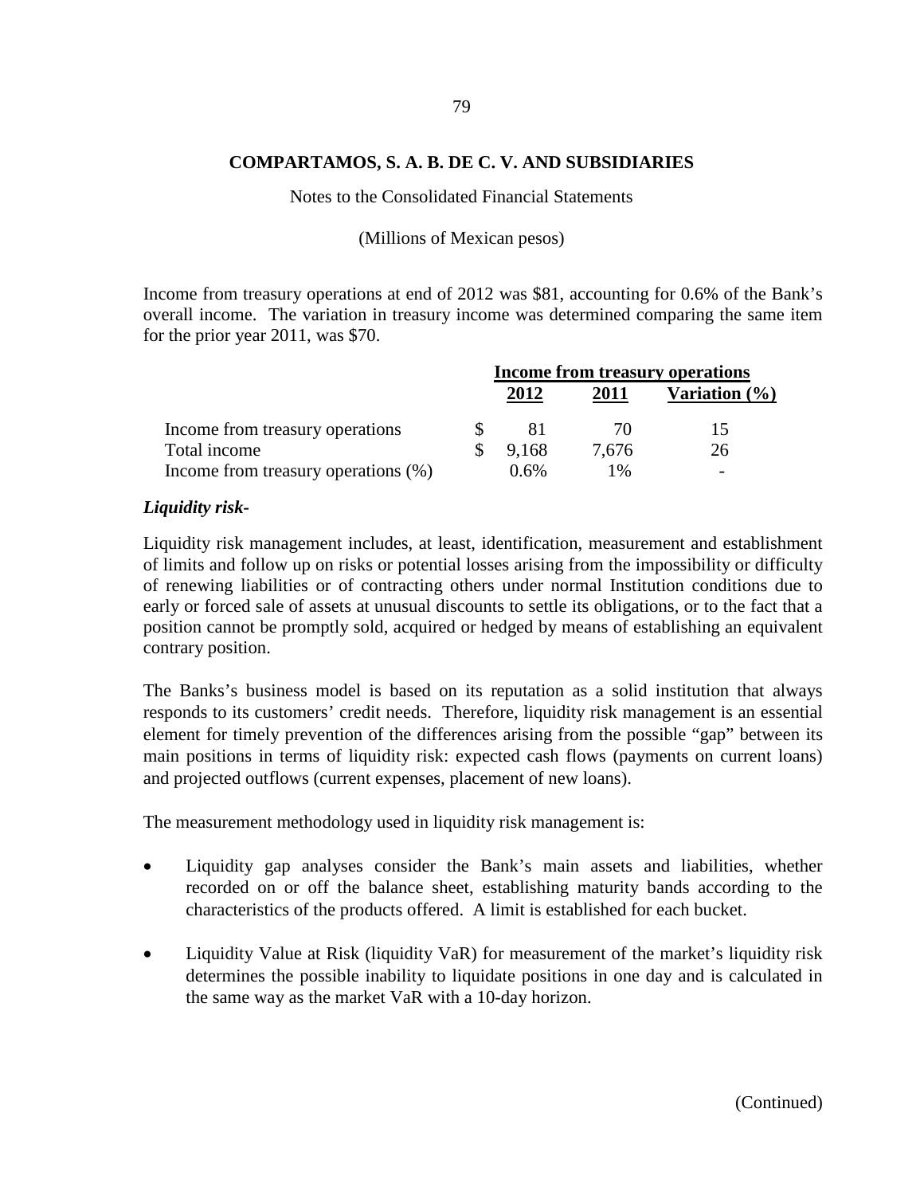Income from treasury operations at end of 2012 was $81, accounting for 0.6% of the Bank's overall income. The variation in treasury income was determined comparing the same item for the prior year 2011, was $70.

| | Income from treasury operations | | |
|---|---|---|---|
| | 2012 | 2011 | Variation (%) |
| Income from treasury operations | $ 81 | 70 | 15 |
| Total income | $ 9,168 | 7,676 | 26 |
| Income from treasury operations (%) | 0.6% | 1% | - |

***Liquidity risk-***

Liquidity risk management includes, at least, identification, measurement and establishment of limits and follow up on risks or potential losses arising from the impossibility or difficulty of renewing liabilities or of contracting others under normal Institution conditions due to early or forced sale of assets at unusual discounts to settle its obligations, or to the fact that a position cannot be promptly sold, acquired or hedged by means of establishing an equivalent contrary position.

The Banks's business model is based on its reputation as a solid institution that always responds to its customers' credit needs. Therefore, liquidity risk management is an essential element for timely prevention of the differences arising from the possible "gap" between its main positions in terms of liquidity risk: expected cash flows (payments on current loans) and projected outflows (current expenses, placement of new loans).

The measurement methodology used in liquidity risk management is:

- Liquidity gap analyses consider the Bank's main assets and liabilities, whether recorded on or off the balance sheet, establishing maturity bands according to the characteristics of the products offered. A limit is established for each bucket.

- Liquidity Value at Risk (liquidity VaR) for measurement of the market's liquidity risk determines the possible inability to liquidate positions in one day and is calculated in the same way as the market VaR with a 10-day horizon.

(Continued)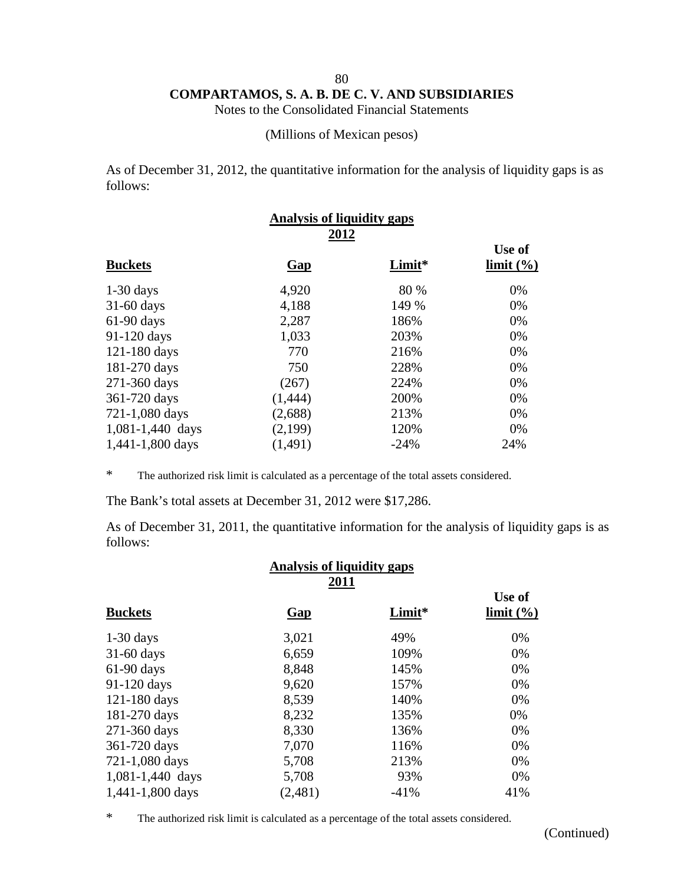**COMPARTAMOS, S. A. B. DE C. V. AND SUBSIDIARIES**

Notes to the Consolidated Financial Statements

(Millions of Mexican pesos)

As of December 31, 2012, the quantitative information for the analysis of liquidity gaps is as follows:

**Analysis of liquidity gaps**
**2012**

| **Buckets** | **Gap** | **Limit*** | **Use of limit (%)** |
|---|---|---|---|
| 1-30 days | 4,920 | 80 % | 0% |
| 31-60 days | 4,188 | 149 % | 0% |
| 61-90 days | 2,287 | 186% | 0% |
| 91-120 days | 1,033 | 203% | 0% |
| 121-180 days | 770 | 216% | 0% |
| 181-270 days | 750 | 228% | 0% |
| 271-360 days | (267) | 224% | 0% |
| 361-720 days | (1,444) | 200% | 0% |
| 721-1,080 days | (2,688) | 213% | 0% |
| 1,081-1,440 days | (2,199) | 120% | 0% |
| 1,441-1,800 days | (1,491) | -24% | 24% |

\* The authorized risk limit is calculated as a percentage of the total assets considered.

The Bank's total assets at December 31, 2012 were $17,286.

As of December 31, 2011, the quantitative information for the analysis of liquidity gaps is as follows:

**Analysis of liquidity gaps**
**2011**

| **Buckets** | **Gap** | **Limit*** | **Use of limit (%)** |
|---|---|---|---|
| 1-30 days | 3,021 | 49% | 0% |
| 31-60 days | 6,659 | 109% | 0% |
| 61-90 days | 8,848 | 145% | 0% |
| 91-120 days | 9,620 | 157% | 0% |
| 121-180 days | 8,539 | 140% | 0% |
| 181-270 days | 8,232 | 135% | 0% |
| 271-360 days | 8,330 | 136% | 0% |
| 361-720 days | 7,070 | 116% | 0% |
| 721-1,080 days | 5,708 | 213% | 0% |
| 1,081-1,440 days | 5,708 | 93% | 0% |
| 1,441-1,800 days | (2,481) | -41% | 41% |

\* The authorized risk limit is calculated as a percentage of the total assets considered.

(Continued)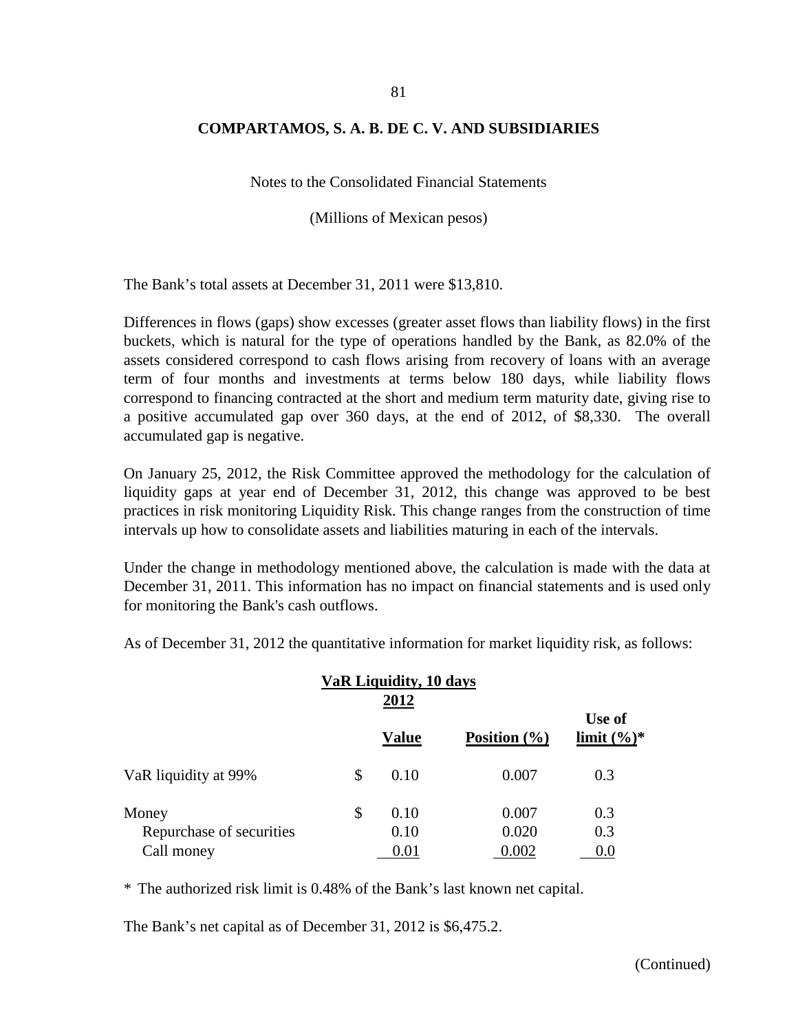The Bank's total assets at December 31, 2011 were $13,810.

Differences in flows (gaps) show excesses (greater asset flows than liability flows) in the first buckets, which is natural for the type of operations handled by the Bank, as 82.0% of the assets considered correspond to cash flows arising from recovery of loans with an average term of four months and investments at terms below 180 days, while liability flows correspond to financing contracted at the short and medium term maturity date, giving rise to a positive accumulated gap over 360 days, at the end of 2012, of $8,330. The overall accumulated gap is negative.

On January 25, 2012, the Risk Committee approved the methodology for the calculation of liquidity gaps at year end of December 31, 2012, this change was approved to be best practices in risk monitoring Liquidity Risk. This change ranges from the construction of time intervals up how to consolidate assets and liabilities maturing in each of the intervals.

Under the change in methodology mentioned above, the calculation is made with the data at December 31, 2011. This information has no impact on financial statements and is used only for monitoring the Bank's cash outflows.

As of December 31, 2012 the quantitative information for market liquidity risk, as follows:

**VaR Liquidity, 10 days**

**2012**

| | Value | Position (%) | Use of limit (%)* |
|---|---|---|---|
| VaR liquidity at 99% | $ 0.10 | 0.007 | 0.3 |
| Money | $ 0.10 | 0.007 | 0.3 |
| Repurchase of securities | 0.10 | 0.020 | 0.3 |
| Call money | 0.01 | 0.002 | 0.0 |

\* The authorized risk limit is 0.48% of the Bank's last known net capital.

The Bank's net capital as of December 31, 2012 is $6,475.2.

(Continued)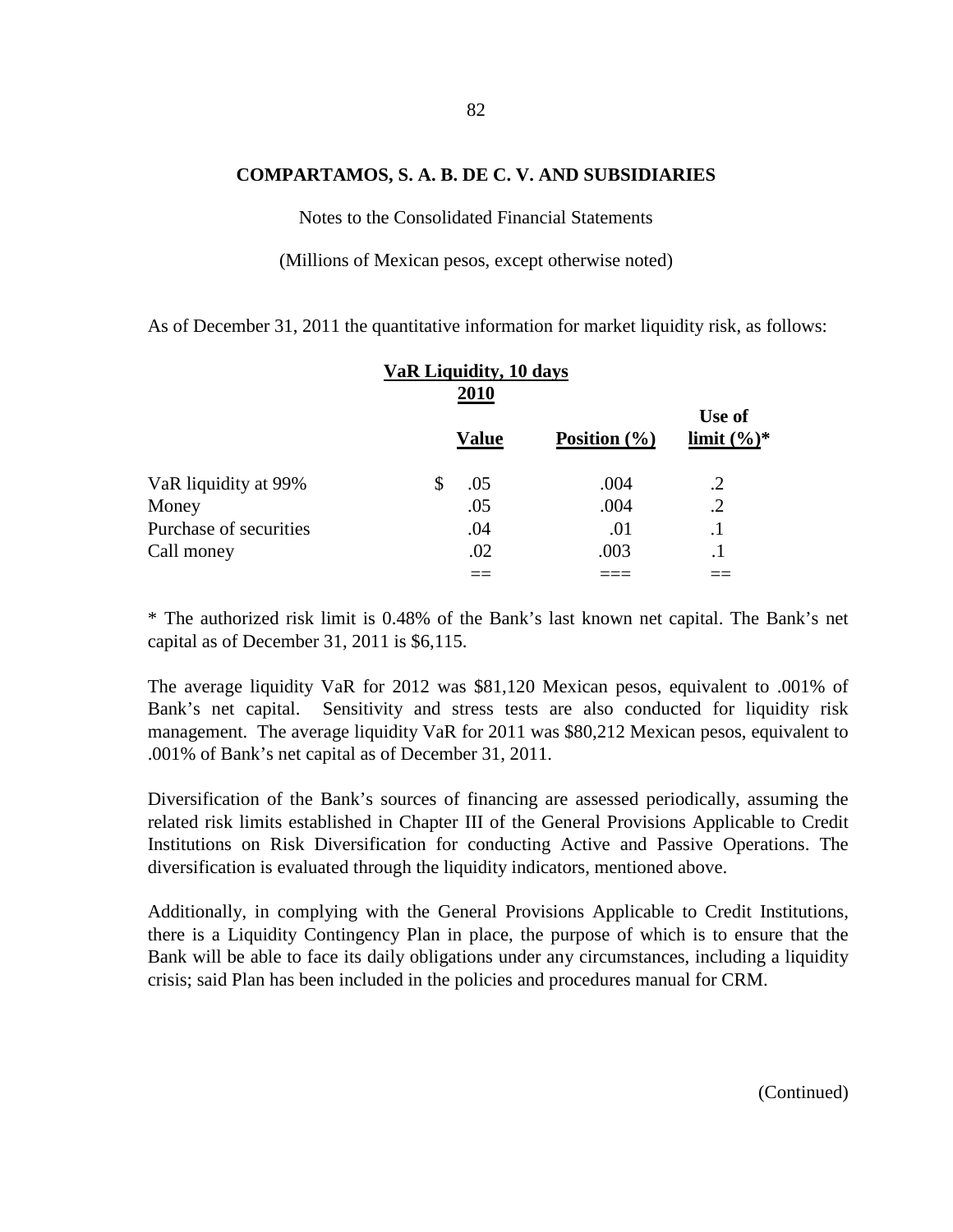**COMPARTAMOS, S. A. B. DE C. V. AND SUBSIDIARIES**

Notes to the Consolidated Financial Statements

(Millions of Mexican pesos, except otherwise noted)

As of December 31, 2011 the quantitative information for market liquidity risk, as follows:

| | VaR Liquidity, 10 days | | |
|---|---|---|---|
| | 2010 | | |
| | Value | Position (%) | Use of limit (%)* |
| VaR liquidity at 99% | $ .05 | .004 | .2 |
| Money | .05 | .004 | .2 |
| Purchase of securities | .04 | .01 | .1 |
| Call money | .02 | .003 | .1 |
| | == | === | == |

* The authorized risk limit is 0.48% of the Bank's last known net capital. The Bank's net capital as of December 31, 2011 is $6,115.

The average liquidity VaR for 2012 was $81,120 Mexican pesos, equivalent to .001% of Bank's net capital. Sensitivity and stress tests are also conducted for liquidity risk management. The average liquidity VaR for 2011 was $80,212 Mexican pesos, equivalent to .001% of Bank's net capital as of December 31, 2011.

Diversification of the Bank's sources of financing are assessed periodically, assuming the related risk limits established in Chapter III of the General Provisions Applicable to Credit Institutions on Risk Diversification for conducting Active and Passive Operations. The diversification is evaluated through the liquidity indicators, mentioned above.

Additionally, in complying with the General Provisions Applicable to Credit Institutions, there is a Liquidity Contingency Plan in place, the purpose of which is to ensure that the Bank will be able to face its daily obligations under any circumstances, including a liquidity crisis; said Plan has been included in the policies and procedures manual for CRM.

(Continued)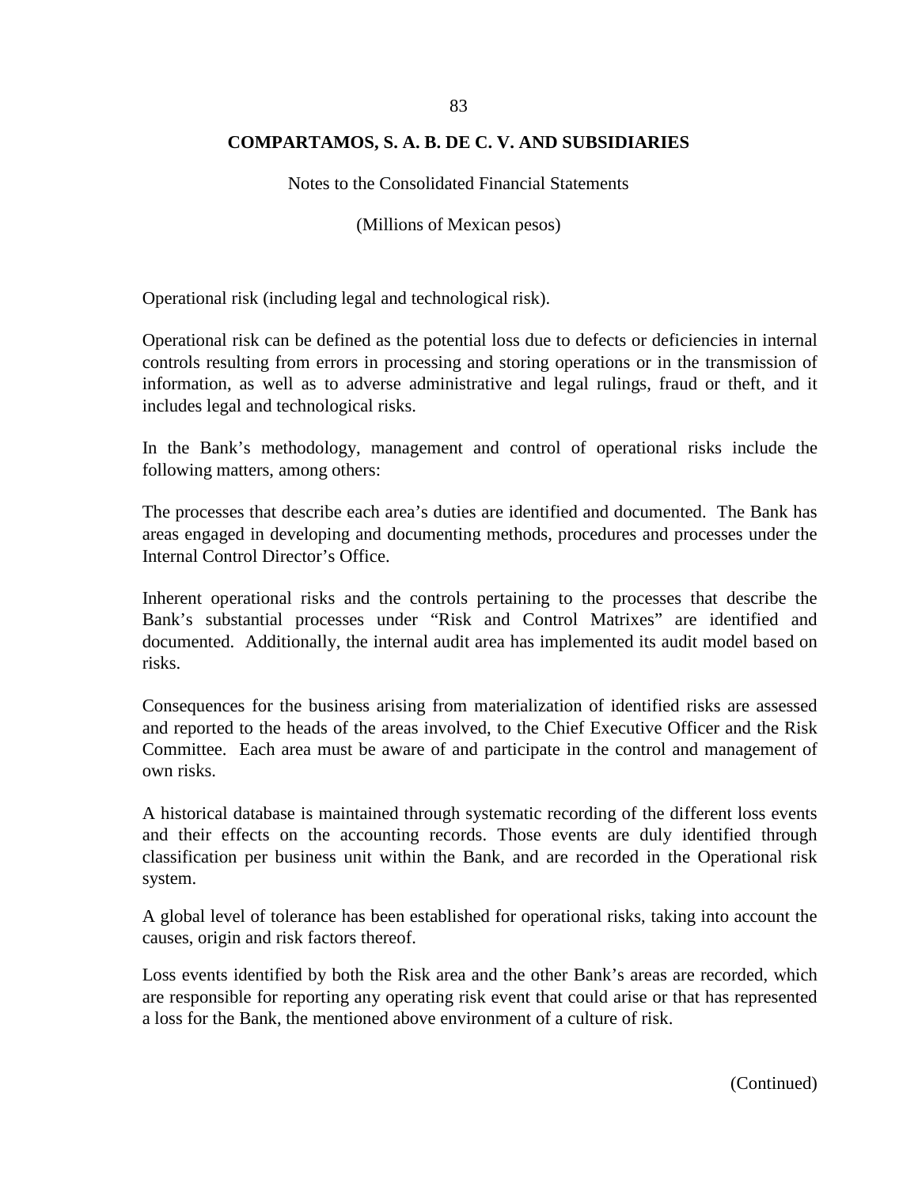Operational risk (including legal and technological risk).

Operational risk can be defined as the potential loss due to defects or deficiencies in internal controls resulting from errors in processing and storing operations or in the transmission of information, as well as to adverse administrative and legal rulings, fraud or theft, and it includes legal and technological risks.

In the Bank's methodology, management and control of operational risks include the following matters, among others:

The processes that describe each area's duties are identified and documented. The Bank has areas engaged in developing and documenting methods, procedures and processes under the Internal Control Director's Office.

Inherent operational risks and the controls pertaining to the processes that describe the Bank's substantial processes under "Risk and Control Matrixes" are identified and documented. Additionally, the internal audit area has implemented its audit model based on risks.

Consequences for the business arising from materialization of identified risks are assessed and reported to the heads of the areas involved, to the Chief Executive Officer and the Risk Committee. Each area must be aware of and participate in the control and management of own risks.

A historical database is maintained through systematic recording of the different loss events and their effects on the accounting records. Those events are duly identified through classification per business unit within the Bank, and are recorded in the Operational risk system.

A global level of tolerance has been established for operational risks, taking into account the causes, origin and risk factors thereof.

Loss events identified by both the Risk area and the other Bank's areas are recorded, which are responsible for reporting any operating risk event that could arise or that has represented a loss for the Bank, the mentioned above environment of a culture of risk.

(Continued)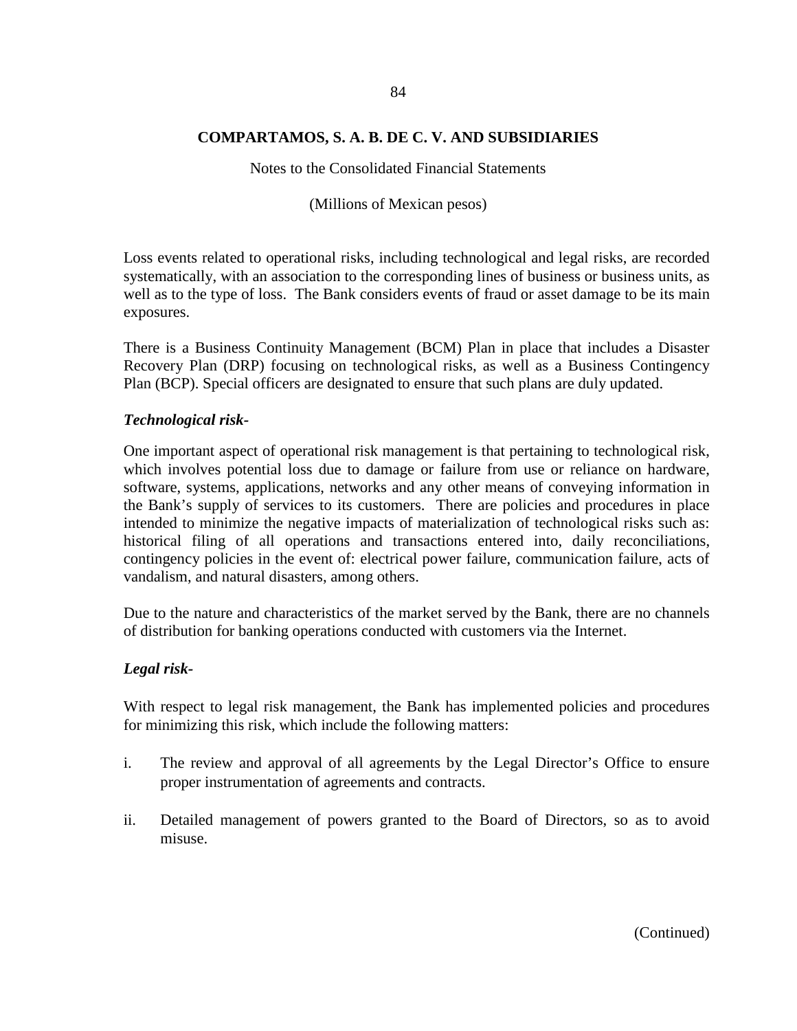Loss events related to operational risks, including technological and legal risks, are recorded systematically, with an association to the corresponding lines of business or business units, as well as to the type of loss. The Bank considers events of fraud or asset damage to be its main exposures.

There is a Business Continuity Management (BCM) Plan in place that includes a Disaster Recovery Plan (DRP) focusing on technological risks, as well as a Business Contingency Plan (BCP). Special officers are designated to ensure that such plans are duly updated.

***Technological risk-***

One important aspect of operational risk management is that pertaining to technological risk, which involves potential loss due to damage or failure from use or reliance on hardware, software, systems, applications, networks and any other means of conveying information in the Bank's supply of services to its customers. There are policies and procedures in place intended to minimize the negative impacts of materialization of technological risks such as: historical filing of all operations and transactions entered into, daily reconciliations, contingency policies in the event of: electrical power failure, communication failure, acts of vandalism, and natural disasters, among others.

Due to the nature and characteristics of the market served by the Bank, there are no channels of distribution for banking operations conducted with customers via the Internet.

***Legal risk-***

With respect to legal risk management, the Bank has implemented policies and procedures for minimizing this risk, which include the following matters:

i. The review and approval of all agreements by the Legal Director's Office to ensure proper instrumentation of agreements and contracts.

ii. Detailed management of powers granted to the Board of Directors, so as to avoid misuse.

(Continued)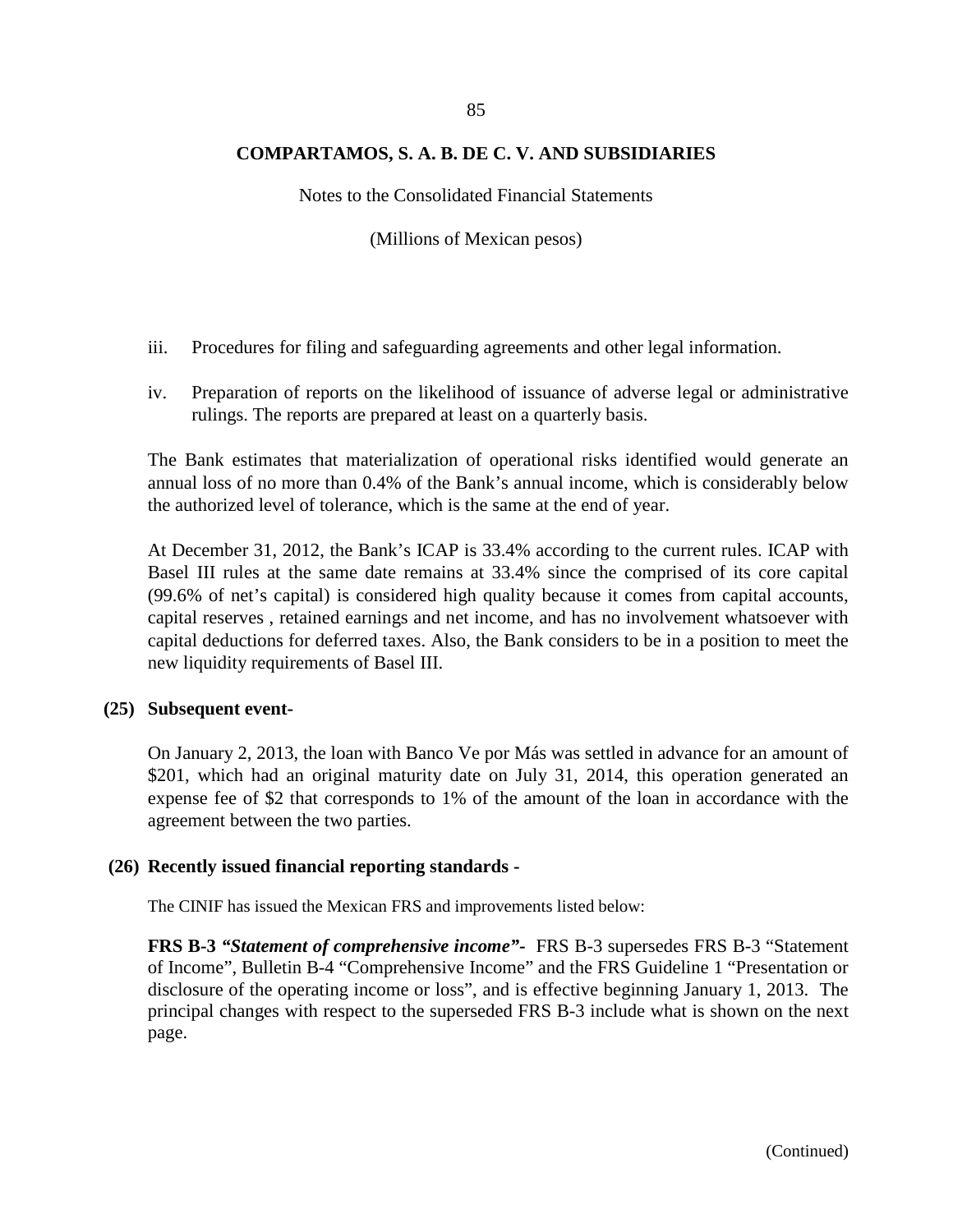iii. Procedures for filing and safeguarding agreements and other legal information.

iv. Preparation of reports on the likelihood of issuance of adverse legal or administrative rulings. The reports are prepared at least on a quarterly basis.

The Bank estimates that materialization of operational risks identified would generate an annual loss of no more than 0.4% of the Bank's annual income, which is considerably below the authorized level of tolerance, which is the same at the end of year.

At December 31, 2012, the Bank's ICAP is 33.4% according to the current rules. ICAP with Basel III rules at the same date remains at 33.4% since the comprised of its core capital (99.6% of net's capital) is considered high quality because it comes from capital accounts, capital reserves , retained earnings and net income, and has no involvement whatsoever with capital deductions for deferred taxes. Also, the Bank considers to be in a position to meet the new liquidity requirements of Basel III.

## (25) Subsequent event-

On January 2, 2013, the loan with Banco Ve por Más was settled in advance for an amount of $201, which had an original maturity date on July 31, 2014, this operation generated an expense fee of $2 that corresponds to 1% of the amount of the loan in accordance with the agreement between the two parties.

## (26) Recently issued financial reporting standards -

The CINIF has issued the Mexican FRS and improvements listed below:

**FRS B-3 *"Statement of comprehensive income"*-** FRS B-3 supersedes FRS B-3 "Statement of Income", Bulletin B-4 "Comprehensive Income" and the FRS Guideline 1 "Presentation or disclosure of the operating income or loss", and is effective beginning January 1, 2013. The principal changes with respect to the superseded FRS B-3 include what is shown on the next page.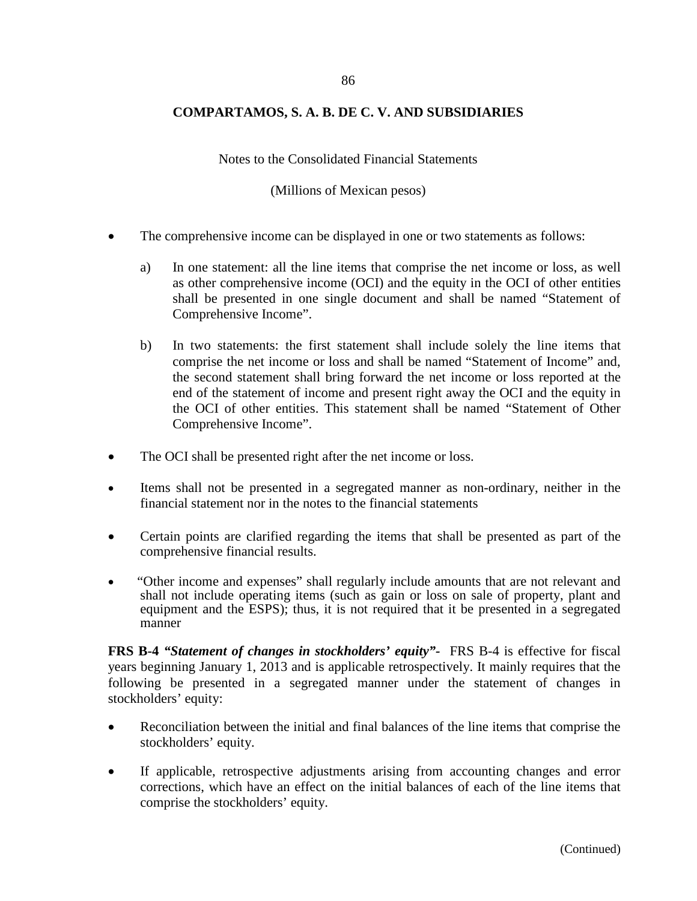- The comprehensive income can be displayed in one or two statements as follows:

  a) In one statement: all the line items that comprise the net income or loss, as well as other comprehensive income (OCI) and the equity in the OCI of other entities shall be presented in one single document and shall be named "Statement of Comprehensive Income".

  b) In two statements: the first statement shall include solely the line items that comprise the net income or loss and shall be named "Statement of Income" and, the second statement shall bring forward the net income or loss reported at the end of the statement of income and present right away the OCI and the equity in the OCI of other entities. This statement shall be named "Statement of Other Comprehensive Income".

- The OCI shall be presented right after the net income or loss.

- Items shall not be presented in a segregated manner as non-ordinary, neither in the financial statement nor in the notes to the financial statements

- Certain points are clarified regarding the items that shall be presented as part of the comprehensive financial results.

- "Other income and expenses" shall regularly include amounts that are not relevant and shall not include operating items (such as gain or loss on sale of property, plant and equipment and the ESPS); thus, it is not required that it be presented in a segregated manner

**FRS B-4 *"Statement of changes in stockholders' equity"-*** FRS B-4 is effective for fiscal years beginning January 1, 2013 and is applicable retrospectively. It mainly requires that the following be presented in a segregated manner under the statement of changes in stockholders' equity:

- Reconciliation between the initial and final balances of the line items that comprise the stockholders' equity.

- If applicable, retrospective adjustments arising from accounting changes and error corrections, which have an effect on the initial balances of each of the line items that comprise the stockholders' equity.

(Continued)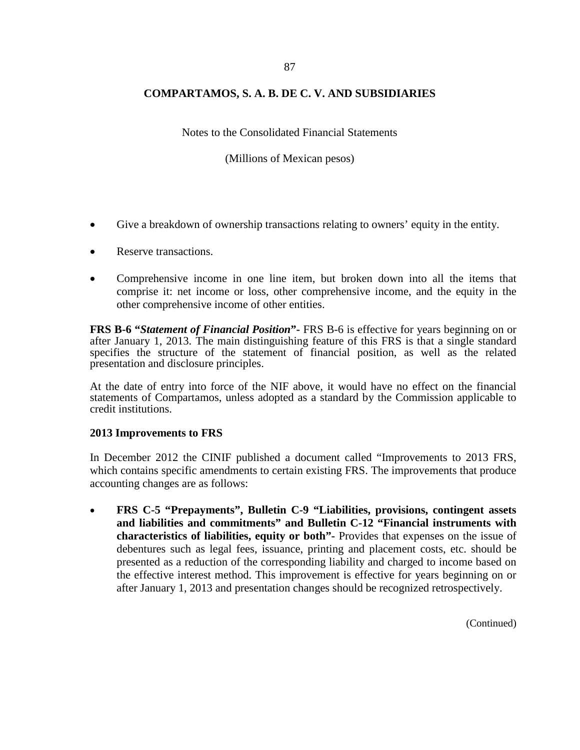- Give a breakdown of ownership transactions relating to owners' equity in the entity.
- Reserve transactions.
- Comprehensive income in one line item, but broken down into all the items that comprise it: net income or loss, other comprehensive income, and the equity in the other comprehensive income of other entities.

**FRS B-6 "*Statement of Financial Position*"-** FRS B-6 is effective for years beginning on or after January 1, 2013. The main distinguishing feature of this FRS is that a single standard specifies the structure of the statement of financial position, as well as the related presentation and disclosure principles.

At the date of entry into force of the NIF above, it would have no effect on the financial statements of Compartamos, unless adopted as a standard by the Commission applicable to credit institutions.

**2013 Improvements to FRS**

In December 2012 the CINIF published a document called "Improvements to 2013 FRS, which contains specific amendments to certain existing FRS. The improvements that produce accounting changes are as follows:

- **FRS C-5 "Prepayments", Bulletin C-9 "Liabilities, provisions, contingent assets and liabilities and commitments" and Bulletin C-12 "Financial instruments with characteristics of liabilities, equity or both"-** Provides that expenses on the issue of debentures such as legal fees, issuance, printing and placement costs, etc. should be presented as a reduction of the corresponding liability and charged to income based on the effective interest method. This improvement is effective for years beginning on or after January 1, 2013 and presentation changes should be recognized retrospectively.

(Continued)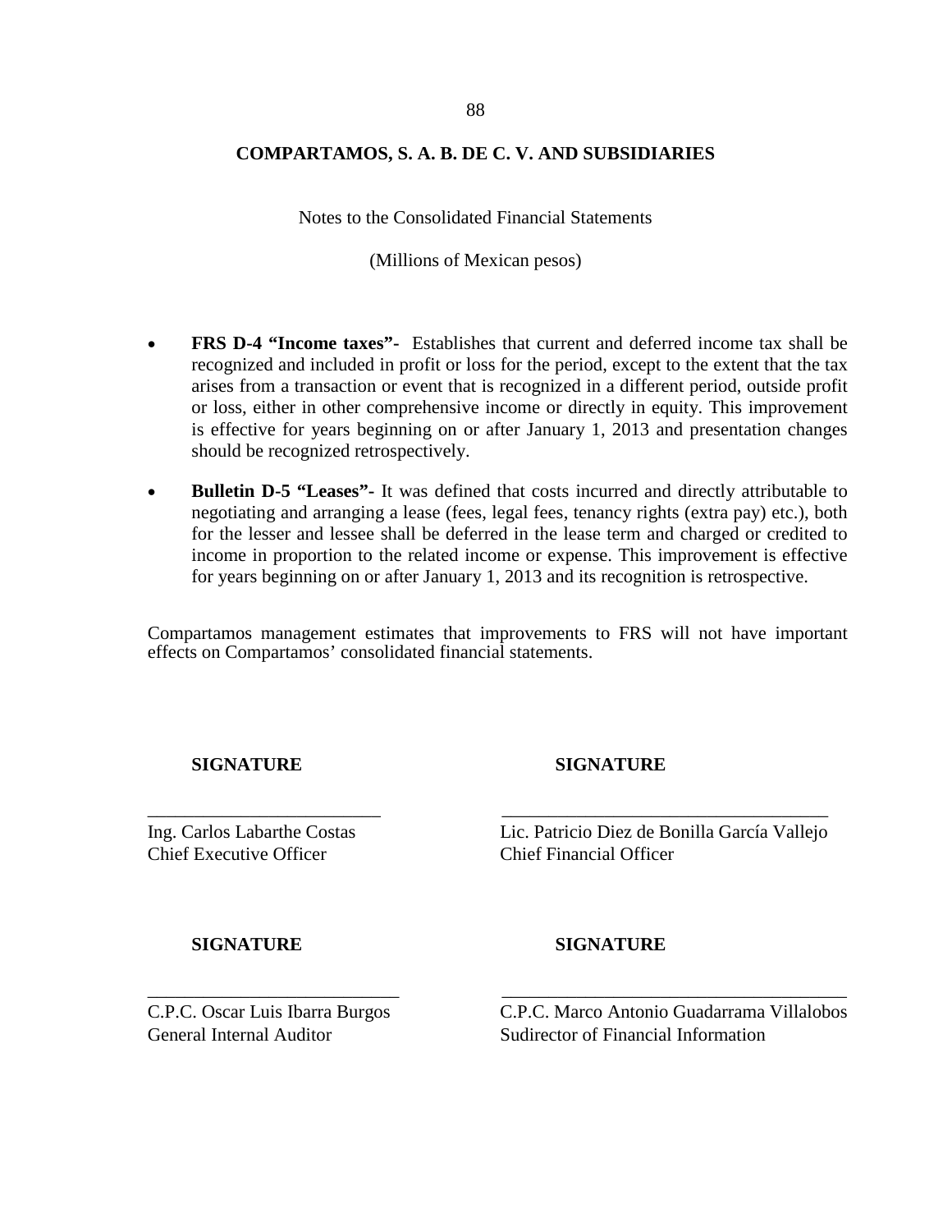- **FRS D-4 "Income taxes"-** Establishes that current and deferred income tax shall be recognized and included in profit or loss for the period, except to the extent that the tax arises from a transaction or event that is recognized in a different period, outside profit or loss, either in other comprehensive income or directly in equity. This improvement is effective for years beginning on or after January 1, 2013 and presentation changes should be recognized retrospectively.

- **Bulletin D-5 "Leases"-** It was defined that costs incurred and directly attributable to negotiating and arranging a lease (fees, legal fees, tenancy rights (extra pay) etc.), both for the lesser and lessee shall be deferred in the lease term and charged or credited to income in proportion to the related income or expense. This improvement is effective for years beginning on or after January 1, 2013 and its recognition is retrospective.

Compartamos management estimates that improvements to FRS will not have important effects on Compartamos' consolidated financial statements.

**SIGNATURE**

\_\_\_\_\_\_\_\_\_\_\_\_\_\_\_\_\_\_\_\_\_\_\_\_\_\_

Ing. Carlos Labarthe Costas
Chief Executive Officer

**SIGNATURE**

\_\_\_\_\_\_\_\_\_\_\_\_\_\_\_\_\_\_\_\_\_\_\_\_\_\_

Lic. Patricio Diez de Bonilla García Vallejo
Chief Financial Officer

**SIGNATURE**

\_\_\_\_\_\_\_\_\_\_\_\_\_\_\_\_\_\_\_\_\_\_\_\_\_\_

C.P.C. Oscar Luis Ibarra Burgos
General Internal Auditor

**SIGNATURE**

\_\_\_\_\_\_\_\_\_\_\_\_\_\_\_\_\_\_\_\_\_\_\_\_\_\_

C.P.C. Marco Antonio Guadarrama Villalobos
Sudirector of Financial Information